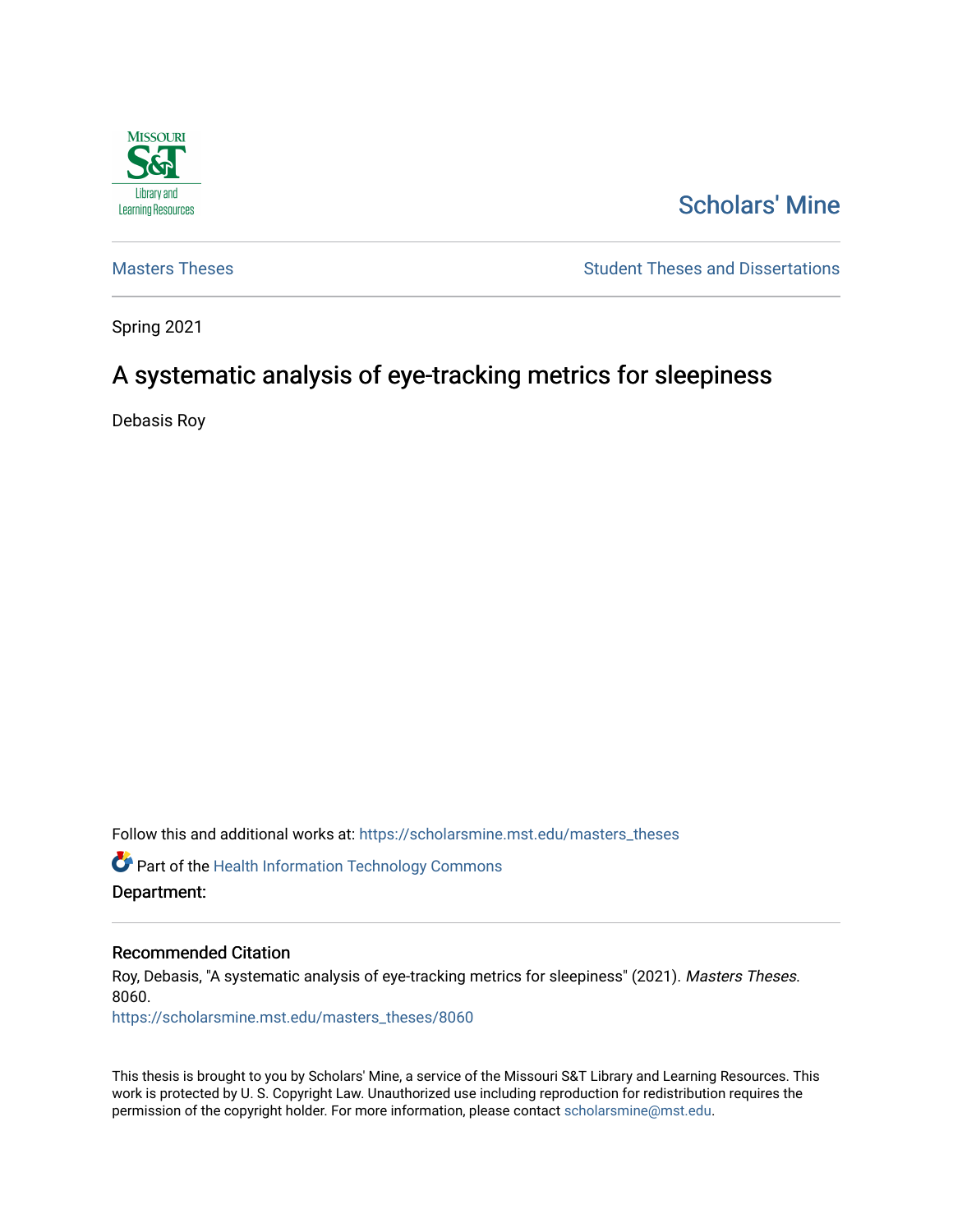Scholars' Mine

Masters Theses

Student Theses and Dissertations

Spring 2021

# A systematic analysis of eye-tracking metrics for sleepiness

Debasis Roy

Follow this and additional works at: https://scholarsmine.mst.edu/masters_theses

Part of the Health Information Technology Commons

**Department:**

## Recommended Citation

Roy, Debasis, "A systematic analysis of eye-tracking metrics for sleepiness" (2021). *Masters Theses*. 8060.
https://scholarsmine.mst.edu/masters_theses/8060

This thesis is brought to you by Scholars' Mine, a service of the Missouri S&T Library and Learning Resources. This work is protected by U. S. Copyright Law. Unauthorized use including reproduction for redistribution requires the permission of the copyright holder. For more information, please contact scholarsmine@mst.edu.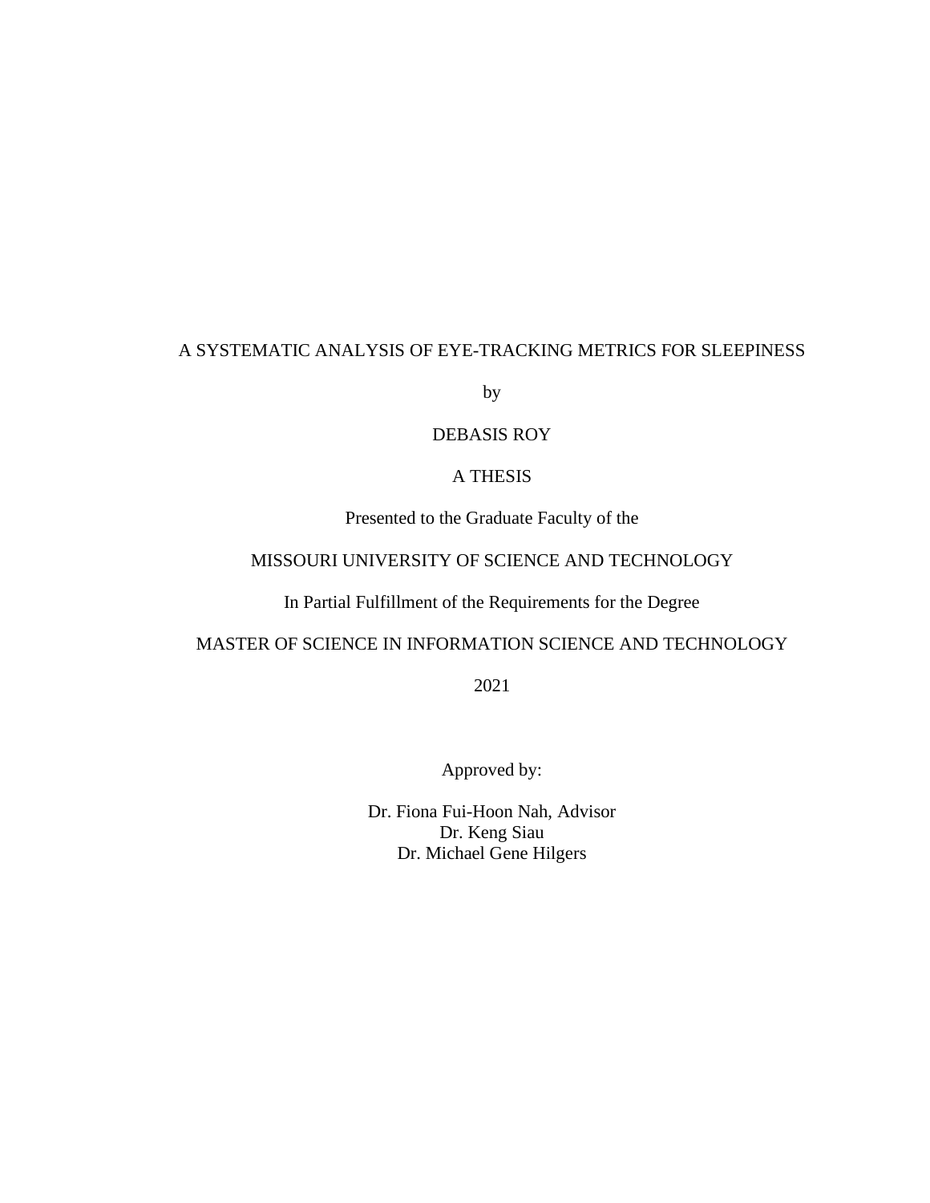A SYSTEMATIC ANALYSIS OF EYE-TRACKING METRICS FOR SLEEPINESS

by

DEBASIS ROY

A THESIS

Presented to the Graduate Faculty of the

MISSOURI UNIVERSITY OF SCIENCE AND TECHNOLOGY

In Partial Fulfillment of the Requirements for the Degree

MASTER OF SCIENCE IN INFORMATION SCIENCE AND TECHNOLOGY

2021

Approved by:

Dr. Fiona Fui-Hoon Nah, Advisor
Dr. Keng Siau
Dr. Michael Gene Hilgers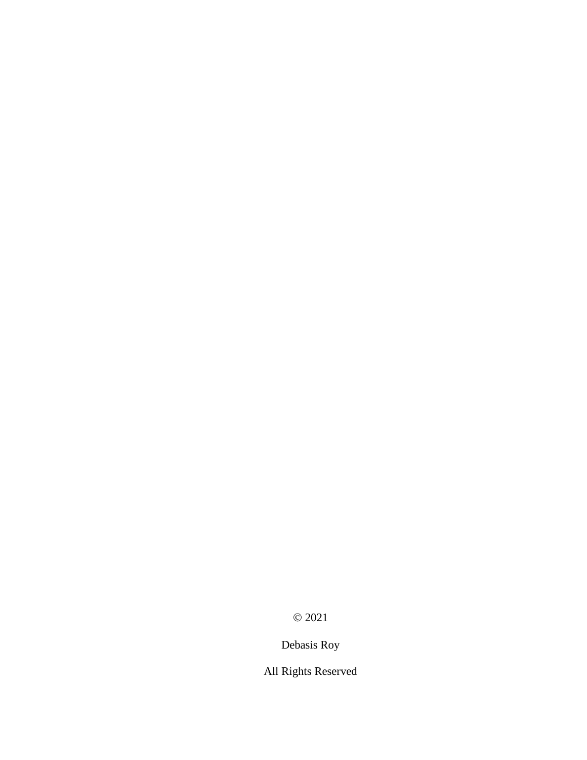© 2021

Debasis Roy

All Rights Reserved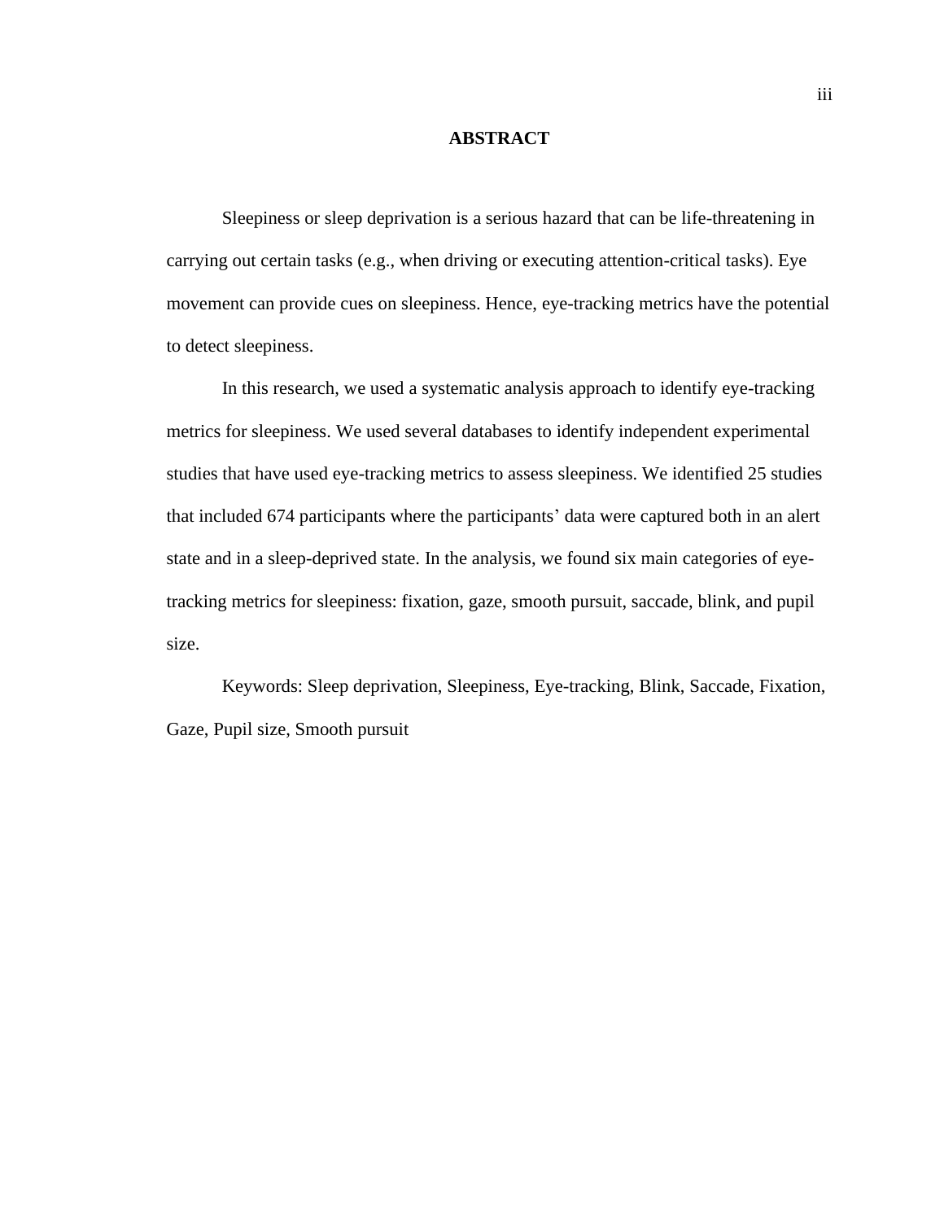# ABSTRACT

Sleepiness or sleep deprivation is a serious hazard that can be life-threatening in carrying out certain tasks (e.g., when driving or executing attention-critical tasks). Eye movement can provide cues on sleepiness. Hence, eye-tracking metrics have the potential to detect sleepiness.

In this research, we used a systematic analysis approach to identify eye-tracking metrics for sleepiness. We used several databases to identify independent experimental studies that have used eye-tracking metrics to assess sleepiness. We identified 25 studies that included 674 participants where the participants' data were captured both in an alert state and in a sleep-deprived state. In the analysis, we found six main categories of eye-tracking metrics for sleepiness: fixation, gaze, smooth pursuit, saccade, blink, and pupil size.

Keywords: Sleep deprivation, Sleepiness, Eye-tracking, Blink, Saccade, Fixation, Gaze, Pupil size, Smooth pursuit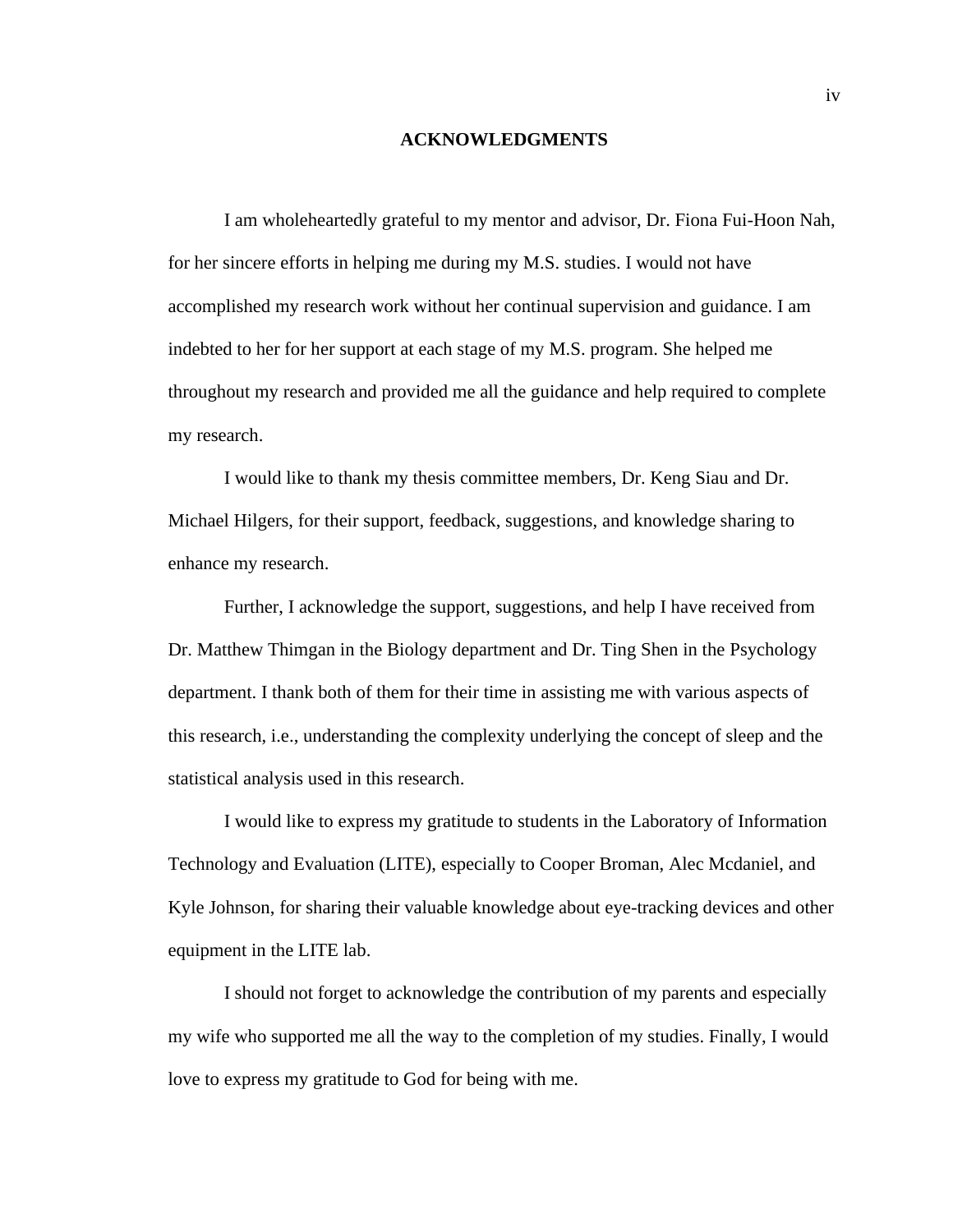## ACKNOWLEDGMENTS

I am wholeheartedly grateful to my mentor and advisor, Dr. Fiona Fui-Hoon Nah, for her sincere efforts in helping me during my M.S. studies. I would not have accomplished my research work without her continual supervision and guidance. I am indebted to her for her support at each stage of my M.S. program. She helped me throughout my research and provided me all the guidance and help required to complete my research.

I would like to thank my thesis committee members, Dr. Keng Siau and Dr. Michael Hilgers, for their support, feedback, suggestions, and knowledge sharing to enhance my research.

Further, I acknowledge the support, suggestions, and help I have received from Dr. Matthew Thimgan in the Biology department and Dr. Ting Shen in the Psychology department. I thank both of them for their time in assisting me with various aspects of this research, i.e., understanding the complexity underlying the concept of sleep and the statistical analysis used in this research.

I would like to express my gratitude to students in the Laboratory of Information Technology and Evaluation (LITE), especially to Cooper Broman, Alec Mcdaniel, and Kyle Johnson, for sharing their valuable knowledge about eye-tracking devices and other equipment in the LITE lab.

I should not forget to acknowledge the contribution of my parents and especially my wife who supported me all the way to the completion of my studies. Finally, I would love to express my gratitude to God for being with me.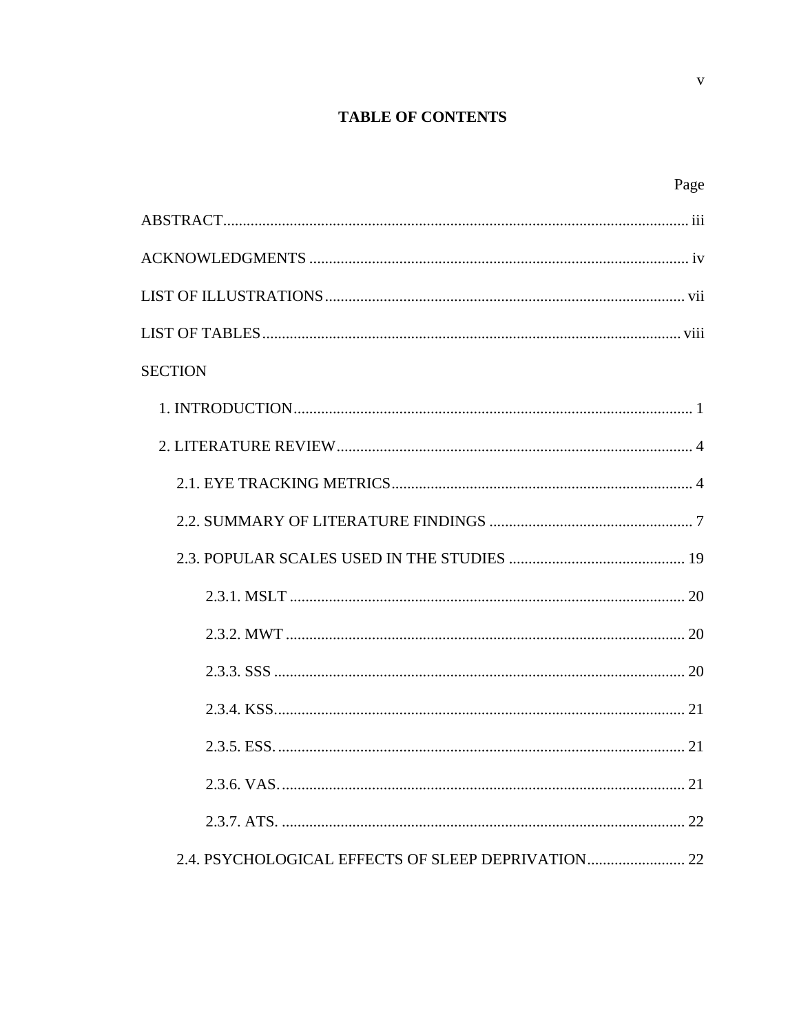# TABLE OF CONTENTS

Page

ABSTRACT .......... iii

ACKNOWLEDGMENTS .......... iv

LIST OF ILLUSTRATIONS .......... vii

LIST OF TABLES .......... viii

SECTION

1. INTRODUCTION .......... 1

2. LITERATURE REVIEW .......... 4

   2.1. EYE TRACKING METRICS .......... 4

   2.2. SUMMARY OF LITERATURE FINDINGS .......... 7

   2.3. POPULAR SCALES USED IN THE STUDIES .......... 19

      2.3.1. MSLT .......... 20

      2.3.2. MWT .......... 20

      2.3.3. SSS .......... 20

      2.3.4. KSS .......... 21

      2.3.5. ESS. .......... 21

      2.3.6. VAS. .......... 21

      2.3.7. ATS. .......... 22

   2.4. PSYCHOLOGICAL EFFECTS OF SLEEP DEPRIVATION .......... 22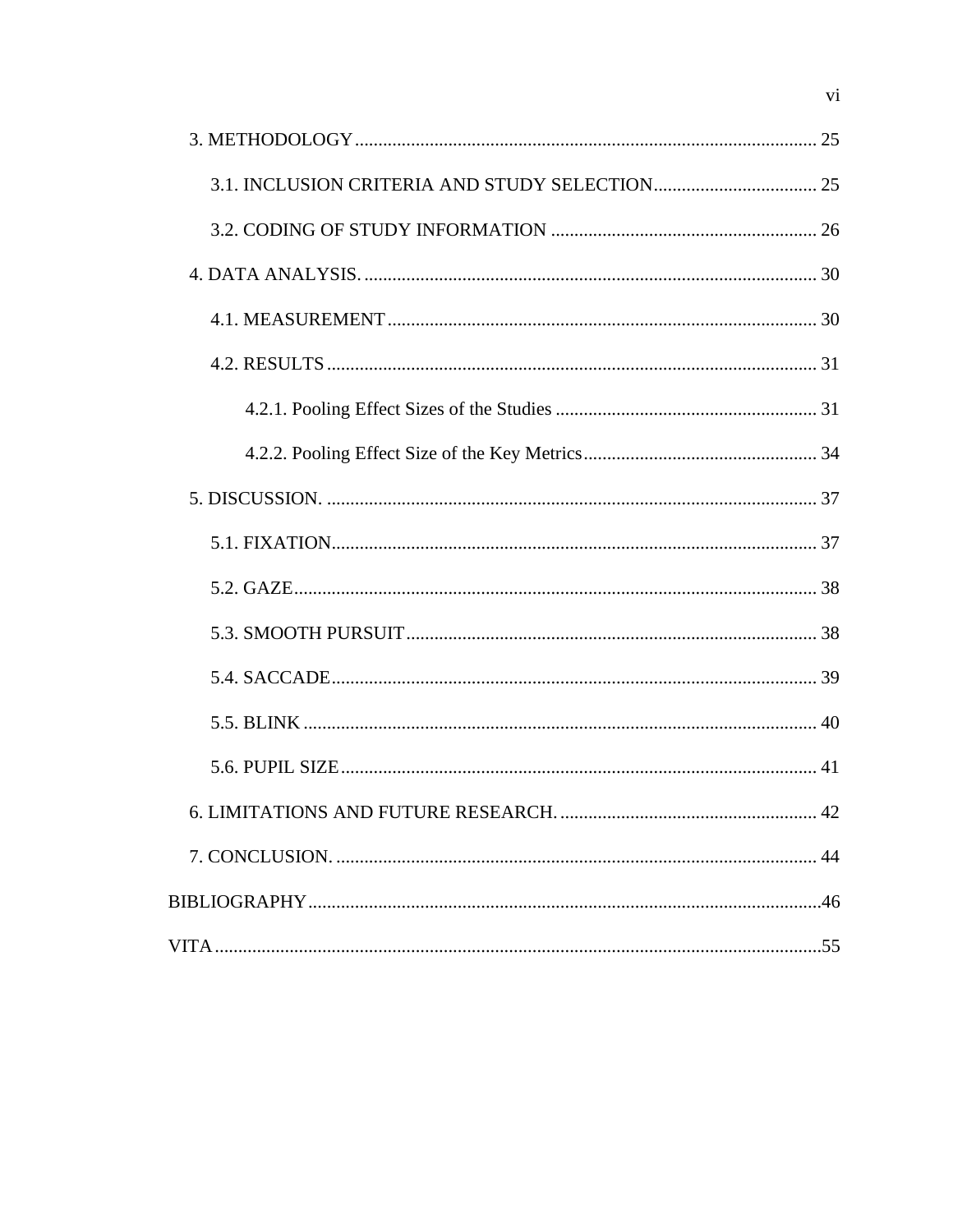3. METHODOLOGY .................................................................................................. 25

3.1. INCLUSION CRITERIA AND STUDY SELECTION.................................. 25

3.2. CODING OF STUDY INFORMATION ........................................................ 26

4. DATA ANALYSIS. ................................................................................................ 30

4.1. MEASUREMENT ........................................................................................... 30

4.2. RESULTS ........................................................................................................ 31

4.2.1. Pooling Effect Sizes of the Studies ....................................................... 31

4.2.2. Pooling Effect Size of the Key Metrics.................................................. 34

5. DISCUSSION. ........................................................................................................ 37

5.1. FIXATION....................................................................................................... 37

5.2. GAZE............................................................................................................... 38

5.3. SMOOTH PURSUIT....................................................................................... 38

5.4. SACCADE....................................................................................................... 39

5.5. BLINK ............................................................................................................. 40

5.6. PUPIL SIZE..................................................................................................... 41

6. LIMITATIONS AND FUTURE RESEARCH. ...................................................... 42

7. CONCLUSION. ...................................................................................................... 44

BIBLIOGRAPHY.............................................................................................................46

VITA .................................................................................................................................55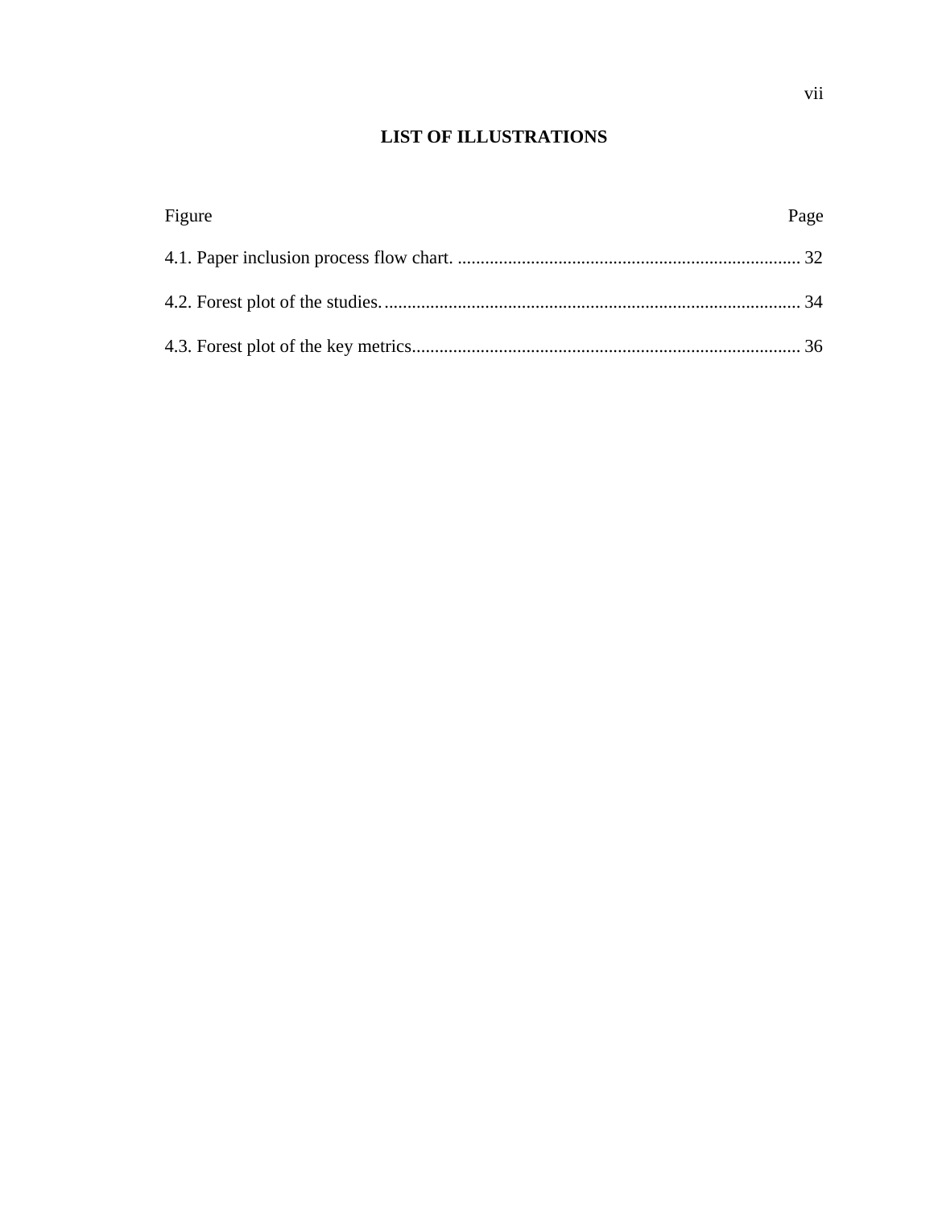# LIST OF ILLUSTRATIONS

| Figure | Page |
|---|---|
| 4.1. Paper inclusion process flow chart. | 32 |
| 4.2. Forest plot of the studies. | 34 |
| 4.3. Forest plot of the key metrics | 36 |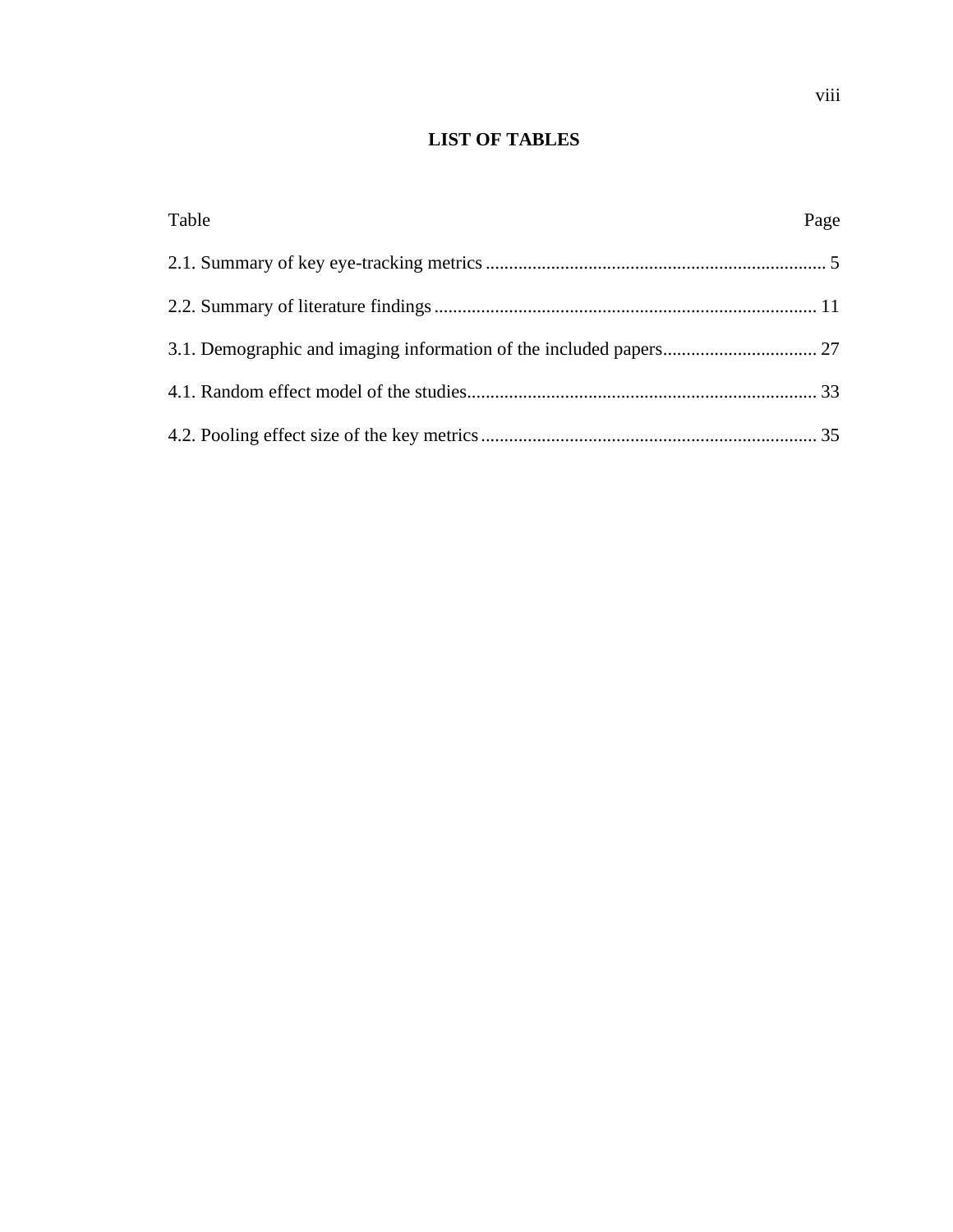# LIST OF TABLES

| Table | Page |
|---|---|
| 2.1. Summary of key eye-tracking metrics | 5 |
| 2.2. Summary of literature findings | 11 |
| 3.1. Demographic and imaging information of the included papers | 27 |
| 4.1. Random effect model of the studies | 33 |
| 4.2. Pooling effect size of the key metrics | 35 |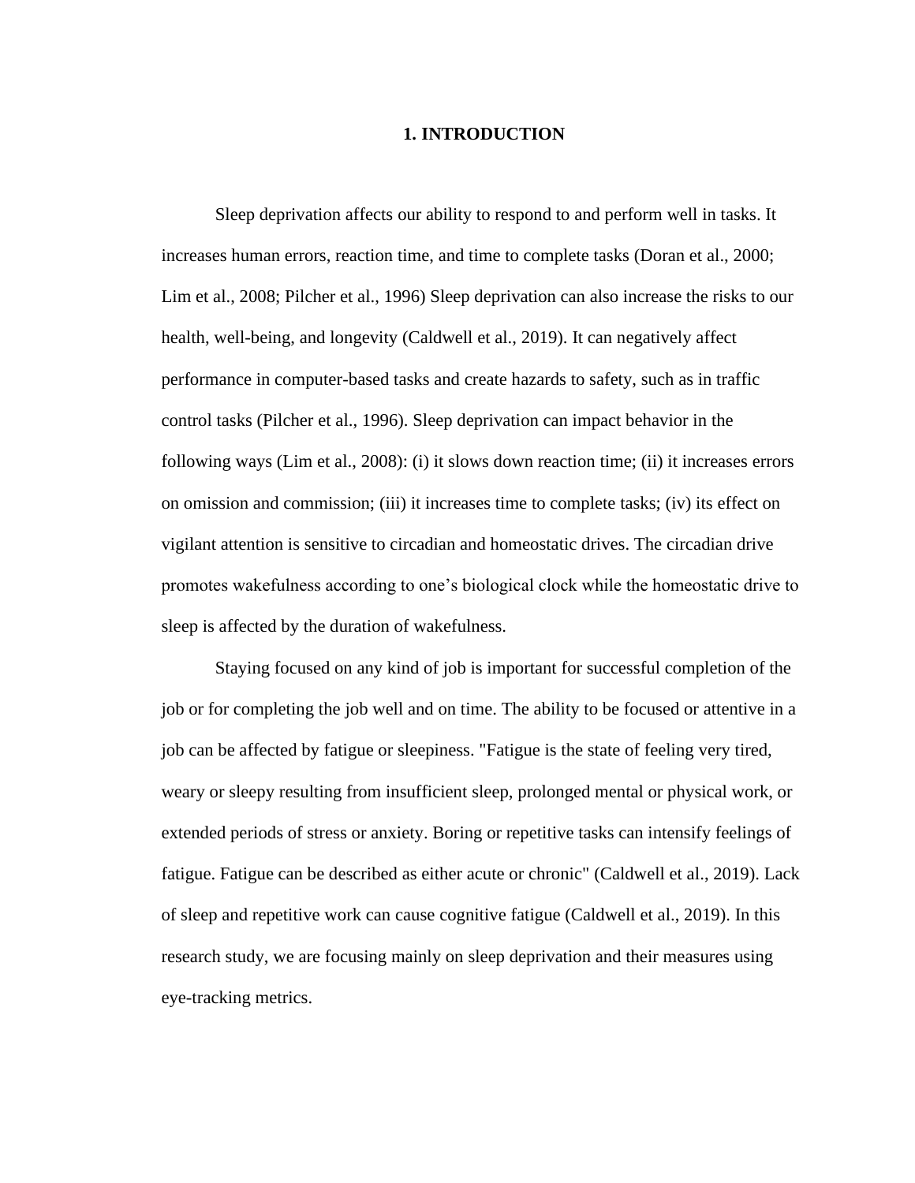# 1. INTRODUCTION

Sleep deprivation affects our ability to respond to and perform well in tasks. It increases human errors, reaction time, and time to complete tasks (Doran et al., 2000; Lim et al., 2008; Pilcher et al., 1996) Sleep deprivation can also increase the risks to our health, well-being, and longevity (Caldwell et al., 2019). It can negatively affect performance in computer-based tasks and create hazards to safety, such as in traffic control tasks (Pilcher et al., 1996). Sleep deprivation can impact behavior in the following ways (Lim et al., 2008): (i) it slows down reaction time; (ii) it increases errors on omission and commission; (iii) it increases time to complete tasks; (iv) its effect on vigilant attention is sensitive to circadian and homeostatic drives. The circadian drive promotes wakefulness according to one's biological clock while the homeostatic drive to sleep is affected by the duration of wakefulness.

Staying focused on any kind of job is important for successful completion of the job or for completing the job well and on time. The ability to be focused or attentive in a job can be affected by fatigue or sleepiness. "Fatigue is the state of feeling very tired, weary or sleepy resulting from insufficient sleep, prolonged mental or physical work, or extended periods of stress or anxiety. Boring or repetitive tasks can intensify feelings of fatigue. Fatigue can be described as either acute or chronic" (Caldwell et al., 2019). Lack of sleep and repetitive work can cause cognitive fatigue (Caldwell et al., 2019). In this research study, we are focusing mainly on sleep deprivation and their measures using eye-tracking metrics.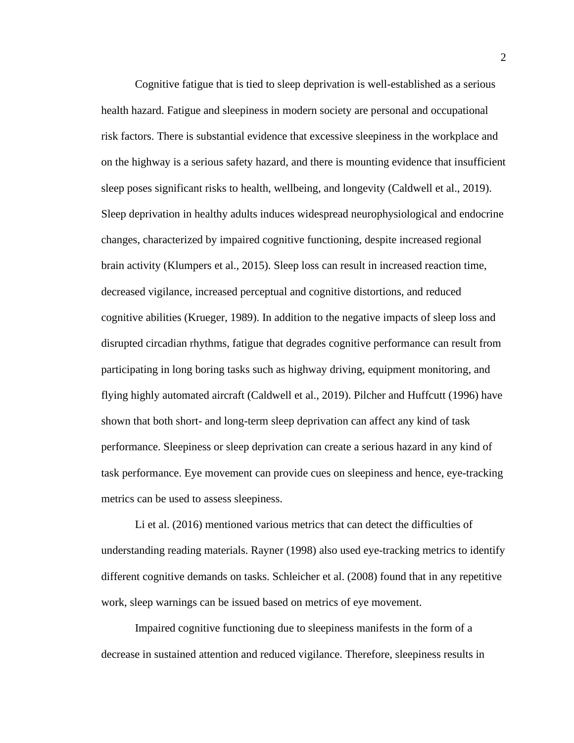Cognitive fatigue that is tied to sleep deprivation is well-established as a serious health hazard. Fatigue and sleepiness in modern society are personal and occupational risk factors. There is substantial evidence that excessive sleepiness in the workplace and on the highway is a serious safety hazard, and there is mounting evidence that insufficient sleep poses significant risks to health, wellbeing, and longevity (Caldwell et al., 2019). Sleep deprivation in healthy adults induces widespread neurophysiological and endocrine changes, characterized by impaired cognitive functioning, despite increased regional brain activity (Klumpers et al., 2015). Sleep loss can result in increased reaction time, decreased vigilance, increased perceptual and cognitive distortions, and reduced cognitive abilities (Krueger, 1989). In addition to the negative impacts of sleep loss and disrupted circadian rhythms, fatigue that degrades cognitive performance can result from participating in long boring tasks such as highway driving, equipment monitoring, and flying highly automated aircraft (Caldwell et al., 2019). Pilcher and Huffcutt (1996) have shown that both short- and long-term sleep deprivation can affect any kind of task performance. Sleepiness or sleep deprivation can create a serious hazard in any kind of task performance. Eye movement can provide cues on sleepiness and hence, eye-tracking metrics can be used to assess sleepiness.

Li et al. (2016) mentioned various metrics that can detect the difficulties of understanding reading materials. Rayner (1998) also used eye-tracking metrics to identify different cognitive demands on tasks. Schleicher et al. (2008) found that in any repetitive work, sleep warnings can be issued based on metrics of eye movement.

Impaired cognitive functioning due to sleepiness manifests in the form of a decrease in sustained attention and reduced vigilance. Therefore, sleepiness results in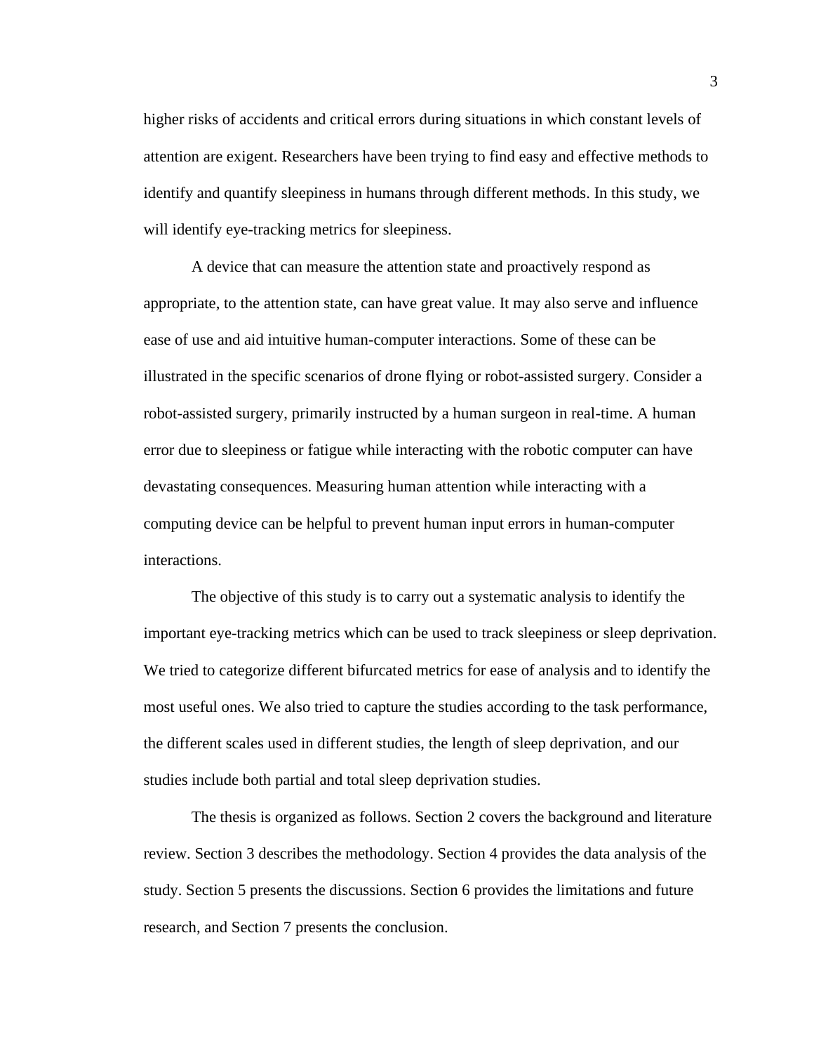higher risks of accidents and critical errors during situations in which constant levels of attention are exigent. Researchers have been trying to find easy and effective methods to identify and quantify sleepiness in humans through different methods. In this study, we will identify eye-tracking metrics for sleepiness.

A device that can measure the attention state and proactively respond as appropriate, to the attention state, can have great value. It may also serve and influence ease of use and aid intuitive human-computer interactions. Some of these can be illustrated in the specific scenarios of drone flying or robot-assisted surgery. Consider a robot-assisted surgery, primarily instructed by a human surgeon in real-time. A human error due to sleepiness or fatigue while interacting with the robotic computer can have devastating consequences. Measuring human attention while interacting with a computing device can be helpful to prevent human input errors in human-computer interactions.

The objective of this study is to carry out a systematic analysis to identify the important eye-tracking metrics which can be used to track sleepiness or sleep deprivation. We tried to categorize different bifurcated metrics for ease of analysis and to identify the most useful ones. We also tried to capture the studies according to the task performance, the different scales used in different studies, the length of sleep deprivation, and our studies include both partial and total sleep deprivation studies.

The thesis is organized as follows. Section 2 covers the background and literature review. Section 3 describes the methodology. Section 4 provides the data analysis of the study. Section 5 presents the discussions. Section 6 provides the limitations and future research, and Section 7 presents the conclusion.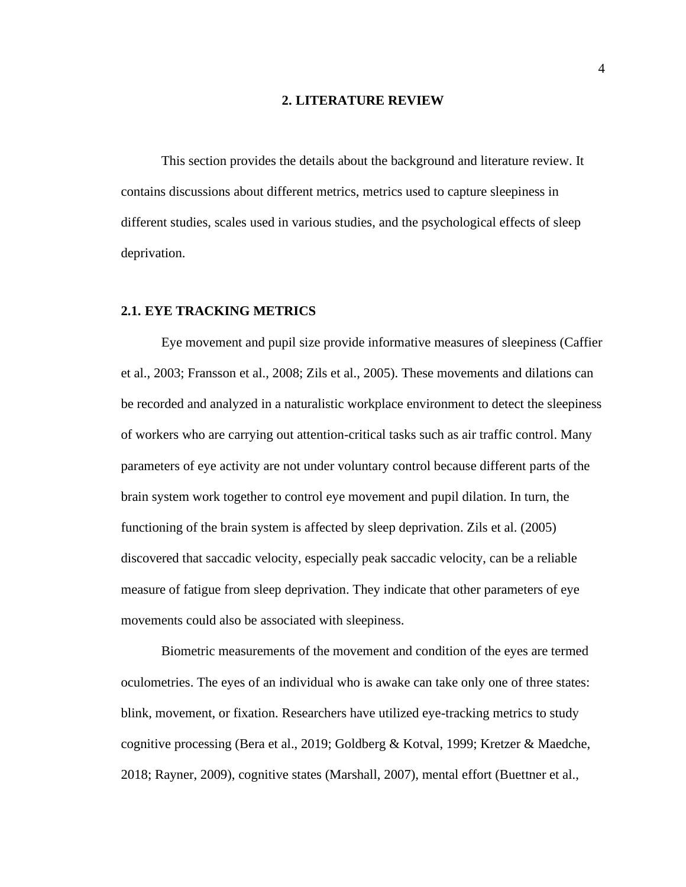# 2. LITERATURE REVIEW

This section provides the details about the background and literature review. It contains discussions about different metrics, metrics used to capture sleepiness in different studies, scales used in various studies, and the psychological effects of sleep deprivation.

## 2.1. EYE TRACKING METRICS

Eye movement and pupil size provide informative measures of sleepiness (Caffier et al., 2003; Fransson et al., 2008; Zils et al., 2005). These movements and dilations can be recorded and analyzed in a naturalistic workplace environment to detect the sleepiness of workers who are carrying out attention-critical tasks such as air traffic control. Many parameters of eye activity are not under voluntary control because different parts of the brain system work together to control eye movement and pupil dilation. In turn, the functioning of the brain system is affected by sleep deprivation. Zils et al. (2005) discovered that saccadic velocity, especially peak saccadic velocity, can be a reliable measure of fatigue from sleep deprivation. They indicate that other parameters of eye movements could also be associated with sleepiness.

Biometric measurements of the movement and condition of the eyes are termed oculometries. The eyes of an individual who is awake can take only one of three states: blink, movement, or fixation. Researchers have utilized eye-tracking metrics to study cognitive processing (Bera et al., 2019; Goldberg & Kotval, 1999; Kretzer & Maedche, 2018; Rayner, 2009), cognitive states (Marshall, 2007), mental effort (Buettner et al.,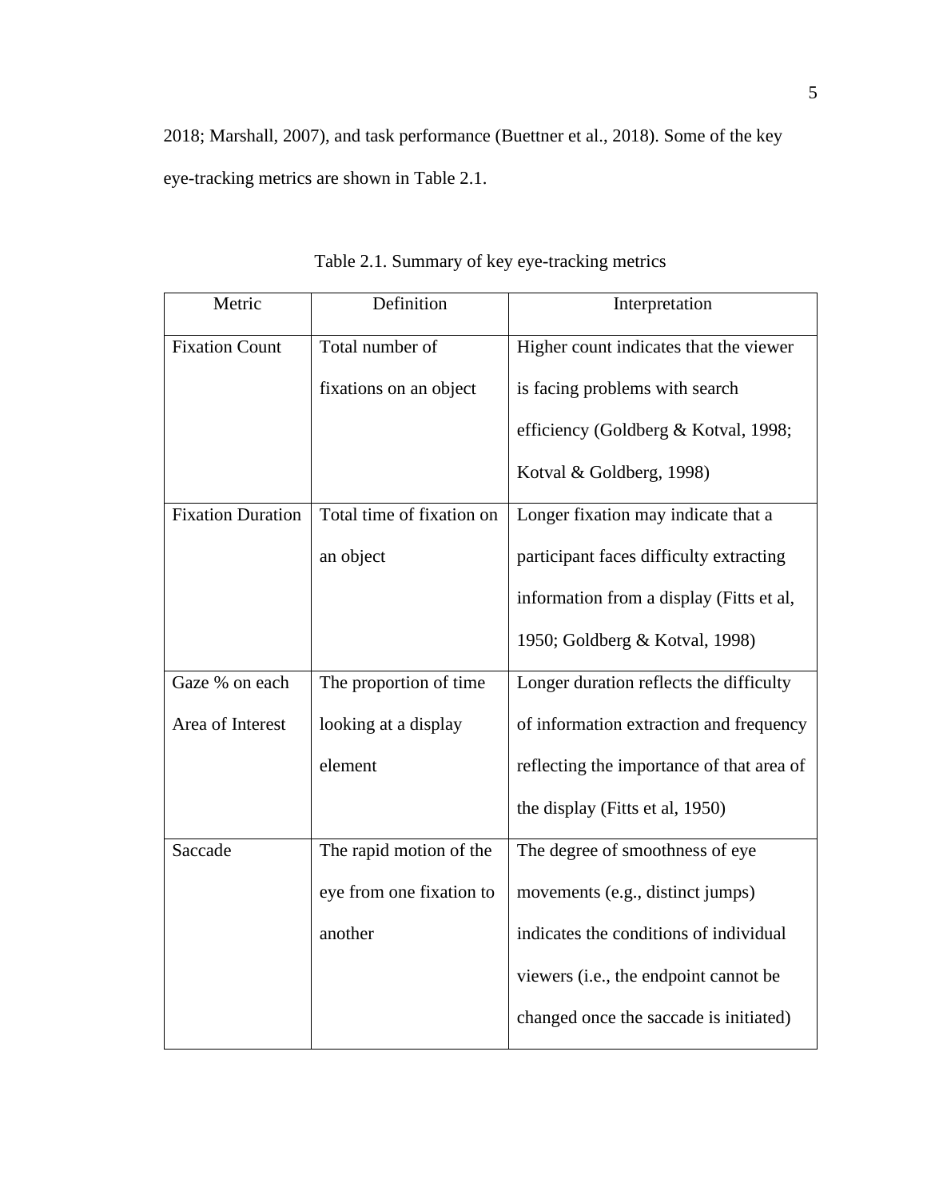2018; Marshall, 2007), and task performance (Buettner et al., 2018). Some of the key eye-tracking metrics are shown in Table 2.1.

Table 2.1. Summary of key eye-tracking metrics

| Metric | Definition | Interpretation |
| --- | --- | --- |
| Fixation Count | Total number of fixations on an object | Higher count indicates that the viewer is facing problems with search efficiency (Goldberg & Kotval, 1998; Kotval & Goldberg, 1998) |
| Fixation Duration | Total time of fixation on an object | Longer fixation may indicate that a participant faces difficulty extracting information from a display (Fitts et al, 1950; Goldberg & Kotval, 1998) |
| Gaze % on each Area of Interest | The proportion of time looking at a display element | Longer duration reflects the difficulty of information extraction and frequency reflecting the importance of that area of the display (Fitts et al, 1950) |
| Saccade | The rapid motion of the eye from one fixation to another | The degree of smoothness of eye movements (e.g., distinct jumps) indicates the conditions of individual viewers (i.e., the endpoint cannot be changed once the saccade is initiated) |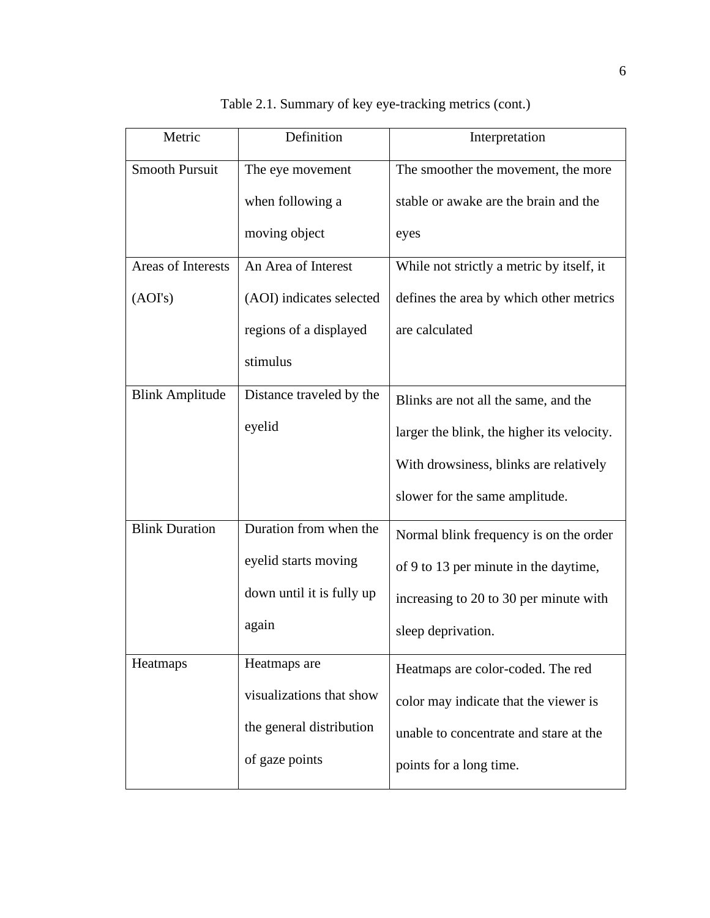Table 2.1. Summary of key eye-tracking metrics (cont.)

| Metric | Definition | Interpretation |
|---|---|---|
| Smooth Pursuit | The eye movement when following a moving object | The smoother the movement, the more stable or awake are the brain and the eyes |
| Areas of Interests (AOI's) | An Area of Interest (AOI) indicates selected regions of a displayed stimulus | While not strictly a metric by itself, it defines the area by which other metrics are calculated |
| Blink Amplitude | Distance traveled by the eyelid | Blinks are not all the same, and the larger the blink, the higher its velocity. With drowsiness, blinks are relatively slower for the same amplitude. |
| Blink Duration | Duration from when the eyelid starts moving down until it is fully up again | Normal blink frequency is on the order of 9 to 13 per minute in the daytime, increasing to 20 to 30 per minute with sleep deprivation. |
| Heatmaps | Heatmaps are visualizations that show the general distribution of gaze points | Heatmaps are color-coded. The red color may indicate that the viewer is unable to concentrate and stare at the points for a long time. |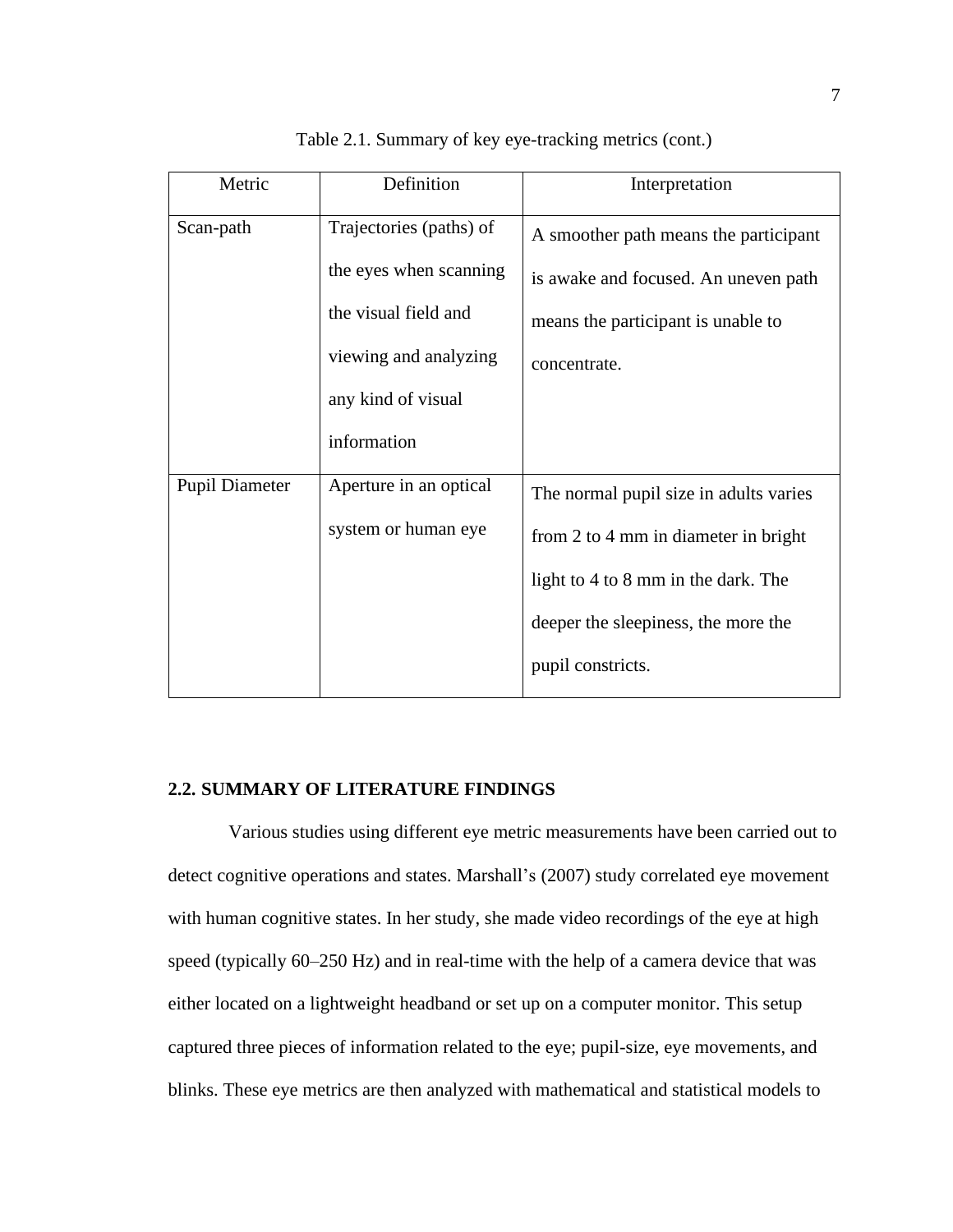Table 2.1. Summary of key eye-tracking metrics (cont.)

| Metric | Definition | Interpretation |
| --- | --- | --- |
| Scan-path | Trajectories (paths) of the eyes when scanning the visual field and viewing and analyzing any kind of visual information | A smoother path means the participant is awake and focused. An uneven path means the participant is unable to concentrate. |
| Pupil Diameter | Aperture in an optical system or human eye | The normal pupil size in adults varies from 2 to 4 mm in diameter in bright light to 4 to 8 mm in the dark. The deeper the sleepiness, the more the pupil constricts. |

## 2.2. SUMMARY OF LITERATURE FINDINGS

Various studies using different eye metric measurements have been carried out to detect cognitive operations and states. Marshall's (2007) study correlated eye movement with human cognitive states. In her study, she made video recordings of the eye at high speed (typically 60–250 Hz) and in real-time with the help of a camera device that was either located on a lightweight headband or set up on a computer monitor. This setup captured three pieces of information related to the eye; pupil-size, eye movements, and blinks. These eye metrics are then analyzed with mathematical and statistical models to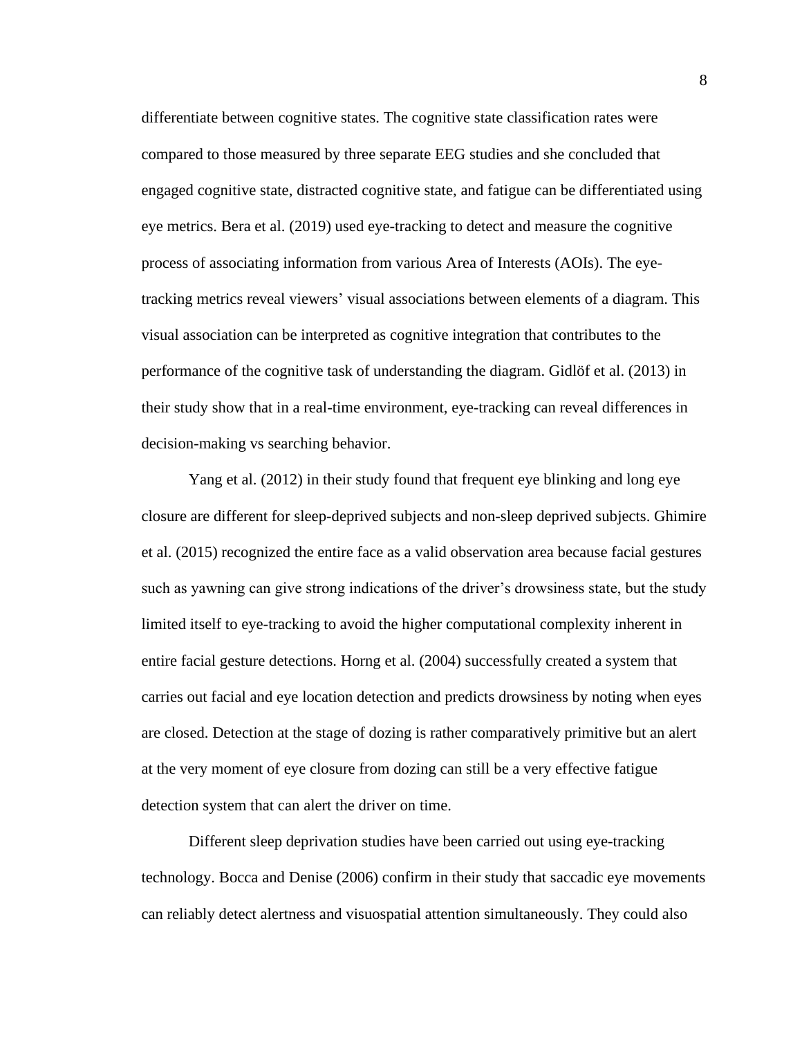differentiate between cognitive states. The cognitive state classification rates were compared to those measured by three separate EEG studies and she concluded that engaged cognitive state, distracted cognitive state, and fatigue can be differentiated using eye metrics. Bera et al. (2019) used eye-tracking to detect and measure the cognitive process of associating information from various Area of Interests (AOIs). The eye-tracking metrics reveal viewers' visual associations between elements of a diagram. This visual association can be interpreted as cognitive integration that contributes to the performance of the cognitive task of understanding the diagram. Gidlöf et al. (2013) in their study show that in a real-time environment, eye-tracking can reveal differences in decision-making vs searching behavior.

Yang et al. (2012) in their study found that frequent eye blinking and long eye closure are different for sleep-deprived subjects and non-sleep deprived subjects. Ghimire et al. (2015) recognized the entire face as a valid observation area because facial gestures such as yawning can give strong indications of the driver's drowsiness state, but the study limited itself to eye-tracking to avoid the higher computational complexity inherent in entire facial gesture detections. Horng et al. (2004) successfully created a system that carries out facial and eye location detection and predicts drowsiness by noting when eyes are closed. Detection at the stage of dozing is rather comparatively primitive but an alert at the very moment of eye closure from dozing can still be a very effective fatigue detection system that can alert the driver on time.

Different sleep deprivation studies have been carried out using eye-tracking technology. Bocca and Denise (2006) confirm in their study that saccadic eye movements can reliably detect alertness and visuospatial attention simultaneously. They could also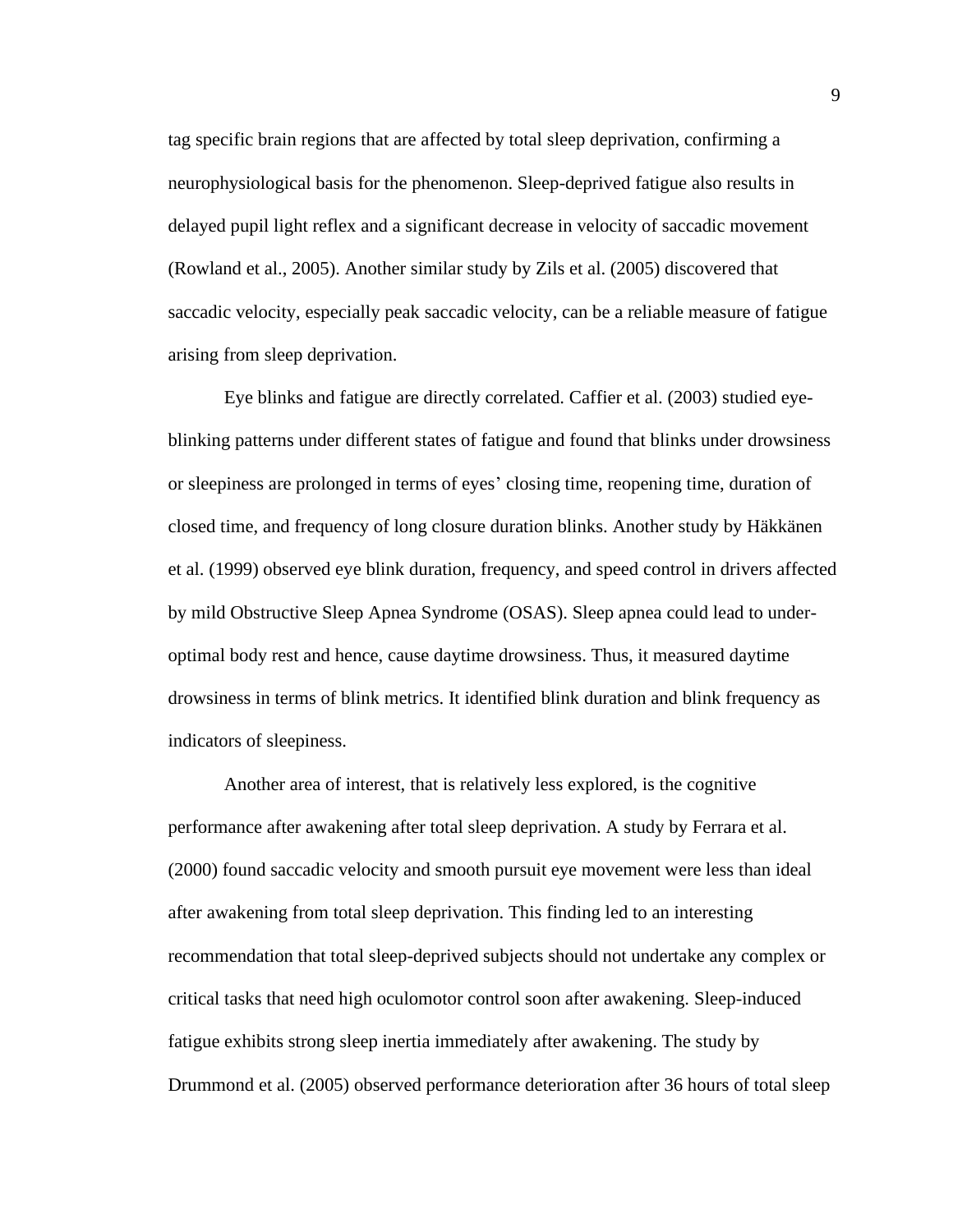tag specific brain regions that are affected by total sleep deprivation, confirming a neurophysiological basis for the phenomenon. Sleep-deprived fatigue also results in delayed pupil light reflex and a significant decrease in velocity of saccadic movement (Rowland et al., 2005). Another similar study by Zils et al. (2005) discovered that saccadic velocity, especially peak saccadic velocity, can be a reliable measure of fatigue arising from sleep deprivation.

Eye blinks and fatigue are directly correlated. Caffier et al. (2003) studied eye-blinking patterns under different states of fatigue and found that blinks under drowsiness or sleepiness are prolonged in terms of eyes' closing time, reopening time, duration of closed time, and frequency of long closure duration blinks. Another study by Häkkänen et al. (1999) observed eye blink duration, frequency, and speed control in drivers affected by mild Obstructive Sleep Apnea Syndrome (OSAS). Sleep apnea could lead to under-optimal body rest and hence, cause daytime drowsiness. Thus, it measured daytime drowsiness in terms of blink metrics. It identified blink duration and blink frequency as indicators of sleepiness.

Another area of interest, that is relatively less explored, is the cognitive performance after awakening after total sleep deprivation. A study by Ferrara et al. (2000) found saccadic velocity and smooth pursuit eye movement were less than ideal after awakening from total sleep deprivation. This finding led to an interesting recommendation that total sleep-deprived subjects should not undertake any complex or critical tasks that need high oculomotor control soon after awakening. Sleep-induced fatigue exhibits strong sleep inertia immediately after awakening. The study by Drummond et al. (2005) observed performance deterioration after 36 hours of total sleep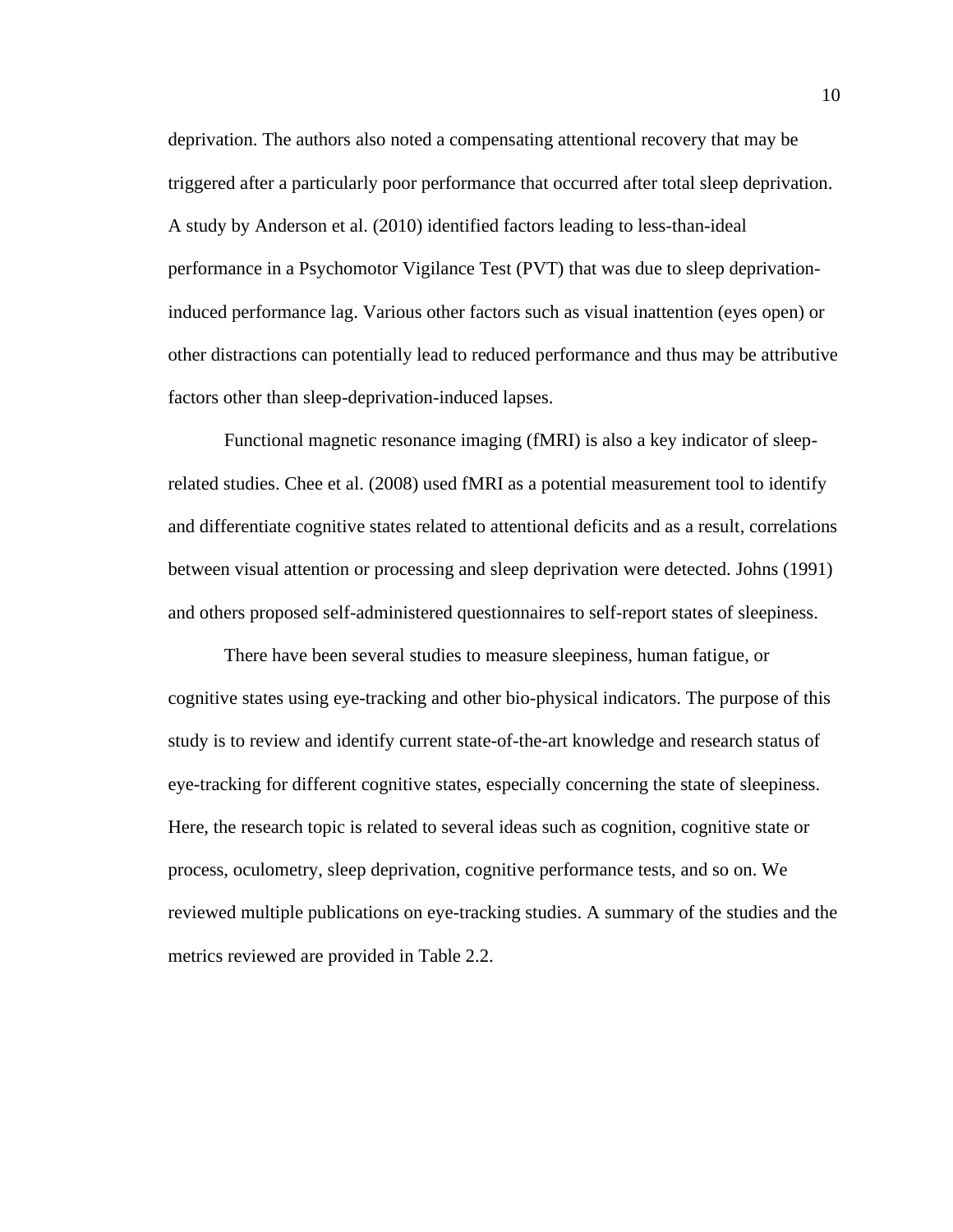deprivation. The authors also noted a compensating attentional recovery that may be triggered after a particularly poor performance that occurred after total sleep deprivation. A study by Anderson et al. (2010) identified factors leading to less-than-ideal performance in a Psychomotor Vigilance Test (PVT) that was due to sleep deprivation-induced performance lag. Various other factors such as visual inattention (eyes open) or other distractions can potentially lead to reduced performance and thus may be attributive factors other than sleep-deprivation-induced lapses.

Functional magnetic resonance imaging (fMRI) is also a key indicator of sleep-related studies. Chee et al. (2008) used fMRI as a potential measurement tool to identify and differentiate cognitive states related to attentional deficits and as a result, correlations between visual attention or processing and sleep deprivation were detected. Johns (1991) and others proposed self-administered questionnaires to self-report states of sleepiness.

There have been several studies to measure sleepiness, human fatigue, or cognitive states using eye-tracking and other bio-physical indicators. The purpose of this study is to review and identify current state-of-the-art knowledge and research status of eye-tracking for different cognitive states, especially concerning the state of sleepiness. Here, the research topic is related to several ideas such as cognition, cognitive state or process, oculometry, sleep deprivation, cognitive performance tests, and so on. We reviewed multiple publications on eye-tracking studies. A summary of the studies and the metrics reviewed are provided in Table 2.2.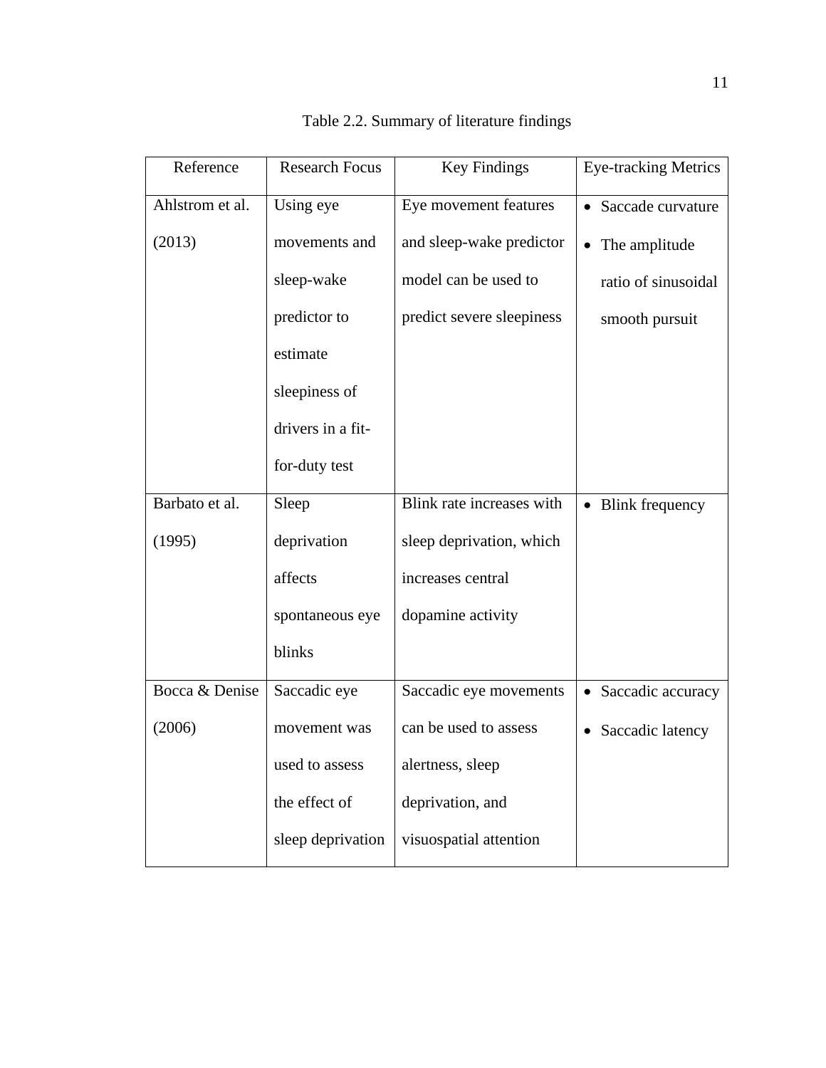Table 2.2. Summary of literature findings

| Reference | Research Focus | Key Findings | Eye-tracking Metrics |
|---|---|---|---|
| Ahlstrom et al. (2013) | Using eye movements and sleep-wake predictor to estimate sleepiness of drivers in a fit-for-duty test | Eye movement features and sleep-wake predictor model can be used to predict severe sleepiness | • Saccade curvature<br>• The amplitude ratio of sinusoidal smooth pursuit |
| Barbato et al. (1995) | Sleep deprivation affects spontaneous eye blinks | Blink rate increases with sleep deprivation, which increases central dopamine activity | • Blink frequency |
| Bocca & Denise (2006) | Saccadic eye movement was used to assess the effect of sleep deprivation | Saccadic eye movements can be used to assess alertness, sleep deprivation, and visuospatial attention | • Saccadic accuracy<br>• Saccadic latency |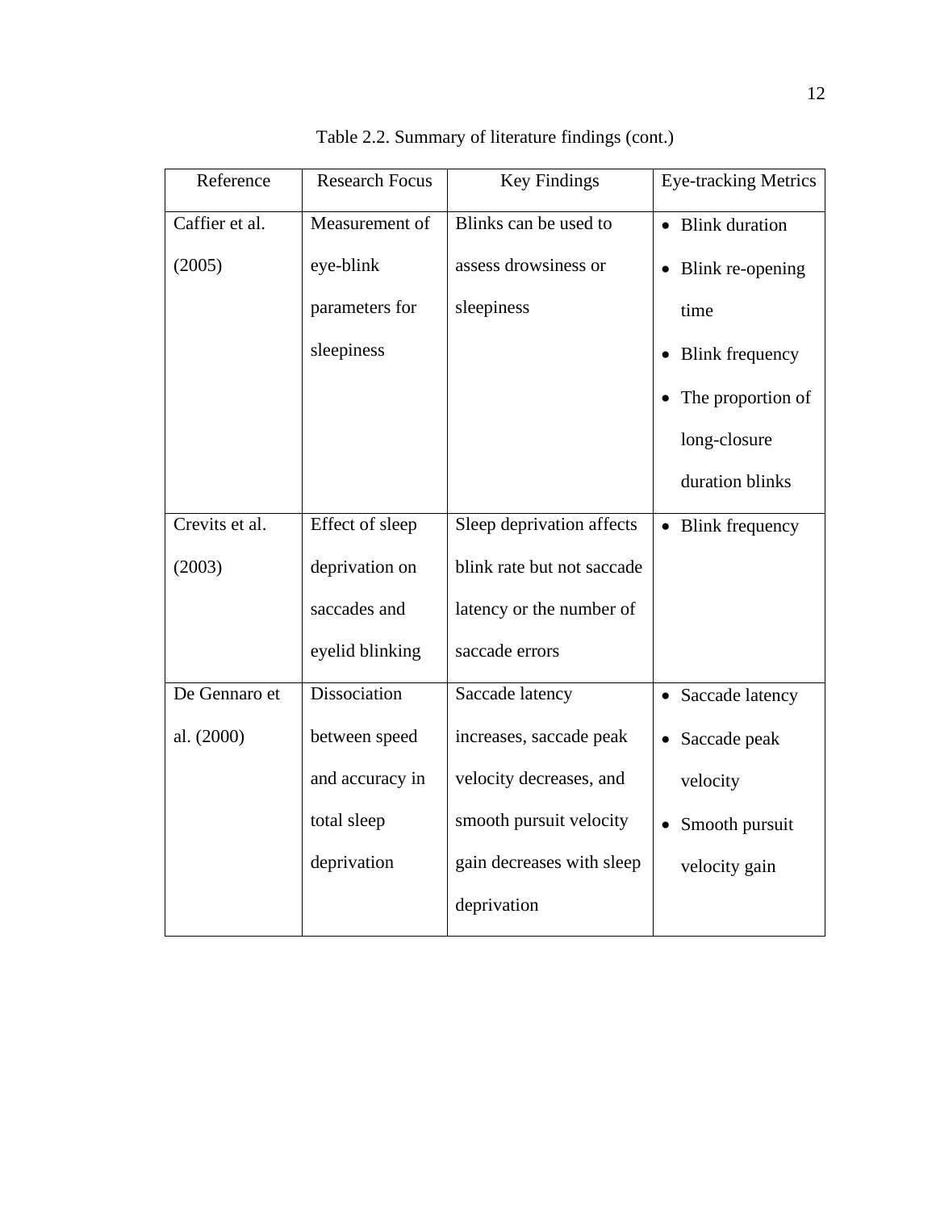Table 2.2. Summary of literature findings (cont.)

| Reference | Research Focus | Key Findings | Eye-tracking Metrics |
|---|---|---|---|
| Caffier et al. (2005) | Measurement of eye-blink parameters for sleepiness | Blinks can be used to assess drowsiness or sleepiness | • Blink duration<br>• Blink re-opening time<br>• Blink frequency<br>• The proportion of long-closure duration blinks |
| Crevits et al. (2003) | Effect of sleep deprivation on saccades and eyelid blinking | Sleep deprivation affects blink rate but not saccade latency or the number of saccade errors | • Blink frequency |
| De Gennaro et al. (2000) | Dissociation between speed and accuracy in total sleep deprivation | Saccade latency increases, saccade peak velocity decreases, and smooth pursuit velocity gain decreases with sleep deprivation | • Saccade latency<br>• Saccade peak velocity<br>• Smooth pursuit velocity gain |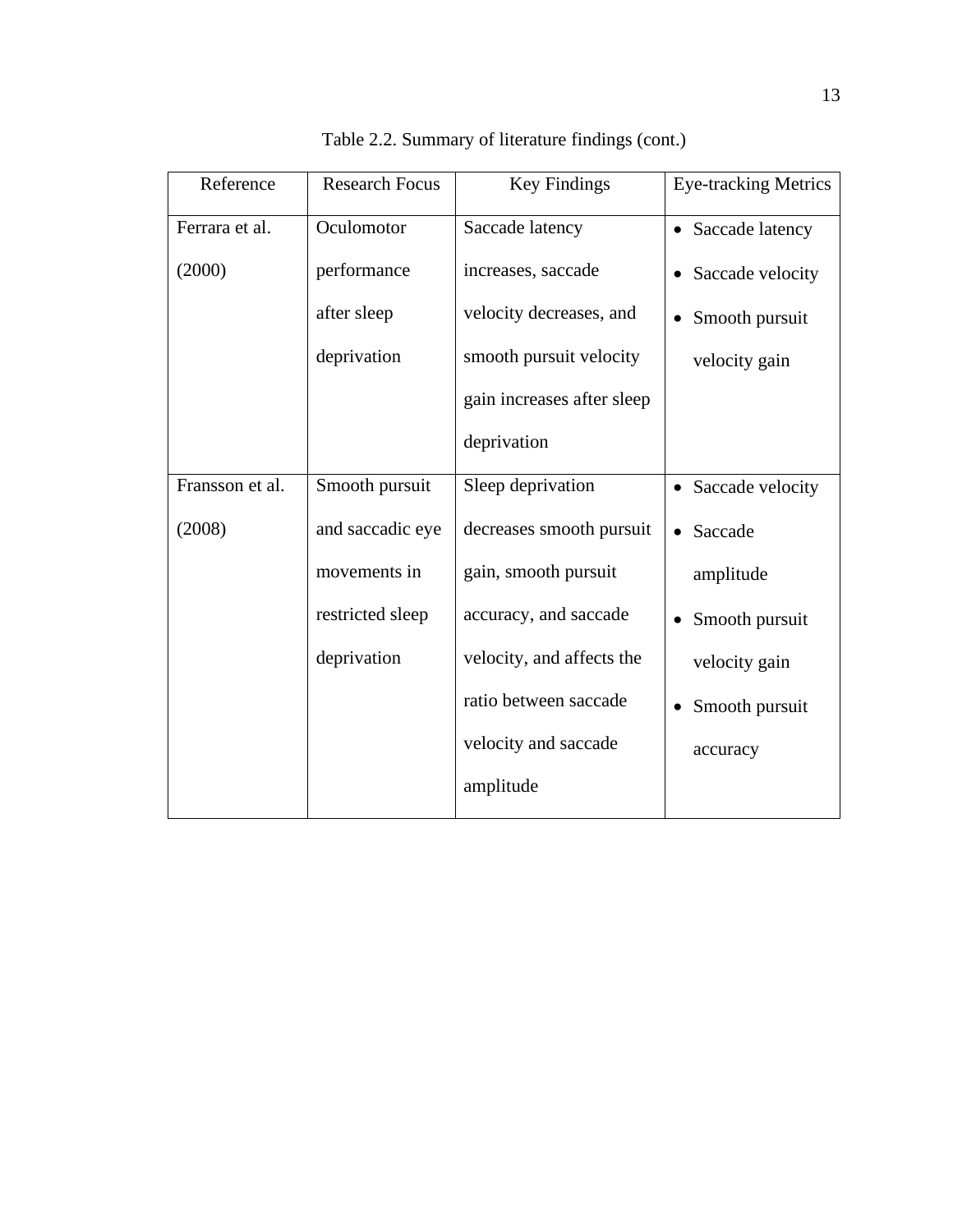Table 2.2. Summary of literature findings (cont.)

| Reference | Research Focus | Key Findings | Eye-tracking Metrics |
| --- | --- | --- | --- |
| Ferrara et al. (2000) | Oculomotor performance after sleep deprivation | Saccade latency increases, saccade velocity decreases, and smooth pursuit velocity gain increases after sleep deprivation | • Saccade latency<br>• Saccade velocity<br>• Smooth pursuit velocity gain |
| Fransson et al. (2008) | Smooth pursuit and saccadic eye movements in restricted sleep deprivation | Sleep deprivation decreases smooth pursuit gain, smooth pursuit accuracy, and saccade velocity, and affects the ratio between saccade velocity and saccade amplitude | • Saccade velocity<br>• Saccade amplitude<br>• Smooth pursuit velocity gain<br>• Smooth pursuit accuracy |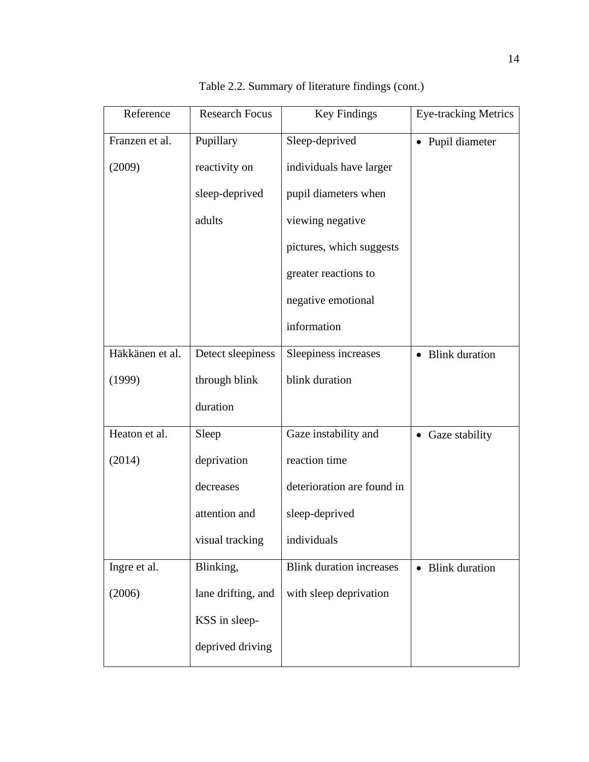Table 2.2. Summary of literature findings (cont.)

| Reference | Research Focus | Key Findings | Eye-tracking Metrics |
| --- | --- | --- | --- |
| Franzen et al. (2009) | Pupillary reactivity on sleep-deprived adults | Sleep-deprived individuals have larger pupil diameters when viewing negative pictures, which suggests greater reactions to negative emotional information | • Pupil diameter |
| Häkkänen et al. (1999) | Detect sleepiness through blink duration | Sleepiness increases blink duration | • Blink duration |
| Heaton et al. (2014) | Sleep deprivation decreases attention and visual tracking | Gaze instability and reaction time deterioration are found in sleep-deprived individuals | • Gaze stability |
| Ingre et al. (2006) | Blinking, lane drifting, and KSS in sleep-deprived driving | Blink duration increases with sleep deprivation | • Blink duration |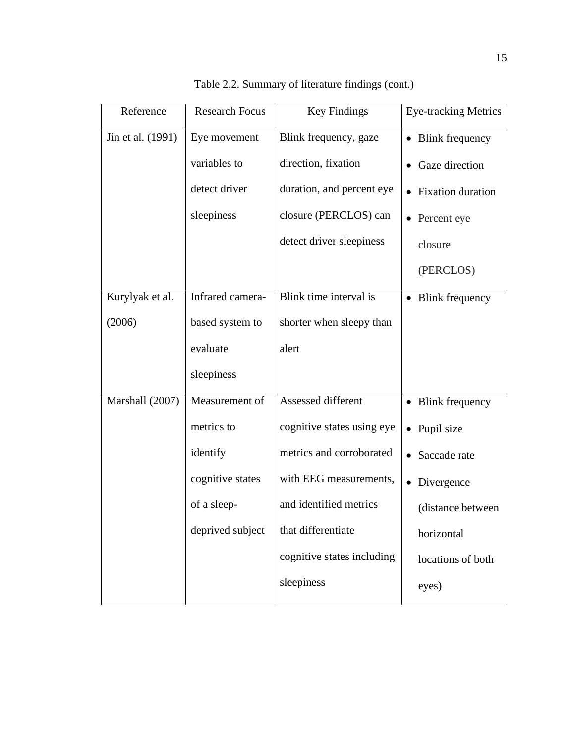Table 2.2. Summary of literature findings (cont.)

| Reference | Research Focus | Key Findings | Eye-tracking Metrics |
|---|---|---|---|
| Jin et al. (1991) | Eye movement variables to detect driver sleepiness | Blink frequency, gaze direction, fixation duration, and percent eye closure (PERCLOS) can detect driver sleepiness | • Blink frequency<br>• Gaze direction<br>• Fixation duration<br>• Percent eye closure (PERCLOS) |
| Kurylyak et al. (2006) | Infrared camera-based system to evaluate sleepiness | Blink time interval is shorter when sleepy than alert | • Blink frequency |
| Marshall (2007) | Measurement of metrics to identify cognitive states of a sleep-deprived subject | Assessed different cognitive states using eye metrics and corroborated with EEG measurements, and identified metrics that differentiate cognitive states including sleepiness | • Blink frequency<br>• Pupil size<br>• Saccade rate<br>• Divergence (distance between horizontal locations of both eyes) |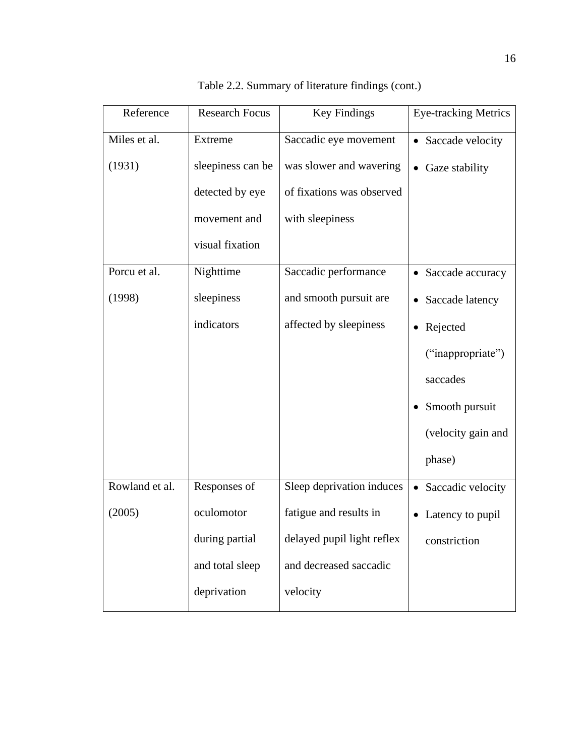Table 2.2. Summary of literature findings (cont.)

| Reference | Research Focus | Key Findings | Eye-tracking Metrics |
| --- | --- | --- | --- |
| Miles et al. (1931) | Extreme sleepiness can be detected by eye movement and visual fixation | Saccadic eye movement was slower and wavering of fixations was observed with sleepiness | • Saccade velocity<br>• Gaze stability |
| Porcu et al. (1998) | Nighttime sleepiness indicators | Saccadic performance and smooth pursuit are affected by sleepiness | • Saccade accuracy<br>• Saccade latency<br>• Rejected (“inappropriate”) saccades<br>• Smooth pursuit (velocity gain and phase) |
| Rowland et al. (2005) | Responses of oculomotor during partial and total sleep deprivation | Sleep deprivation induces fatigue and results in delayed pupil light reflex and decreased saccadic velocity | • Saccadic velocity<br>• Latency to pupil constriction |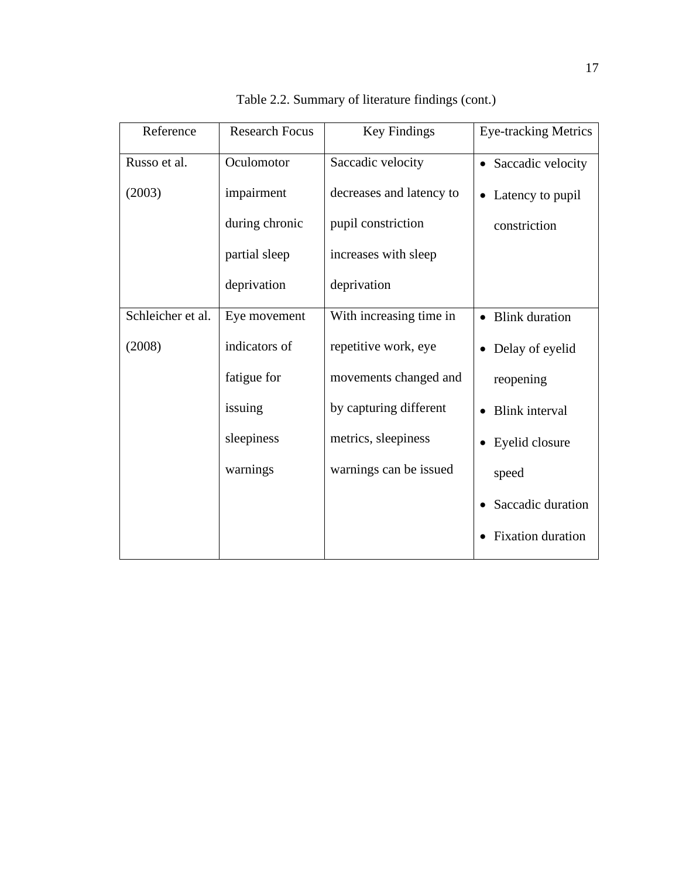Table 2.2. Summary of literature findings (cont.)

| Reference | Research Focus | Key Findings | Eye-tracking Metrics |
|---|---|---|---|
| Russo et al. (2003) | Oculomotor impairment during chronic partial sleep deprivation | Saccadic velocity decreases and latency to pupil constriction increases with sleep deprivation | • Saccadic velocity<br>• Latency to pupil constriction |
| Schleicher et al. (2008) | Eye movement indicators of fatigue for issuing sleepiness warnings | With increasing time in repetitive work, eye movements changed and by capturing different metrics, sleepiness warnings can be issued | • Blink duration<br>• Delay of eyelid reopening<br>• Blink interval<br>• Eyelid closure speed<br>• Saccadic duration<br>• Fixation duration |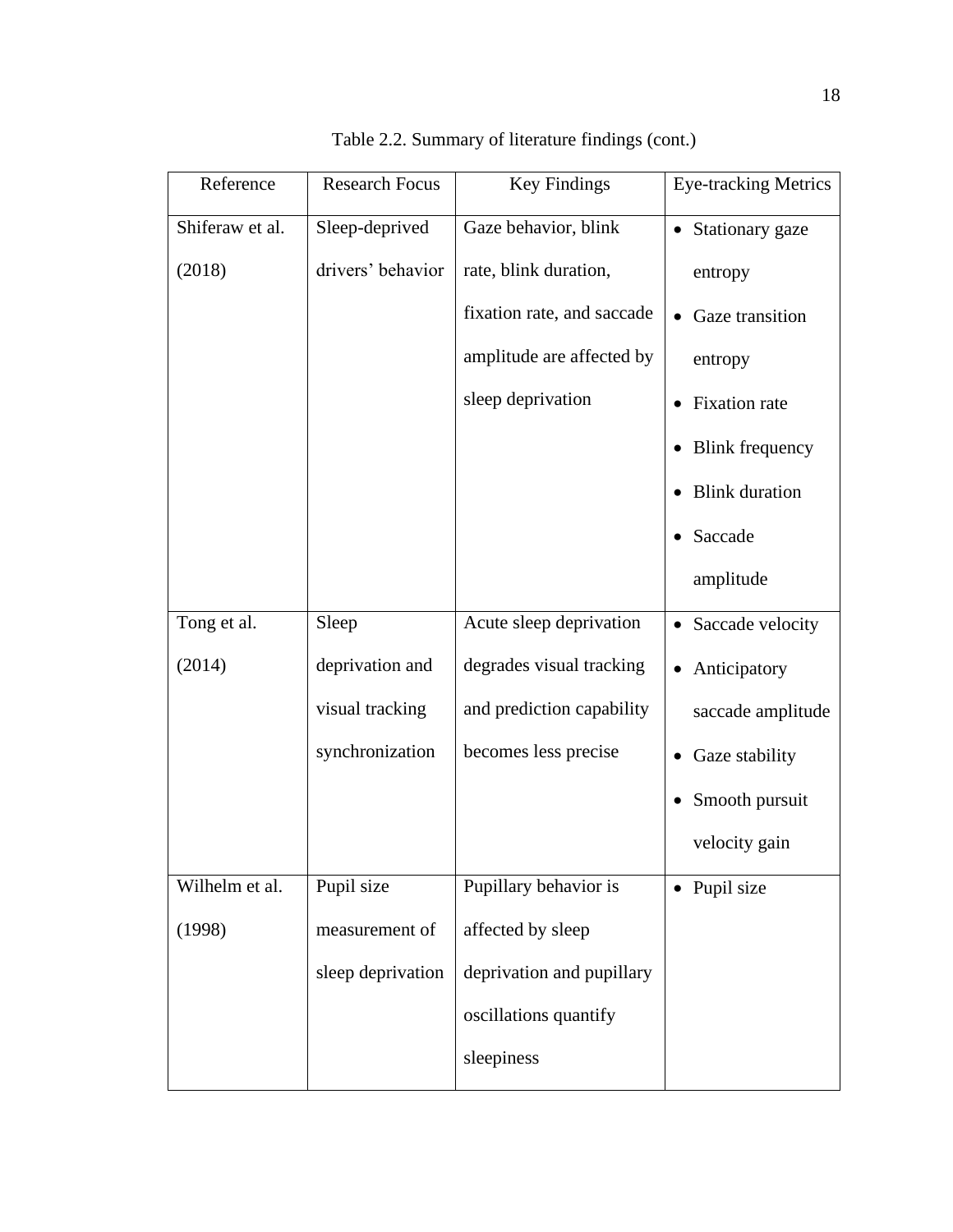Table 2.2. Summary of literature findings (cont.)

| Reference | Research Focus | Key Findings | Eye-tracking Metrics |
| --- | --- | --- | --- |
| Shiferaw et al. (2018) | Sleep-deprived drivers' behavior | Gaze behavior, blink rate, blink duration, fixation rate, and saccade amplitude are affected by sleep deprivation | • Stationary gaze entropy<br>• Gaze transition entropy<br>• Fixation rate<br>• Blink frequency<br>• Blink duration<br>• Saccade amplitude |
| Tong et al. (2014) | Sleep deprivation and visual tracking synchronization | Acute sleep deprivation degrades visual tracking and prediction capability becomes less precise | • Saccade velocity<br>• Anticipatory saccade amplitude<br>• Gaze stability<br>• Smooth pursuit velocity gain |
| Wilhelm et al. (1998) | Pupil size measurement of sleep deprivation | Pupillary behavior is affected by sleep deprivation and pupillary oscillations quantify sleepiness | • Pupil size |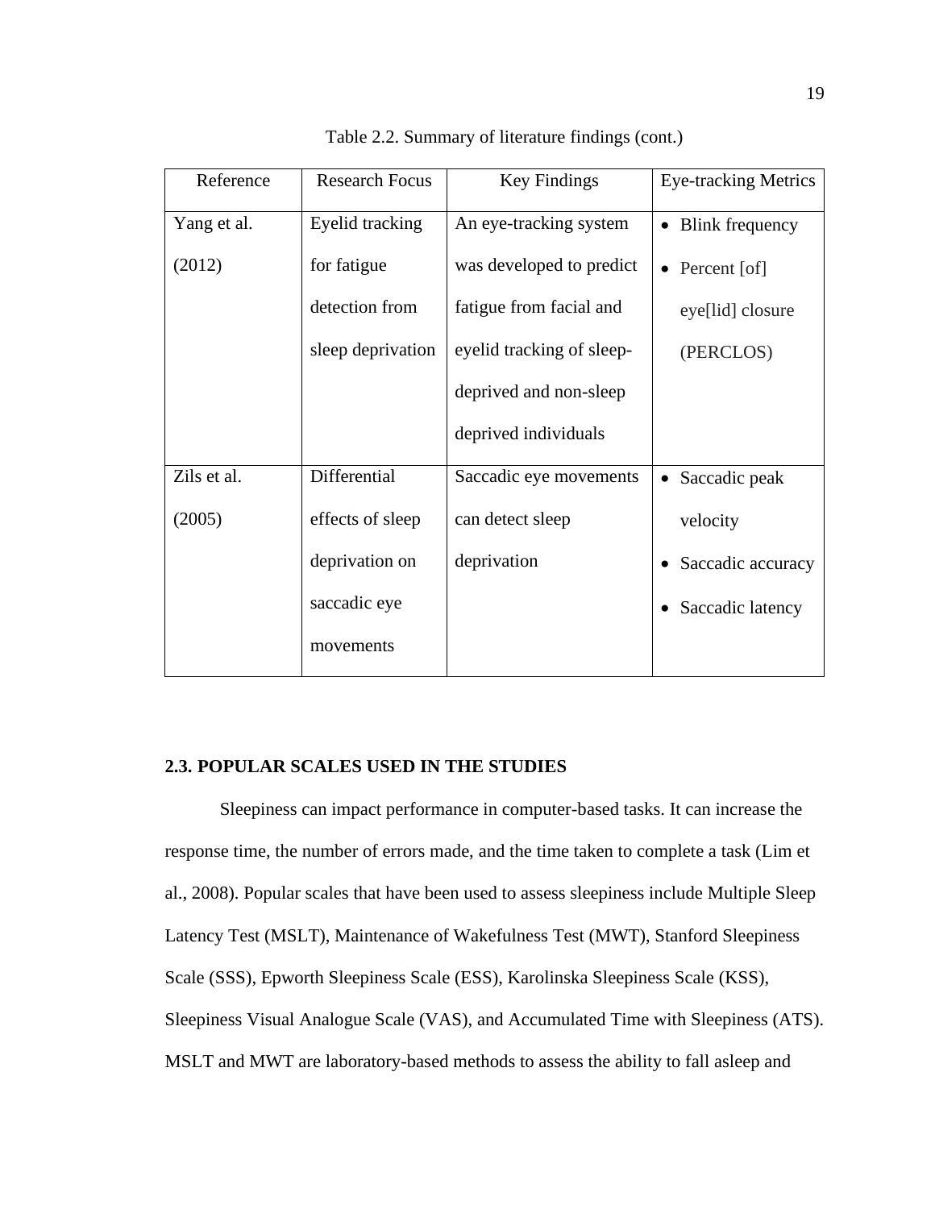Table 2.2. Summary of literature findings (cont.)

| Reference | Research Focus | Key Findings | Eye-tracking Metrics |
|---|---|---|---|
| Yang et al. (2012) | Eyelid tracking for fatigue detection from sleep deprivation | An eye-tracking system was developed to predict fatigue from facial and eyelid tracking of sleep-deprived and non-sleep deprived individuals | • Blink frequency<br>• Percent [of] eye[lid] closure (PERCLOS) |
| Zils et al. (2005) | Differential effects of sleep deprivation on saccadic eye movements | Saccadic eye movements can detect sleep deprivation | • Saccadic peak velocity<br>• Saccadic accuracy<br>• Saccadic latency |

## 2.3. POPULAR SCALES USED IN THE STUDIES

Sleepiness can impact performance in computer-based tasks. It can increase the response time, the number of errors made, and the time taken to complete a task (Lim et al., 2008). Popular scales that have been used to assess sleepiness include Multiple Sleep Latency Test (MSLT), Maintenance of Wakefulness Test (MWT), Stanford Sleepiness Scale (SSS), Epworth Sleepiness Scale (ESS), Karolinska Sleepiness Scale (KSS), Sleepiness Visual Analogue Scale (VAS), and Accumulated Time with Sleepiness (ATS). MSLT and MWT are laboratory-based methods to assess the ability to fall asleep and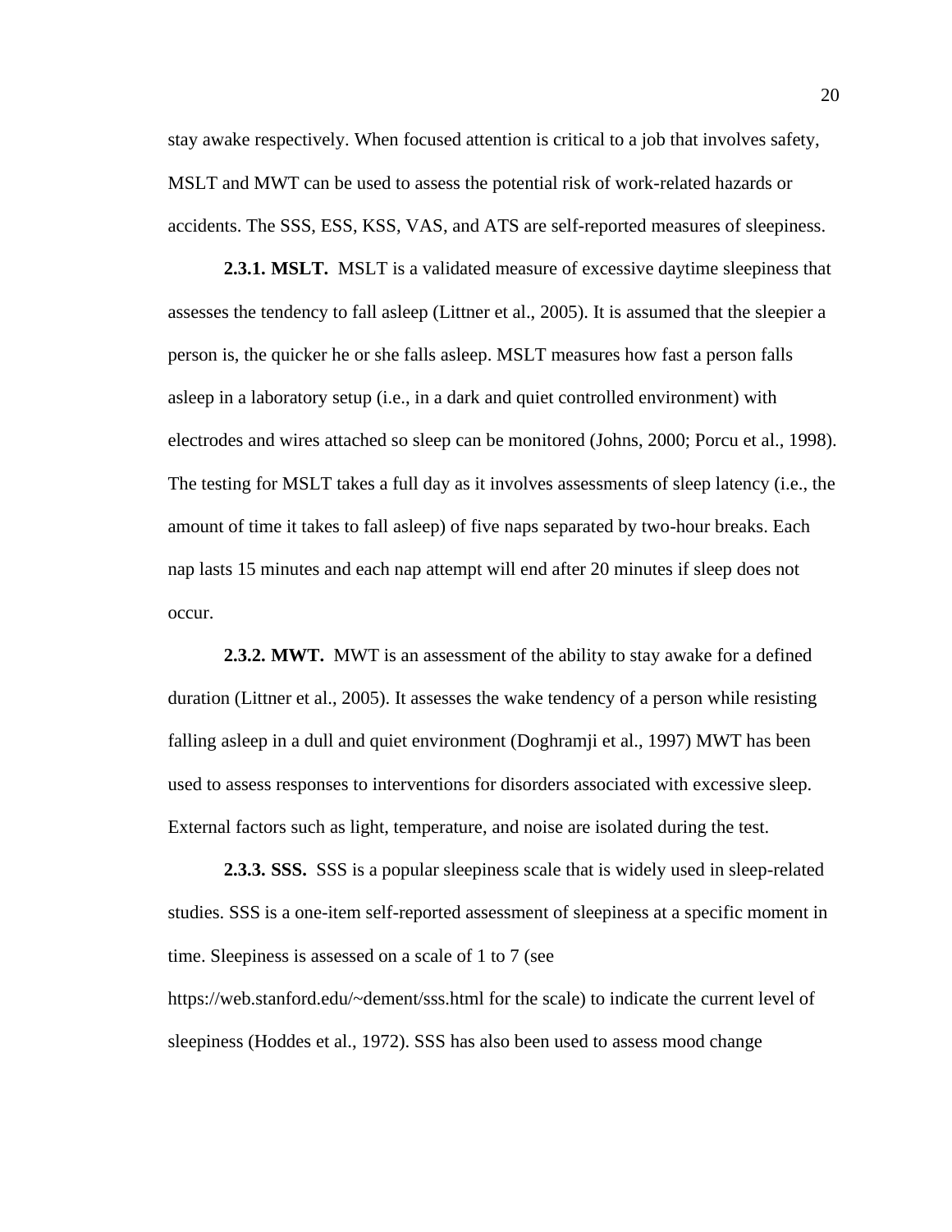stay awake respectively. When focused attention is critical to a job that involves safety, MSLT and MWT can be used to assess the potential risk of work-related hazards or accidents. The SSS, ESS, KSS, VAS, and ATS are self-reported measures of sleepiness.

**2.3.1. MSLT.** MSLT is a validated measure of excessive daytime sleepiness that assesses the tendency to fall asleep (Littner et al., 2005). It is assumed that the sleepier a person is, the quicker he or she falls asleep. MSLT measures how fast a person falls asleep in a laboratory setup (i.e., in a dark and quiet controlled environment) with electrodes and wires attached so sleep can be monitored (Johns, 2000; Porcu et al., 1998). The testing for MSLT takes a full day as it involves assessments of sleep latency (i.e., the amount of time it takes to fall asleep) of five naps separated by two-hour breaks. Each nap lasts 15 minutes and each nap attempt will end after 20 minutes if sleep does not occur.

**2.3.2. MWT.** MWT is an assessment of the ability to stay awake for a defined duration (Littner et al., 2005). It assesses the wake tendency of a person while resisting falling asleep in a dull and quiet environment (Doghramji et al., 1997) MWT has been used to assess responses to interventions for disorders associated with excessive sleep. External factors such as light, temperature, and noise are isolated during the test.

**2.3.3. SSS.** SSS is a popular sleepiness scale that is widely used in sleep-related studies. SSS is a one-item self-reported assessment of sleepiness at a specific moment in time. Sleepiness is assessed on a scale of 1 to 7 (see https://web.stanford.edu/~dement/sss.html for the scale) to indicate the current level of sleepiness (Hoddes et al., 1972). SSS has also been used to assess mood change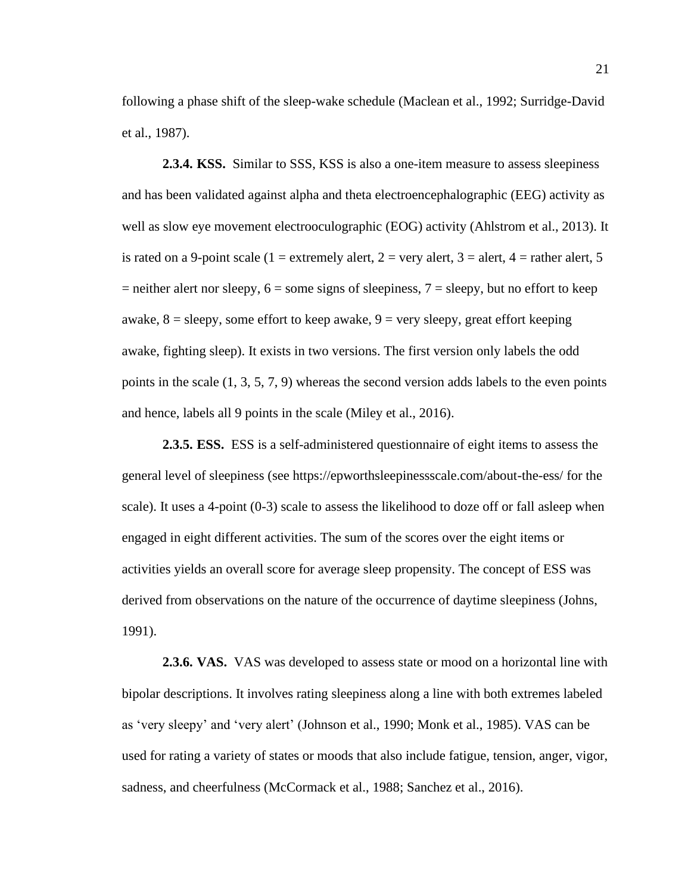following a phase shift of the sleep-wake schedule (Maclean et al., 1992; Surridge-David et al., 1987).

**2.3.4. KSS.** Similar to SSS, KSS is also a one-item measure to assess sleepiness and has been validated against alpha and theta electroencephalographic (EEG) activity as well as slow eye movement electrooculographic (EOG) activity (Ahlstrom et al., 2013). It is rated on a 9-point scale (1 = extremely alert, 2 = very alert, 3 = alert, 4 = rather alert, 5 = neither alert nor sleepy, 6 = some signs of sleepiness, 7 = sleepy, but no effort to keep awake, 8 = sleepy, some effort to keep awake, 9 = very sleepy, great effort keeping awake, fighting sleep). It exists in two versions. The first version only labels the odd points in the scale (1, 3, 5, 7, 9) whereas the second version adds labels to the even points and hence, labels all 9 points in the scale (Miley et al., 2016).

**2.3.5. ESS.** ESS is a self-administered questionnaire of eight items to assess the general level of sleepiness (see https://epworthsleepinessscale.com/about-the-ess/ for the scale). It uses a 4-point (0-3) scale to assess the likelihood to doze off or fall asleep when engaged in eight different activities. The sum of the scores over the eight items or activities yields an overall score for average sleep propensity. The concept of ESS was derived from observations on the nature of the occurrence of daytime sleepiness (Johns, 1991).

**2.3.6. VAS.** VAS was developed to assess state or mood on a horizontal line with bipolar descriptions. It involves rating sleepiness along a line with both extremes labeled as 'very sleepy' and 'very alert' (Johnson et al., 1990; Monk et al., 1985). VAS can be used for rating a variety of states or moods that also include fatigue, tension, anger, vigor, sadness, and cheerfulness (McCormack et al., 1988; Sanchez et al., 2016).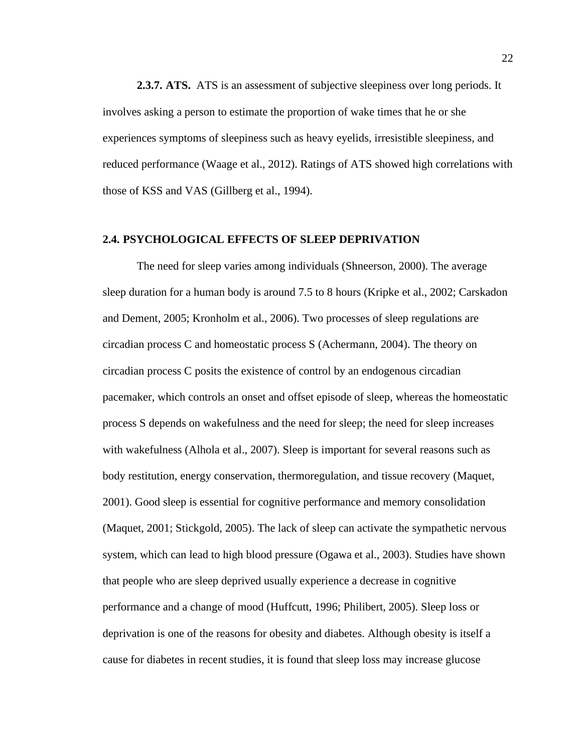**2.3.7. ATS.** ATS is an assessment of subjective sleepiness over long periods. It involves asking a person to estimate the proportion of wake times that he or she experiences symptoms of sleepiness such as heavy eyelids, irresistible sleepiness, and reduced performance (Waage et al., 2012). Ratings of ATS showed high correlations with those of KSS and VAS (Gillberg et al., 1994).

## 2.4. PSYCHOLOGICAL EFFECTS OF SLEEP DEPRIVATION

The need for sleep varies among individuals (Shneerson, 2000). The average sleep duration for a human body is around 7.5 to 8 hours (Kripke et al., 2002; Carskadon and Dement, 2005; Kronholm et al., 2006). Two processes of sleep regulations are circadian process C and homeostatic process S (Achermann, 2004). The theory on circadian process C posits the existence of control by an endogenous circadian pacemaker, which controls an onset and offset episode of sleep, whereas the homeostatic process S depends on wakefulness and the need for sleep; the need for sleep increases with wakefulness (Alhola et al., 2007). Sleep is important for several reasons such as body restitution, energy conservation, thermoregulation, and tissue recovery (Maquet, 2001). Good sleep is essential for cognitive performance and memory consolidation (Maquet, 2001; Stickgold, 2005). The lack of sleep can activate the sympathetic nervous system, which can lead to high blood pressure (Ogawa et al., 2003). Studies have shown that people who are sleep deprived usually experience a decrease in cognitive performance and a change of mood (Huffcutt, 1996; Philibert, 2005). Sleep loss or deprivation is one of the reasons for obesity and diabetes. Although obesity is itself a cause for diabetes in recent studies, it is found that sleep loss may increase glucose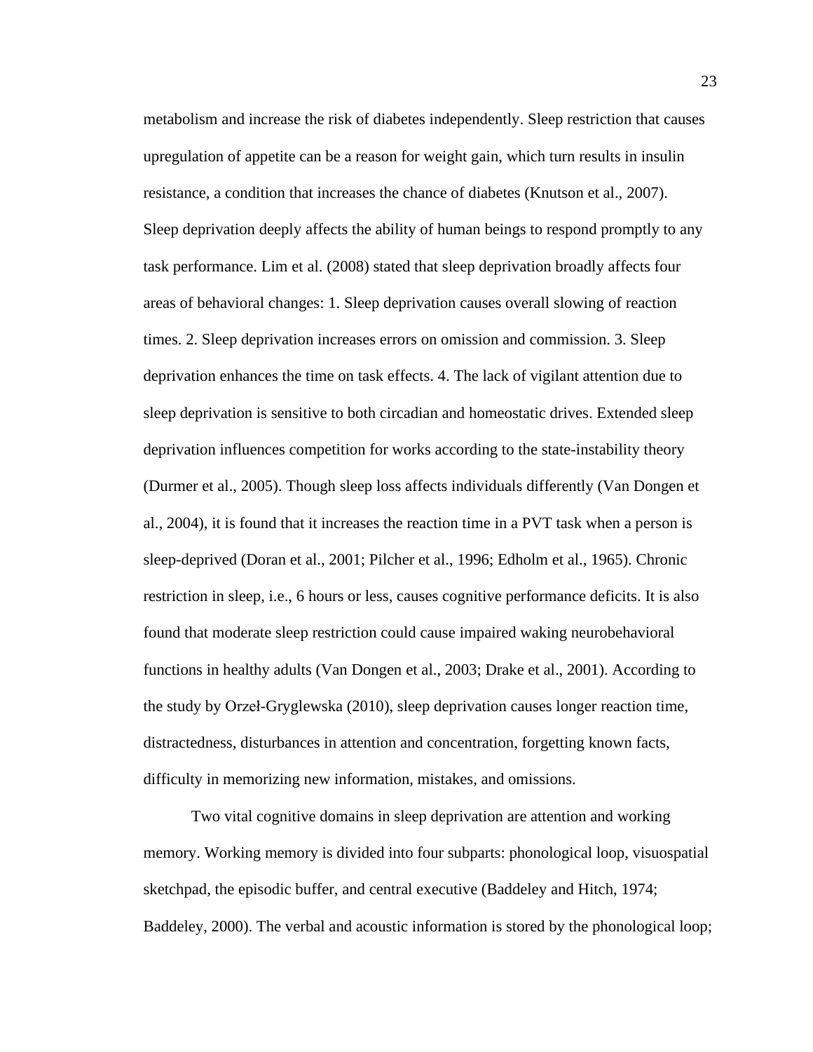metabolism and increase the risk of diabetes independently. Sleep restriction that causes upregulation of appetite can be a reason for weight gain, which turn results in insulin resistance, a condition that increases the chance of diabetes (Knutson et al., 2007). Sleep deprivation deeply affects the ability of human beings to respond promptly to any task performance. Lim et al. (2008) stated that sleep deprivation broadly affects four areas of behavioral changes: 1. Sleep deprivation causes overall slowing of reaction times. 2. Sleep deprivation increases errors on omission and commission. 3. Sleep deprivation enhances the time on task effects. 4. The lack of vigilant attention due to sleep deprivation is sensitive to both circadian and homeostatic drives. Extended sleep deprivation influences competition for works according to the state-instability theory (Durmer et al., 2005). Though sleep loss affects individuals differently (Van Dongen et al., 2004), it is found that it increases the reaction time in a PVT task when a person is sleep-deprived (Doran et al., 2001; Pilcher et al., 1996; Edholm et al., 1965). Chronic restriction in sleep, i.e., 6 hours or less, causes cognitive performance deficits. It is also found that moderate sleep restriction could cause impaired waking neurobehavioral functions in healthy adults (Van Dongen et al., 2003; Drake et al., 2001). According to the study by Orzeł-Gryglewska (2010), sleep deprivation causes longer reaction time, distractedness, disturbances in attention and concentration, forgetting known facts, difficulty in memorizing new information, mistakes, and omissions.

Two vital cognitive domains in sleep deprivation are attention and working memory. Working memory is divided into four subparts: phonological loop, visuospatial sketchpad, the episodic buffer, and central executive (Baddeley and Hitch, 1974; Baddeley, 2000). The verbal and acoustic information is stored by the phonological loop;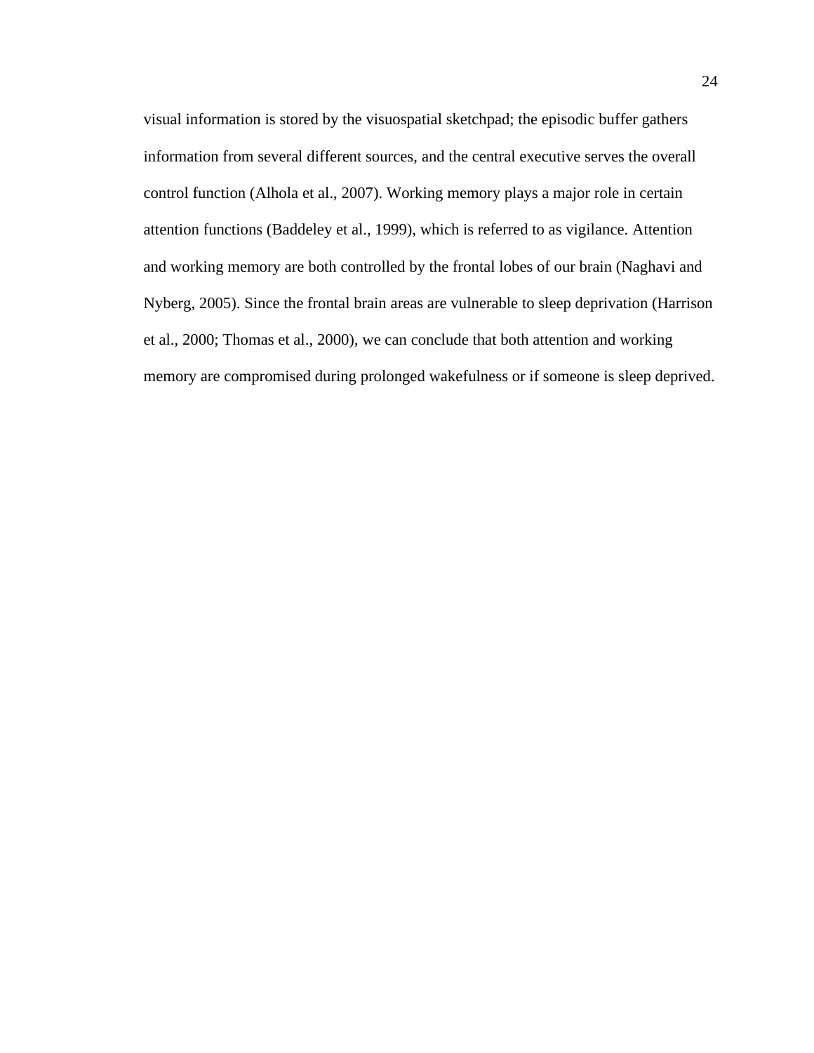visual information is stored by the visuospatial sketchpad; the episodic buffer gathers information from several different sources, and the central executive serves the overall control function (Alhola et al., 2007). Working memory plays a major role in certain attention functions (Baddeley et al., 1999), which is referred to as vigilance. Attention and working memory are both controlled by the frontal lobes of our brain (Naghavi and Nyberg, 2005). Since the frontal brain areas are vulnerable to sleep deprivation (Harrison et al., 2000; Thomas et al., 2000), we can conclude that both attention and working memory are compromised during prolonged wakefulness or if someone is sleep deprived.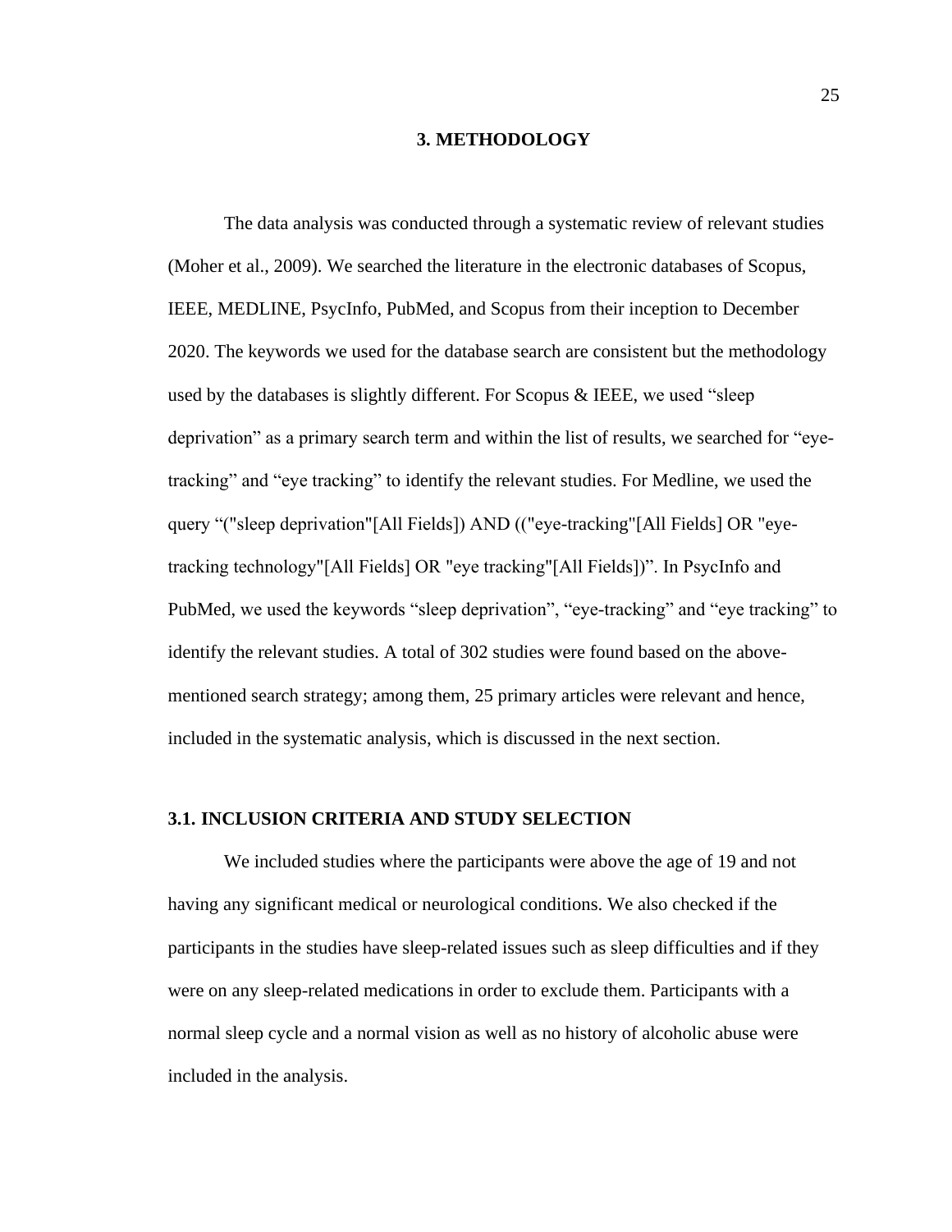# 3. METHODOLOGY

The data analysis was conducted through a systematic review of relevant studies (Moher et al., 2009). We searched the literature in the electronic databases of Scopus, IEEE, MEDLINE, PsycInfo, PubMed, and Scopus from their inception to December 2020. The keywords we used for the database search are consistent but the methodology used by the databases is slightly different. For Scopus & IEEE, we used "sleep deprivation" as a primary search term and within the list of results, we searched for "eye-tracking" and "eye tracking" to identify the relevant studies. For Medline, we used the query "("sleep deprivation"[All Fields]) AND (("eye-tracking"[All Fields] OR "eye-tracking technology"[All Fields] OR "eye tracking"[All Fields])". In PsycInfo and PubMed, we used the keywords "sleep deprivation", "eye-tracking" and "eye tracking" to identify the relevant studies. A total of 302 studies were found based on the above-mentioned search strategy; among them, 25 primary articles were relevant and hence, included in the systematic analysis, which is discussed in the next section.

## 3.1. INCLUSION CRITERIA AND STUDY SELECTION

We included studies where the participants were above the age of 19 and not having any significant medical or neurological conditions. We also checked if the participants in the studies have sleep-related issues such as sleep difficulties and if they were on any sleep-related medications in order to exclude them. Participants with a normal sleep cycle and a normal vision as well as no history of alcoholic abuse were included in the analysis.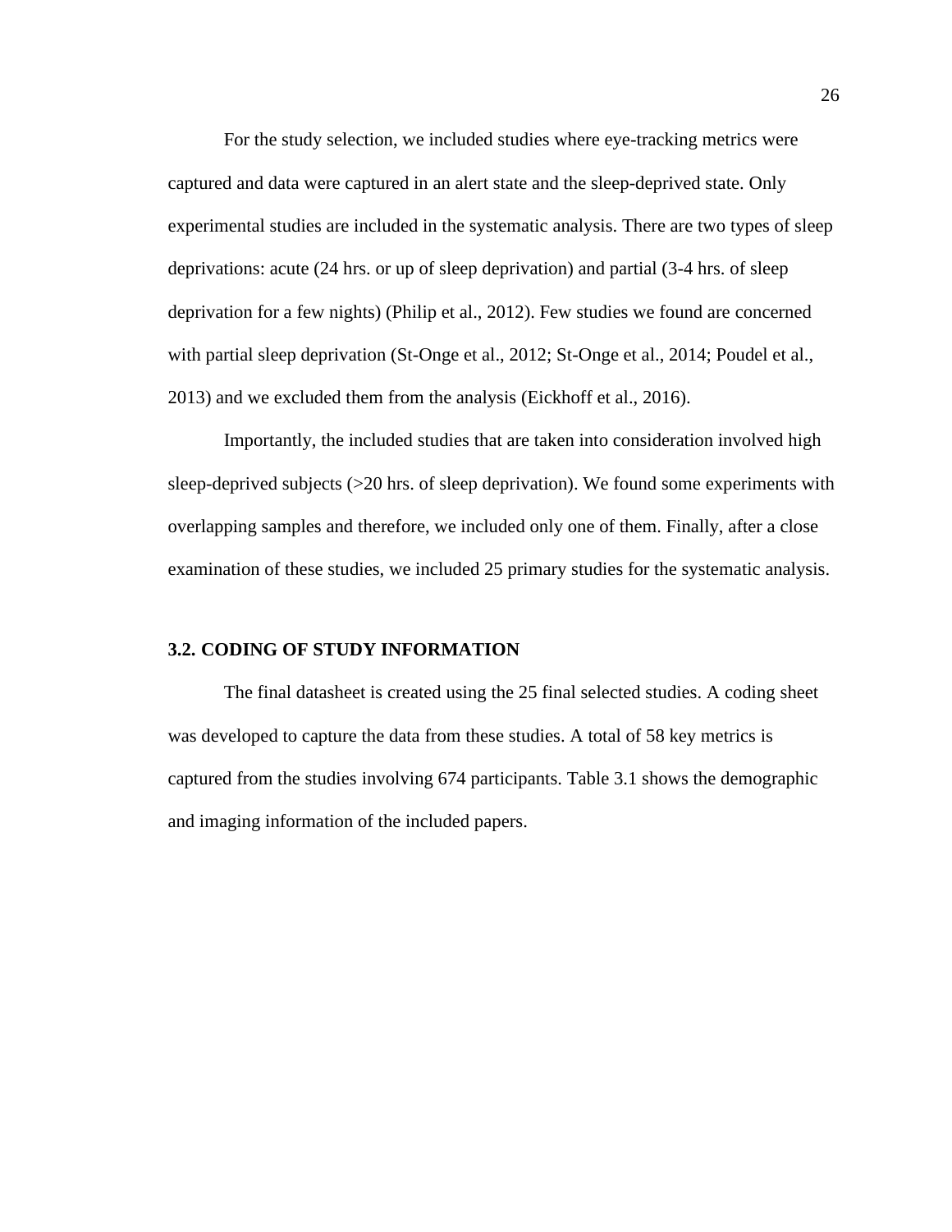For the study selection, we included studies where eye-tracking metrics were captured and data were captured in an alert state and the sleep-deprived state. Only experimental studies are included in the systematic analysis. There are two types of sleep deprivations: acute (24 hrs. or up of sleep deprivation) and partial (3-4 hrs. of sleep deprivation for a few nights) (Philip et al., 2012). Few studies we found are concerned with partial sleep deprivation (St-Onge et al., 2012; St-Onge et al., 2014; Poudel et al., 2013) and we excluded them from the analysis (Eickhoff et al., 2016).

Importantly, the included studies that are taken into consideration involved high sleep-deprived subjects (>20 hrs. of sleep deprivation). We found some experiments with overlapping samples and therefore, we included only one of them. Finally, after a close examination of these studies, we included 25 primary studies for the systematic analysis.

### 3.2. CODING OF STUDY INFORMATION

The final datasheet is created using the 25 final selected studies. A coding sheet was developed to capture the data from these studies. A total of 58 key metrics is captured from the studies involving 674 participants. Table 3.1 shows the demographic and imaging information of the included papers.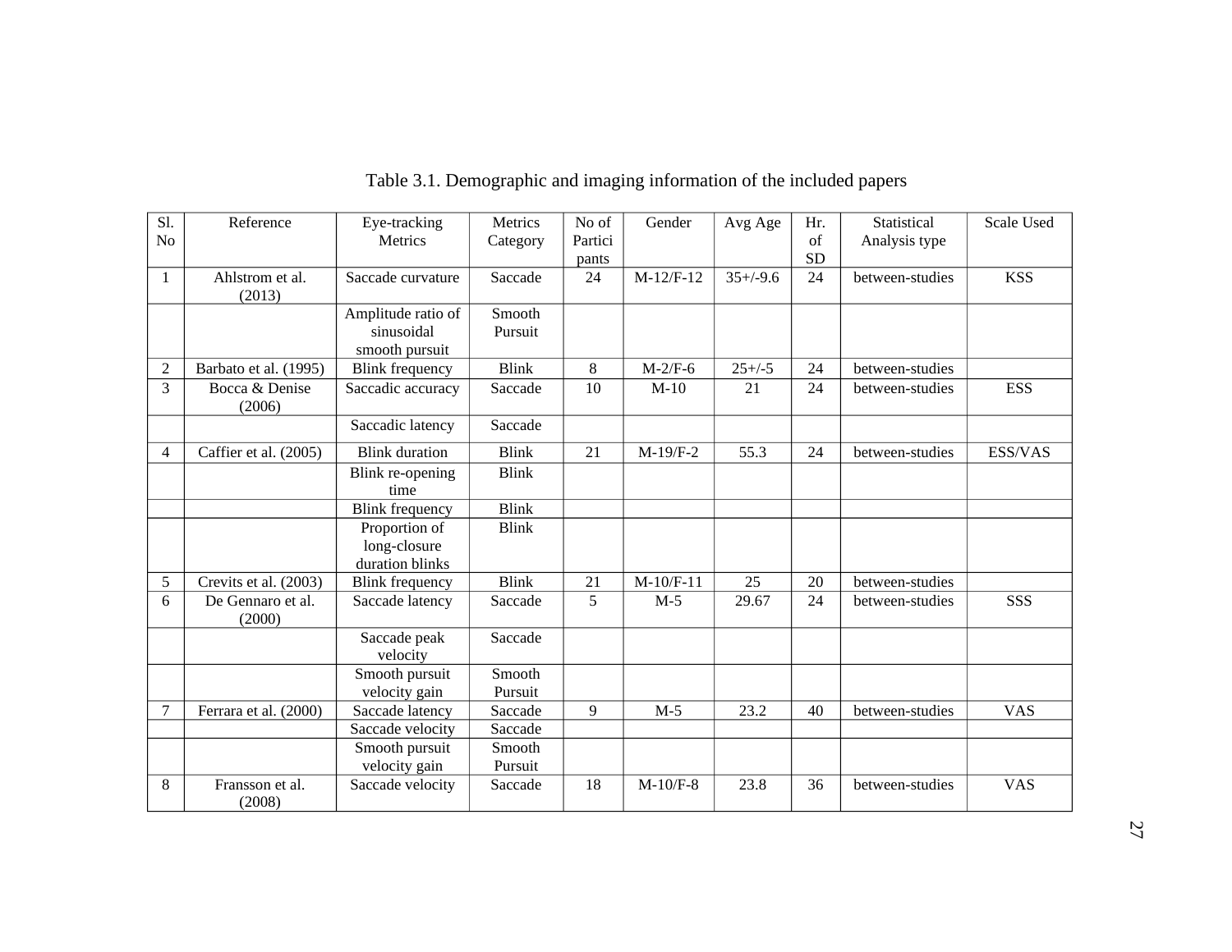Table 3.1. Demographic and imaging information of the included papers

| Sl. No | Reference | Eye-tracking Metrics | Metrics Category | No of Participants | Gender | Avg Age | Hr. of SD | Statistical Analysis type | Scale Used |
|---|---|---|---|---|---|---|---|---|---|
| 1 | Ahlstrom et al. (2013) | Saccade curvature | Saccade | 24 | M-12/F-12 | 35+/-9.6 | 24 | between-studies | KSS |
| | | Amplitude ratio of sinusoidal smooth pursuit | Smooth Pursuit | | | | | | |
| 2 | Barbato et al. (1995) | Blink frequency | Blink | 8 | M-2/F-6 | 25+/-5 | 24 | between-studies | |
| 3 | Bocca & Denise (2006) | Saccadic accuracy | Saccade | 10 | M-10 | 21 | 24 | between-studies | ESS |
| | | Saccadic latency | Saccade | | | | | | |
| 4 | Caffier et al. (2005) | Blink duration | Blink | 21 | M-19/F-2 | 55.3 | 24 | between-studies | ESS/VAS |
| | | Blink re-opening time | Blink | | | | | | |
| | | Blink frequency | Blink | | | | | | |
| | | Proportion of long-closure duration blinks | Blink | | | | | | |
| 5 | Crevits et al. (2003) | Blink frequency | Blink | 21 | M-10/F-11 | 25 | 20 | between-studies | |
| 6 | De Gennaro et al. (2000) | Saccade latency | Saccade | 5 | M-5 | 29.67 | 24 | between-studies | SSS |
| | | Saccade peak velocity | Saccade | | | | | | |
| | | Smooth pursuit velocity gain | Smooth Pursuit | | | | | | |
| 7 | Ferrara et al. (2000) | Saccade latency | Saccade | 9 | M-5 | 23.2 | 40 | between-studies | VAS |
| | | Saccade velocity | Saccade | | | | | | |
| | | Smooth pursuit velocity gain | Smooth Pursuit | | | | | | |
| 8 | Fransson et al. (2008) | Saccade velocity | Saccade | 18 | M-10/F-8 | 23.8 | 36 | between-studies | VAS |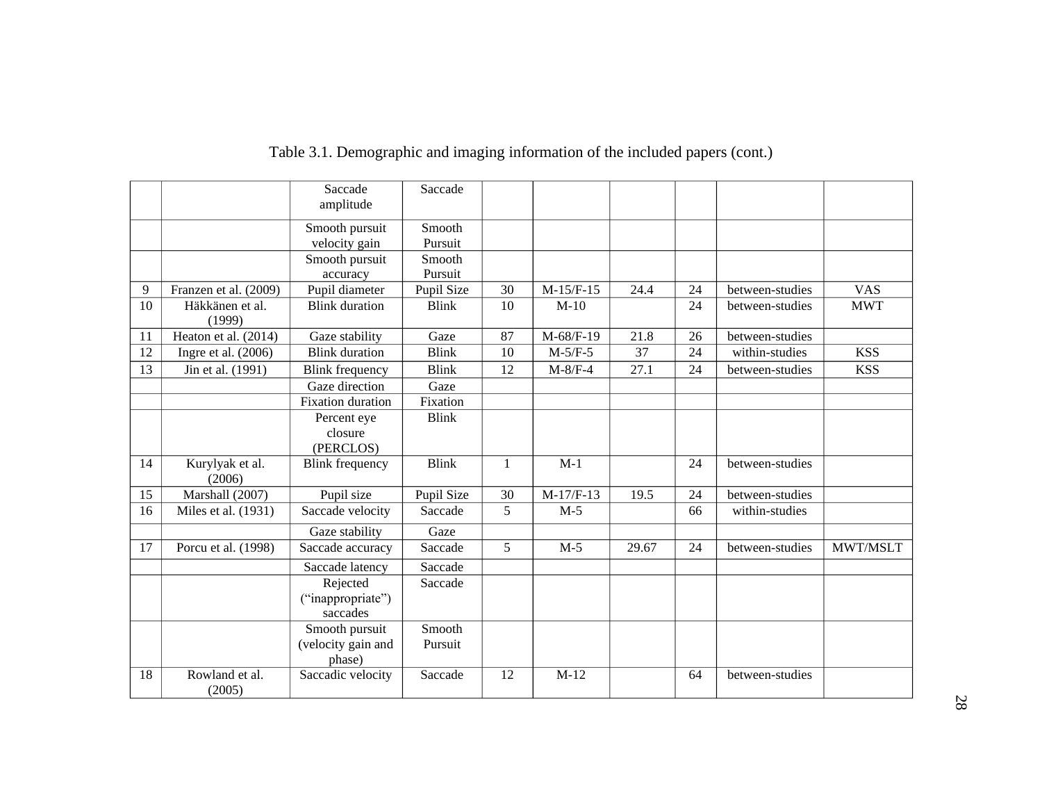Table 3.1. Demographic and imaging information of the included papers (cont.)

| | | | | | | | | | |
|---|---|---|---|---|---|---|---|---|---|
| | | Saccade amplitude | Saccade | | | | | | |
| | | Smooth pursuit velocity gain | Smooth Pursuit | | | | | | |
| | | Smooth pursuit accuracy | Smooth Pursuit | | | | | | |
| 9 | Franzen et al. (2009) | Pupil diameter | Pupil Size | 30 | M-15/F-15 | 24.4 | 24 | between-studies | VAS |
| 10 | Häkkänen et al. (1999) | Blink duration | Blink | 10 | M-10 | | 24 | between-studies | MWT |
| 11 | Heaton et al. (2014) | Gaze stability | Gaze | 87 | M-68/F-19 | 21.8 | 26 | between-studies | |
| 12 | Ingre et al. (2006) | Blink duration | Blink | 10 | M-5/F-5 | 37 | 24 | within-studies | KSS |
| 13 | Jin et al. (1991) | Blink frequency | Blink | 12 | M-8/F-4 | 27.1 | 24 | between-studies | KSS |
| | | Gaze direction | Gaze | | | | | | |
| | | Fixation duration | Fixation | | | | | | |
| | | Percent eye closure (PERCLOS) | Blink | | | | | | |
| 14 | Kurylyak et al. (2006) | Blink frequency | Blink | 1 | M-1 | | 24 | between-studies | |
| 15 | Marshall (2007) | Pupil size | Pupil Size | 30 | M-17/F-13 | 19.5 | 24 | between-studies | |
| 16 | Miles et al. (1931) | Saccade velocity | Saccade | 5 | M-5 | | 66 | within-studies | |
| | | Gaze stability | Gaze | | | | | | |
| 17 | Porcu et al. (1998) | Saccade accuracy | Saccade | 5 | M-5 | 29.67 | 24 | between-studies | MWT/MSLT |
| | | Saccade latency | Saccade | | | | | | |
| | | Rejected ("inappropriate") saccades | Saccade | | | | | | |
| | | Smooth pursuit (velocity gain and phase) | Smooth Pursuit | | | | | | |
| 18 | Rowland et al. (2005) | Saccadic velocity | Saccade | 12 | M-12 | | 64 | between-studies | |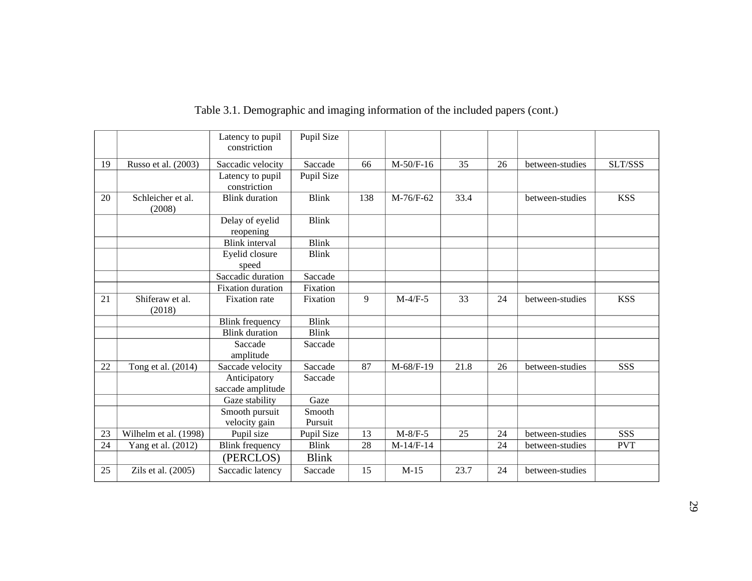Table 3.1. Demographic and imaging information of the included papers (cont.)

| | | | | | | | | | |
|---|---|---|---|---|---|---|---|---|---|
| | | Latency to pupil constriction | Pupil Size | | | | | | |
| 19 | Russo et al. (2003) | Saccadic velocity | Saccade | 66 | M-50/F-16 | 35 | 26 | between-studies | SLT/SSS |
| | | Latency to pupil constriction | Pupil Size | | | | | | |
| 20 | Schleicher et al. (2008) | Blink duration | Blink | 138 | M-76/F-62 | 33.4 | | between-studies | KSS |
| | | Delay of eyelid reopening | Blink | | | | | | |
| | | Blink interval | Blink | | | | | | |
| | | Eyelid closure speed | Blink | | | | | | |
| | | Saccadic duration | Saccade | | | | | | |
| | | Fixation duration | Fixation | | | | | | |
| 21 | Shiferaw et al. (2018) | Fixation rate | Fixation | 9 | M-4/F-5 | 33 | 24 | between-studies | KSS |
| | | Blink frequency | Blink | | | | | | |
| | | Blink duration | Blink | | | | | | |
| | | Saccade amplitude | Saccade | | | | | | |
| 22 | Tong et al. (2014) | Saccade velocity | Saccade | 87 | M-68/F-19 | 21.8 | 26 | between-studies | SSS |
| | | Anticipatory saccade amplitude | Saccade | | | | | | |
| | | Gaze stability | Gaze | | | | | | |
| | | Smooth pursuit velocity gain | Smooth Pursuit | | | | | | |
| 23 | Wilhelm et al. (1998) | Pupil size | Pupil Size | 13 | M-8/F-5 | 25 | 24 | between-studies | SSS |
| 24 | Yang et al. (2012) | Blink frequency | Blink | 28 | M-14/F-14 | | 24 | between-studies | PVT |
| | | (PERCLOS) | Blink | | | | | | |
| 25 | Zils et al. (2005) | Saccadic latency | Saccade | 15 | M-15 | 23.7 | 24 | between-studies | |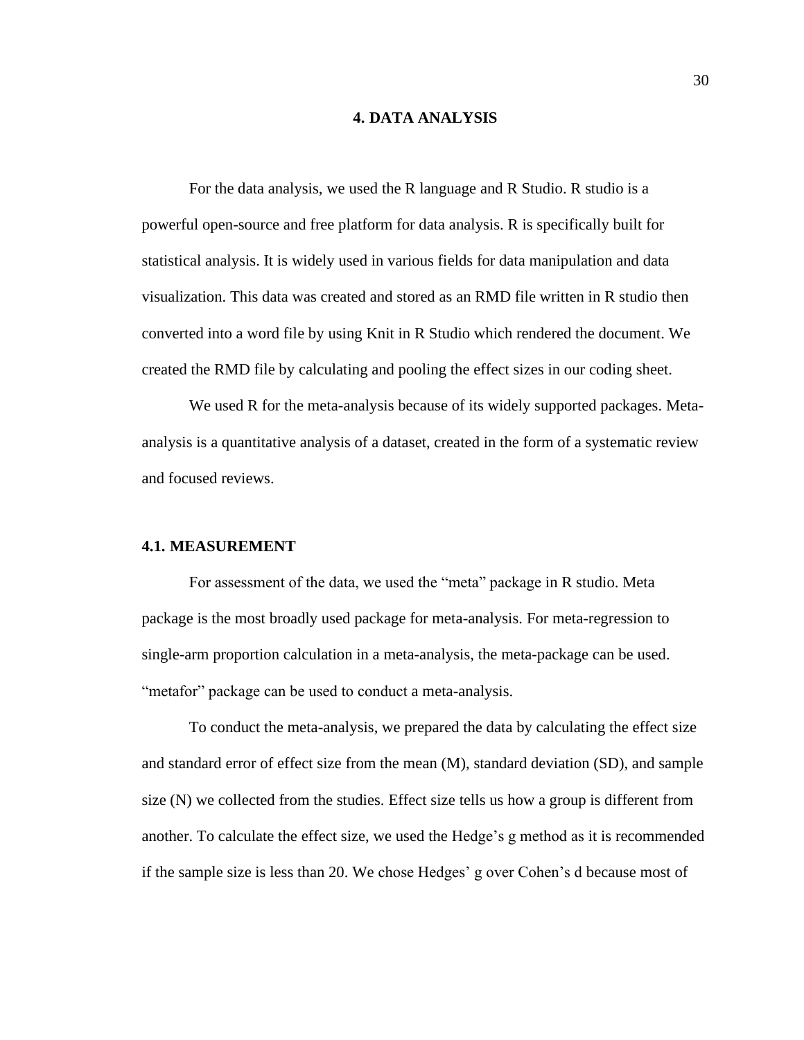# 4. DATA ANALYSIS

For the data analysis, we used the R language and R Studio. R studio is a powerful open-source and free platform for data analysis. R is specifically built for statistical analysis. It is widely used in various fields for data manipulation and data visualization. This data was created and stored as an RMD file written in R studio then converted into a word file by using Knit in R Studio which rendered the document. We created the RMD file by calculating and pooling the effect sizes in our coding sheet.

We used R for the meta-analysis because of its widely supported packages. Meta-analysis is a quantitative analysis of a dataset, created in the form of a systematic review and focused reviews.

## 4.1. MEASUREMENT

For assessment of the data, we used the "meta" package in R studio. Meta package is the most broadly used package for meta-analysis. For meta-regression to single-arm proportion calculation in a meta-analysis, the meta-package can be used. "metafor" package can be used to conduct a meta-analysis.

To conduct the meta-analysis, we prepared the data by calculating the effect size and standard error of effect size from the mean (M), standard deviation (SD), and sample size (N) we collected from the studies. Effect size tells us how a group is different from another. To calculate the effect size, we used the Hedge's g method as it is recommended if the sample size is less than 20. We chose Hedges' g over Cohen's d because most of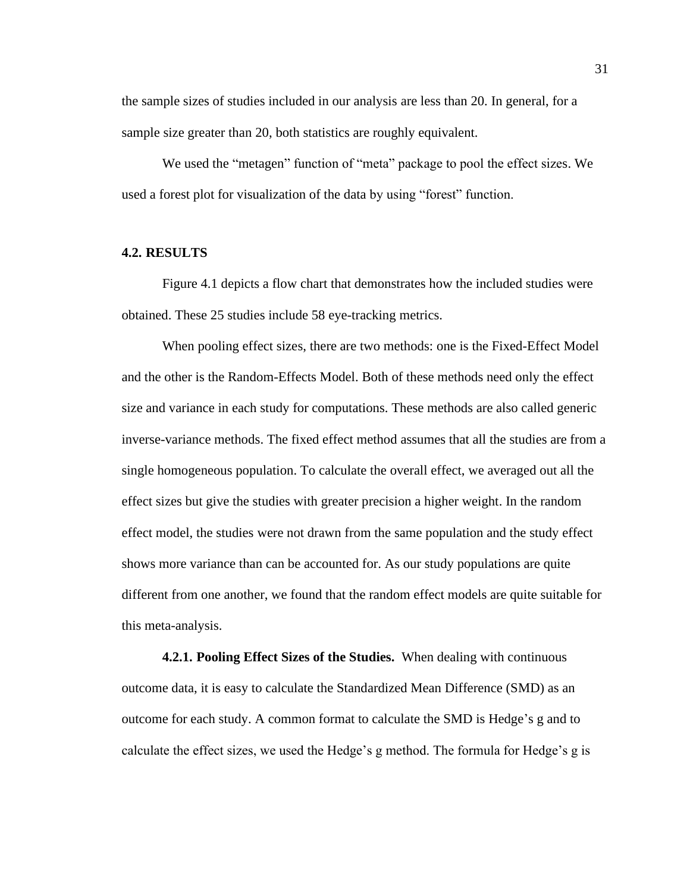the sample sizes of studies included in our analysis are less than 20. In general, for a sample size greater than 20, both statistics are roughly equivalent.

We used the "metagen" function of "meta" package to pool the effect sizes. We used a forest plot for visualization of the data by using "forest" function.

## 4.2. RESULTS

Figure 4.1 depicts a flow chart that demonstrates how the included studies were obtained. These 25 studies include 58 eye-tracking metrics.

When pooling effect sizes, there are two methods: one is the Fixed-Effect Model and the other is the Random-Effects Model. Both of these methods need only the effect size and variance in each study for computations. These methods are also called generic inverse-variance methods. The fixed effect method assumes that all the studies are from a single homogeneous population. To calculate the overall effect, we averaged out all the effect sizes but give the studies with greater precision a higher weight. In the random effect model, the studies were not drawn from the same population and the study effect shows more variance than can be accounted for. As our study populations are quite different from one another, we found that the random effect models are quite suitable for this meta-analysis.

**4.2.1. Pooling Effect Sizes of the Studies.** When dealing with continuous outcome data, it is easy to calculate the Standardized Mean Difference (SMD) as an outcome for each study. A common format to calculate the SMD is Hedge's g and to calculate the effect sizes, we used the Hedge's g method. The formula for Hedge's g is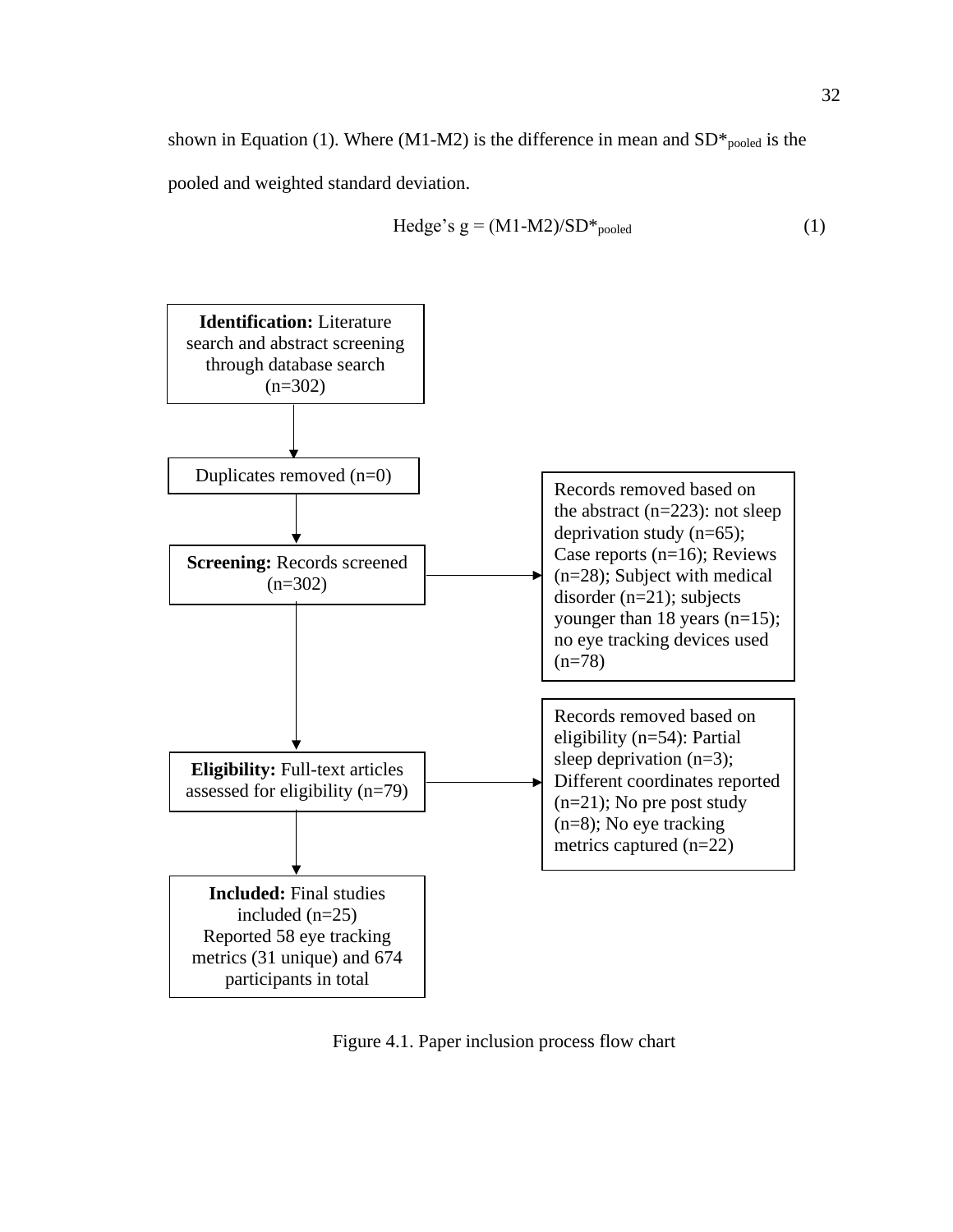shown in Equation (1). Where (M1-M2) is the difference in mean and $SD^*_{pooled}$ is the pooled and weighted standard deviation.

$$\text{Hedge's } g = (M1-M2)/SD^*_{pooled} \tag{1}$$

**Identification:** Literature search and abstract screening through database search (n=302)

↓

Duplicates removed (n=0)

↓

**Screening:** Records screened (n=302) → Records removed based on the abstract (n=223): not sleep deprivation study (n=65); Case reports (n=16); Reviews (n=28); Subject with medical disorder (n=21); subjects younger than 18 years (n=15); no eye tracking devices used (n=78)

↓

**Eligibility:** Full-text articles assessed for eligibility (n=79) → Records removed based on eligibility (n=54): Partial sleep deprivation (n=3); Different coordinates reported (n=21); No pre post study (n=8); No eye tracking metrics captured (n=22)

↓

**Included:** Final studies included (n=25) Reported 58 eye tracking metrics (31 unique) and 674 participants in total

Figure 4.1. Paper inclusion process flow chart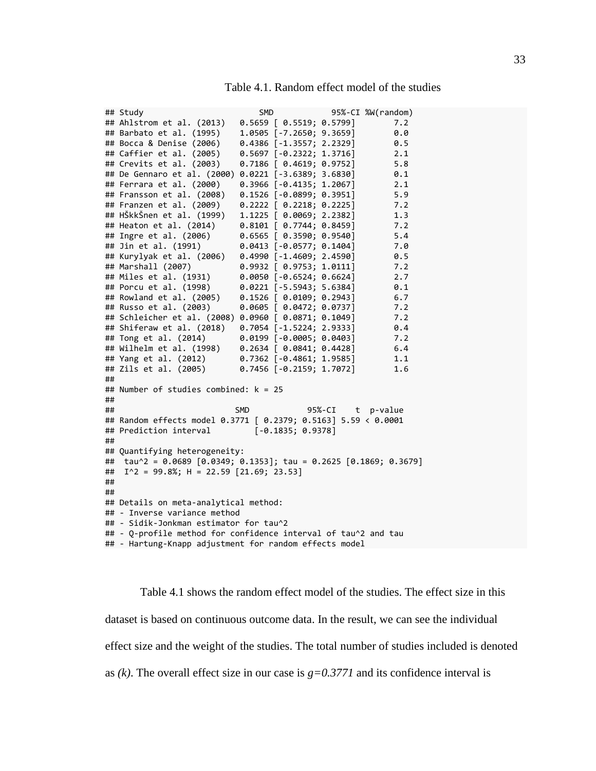Table 4.1. Random effect model of the studies

```
## Study                         SMD            95%-CI %W(random)
## Ahlstrom et al. (2013)   0.5659 [ 0.5519; 0.5799]        7.2
## Barbato et al. (1995)    1.0505 [-7.2650; 9.3659]        0.0
## Bocca & Denise (2006)    0.4386 [-1.3557; 2.2329]        0.5
## Caffier et al. (2005)    0.5697 [-0.2322; 1.3716]        2.1
## Crevits et al. (2003)    0.7186 [ 0.4619; 0.9752]        5.8
## De Gennaro et al. (2000) 0.0221 [-3.6389; 3.6830]        0.1
## Ferrara et al. (2000)    0.3966 [-0.4135; 1.2067]        2.1
## Fransson et al. (2008)   0.1526 [-0.0899; 0.3951]        5.9
## Franzen et al. (2009)    0.2222 [ 0.2218; 0.2225]        7.2
## HŠkkŠnen et al. (1999)   1.1225 [ 0.0069; 2.2382]        1.3
## Heaton et al. (2014)     0.8101 [ 0.7744; 0.8459]        7.2
## Ingre et al. (2006)      0.6565 [ 0.3590; 0.9540]        5.4
## Jin et al. (1991)        0.0413 [-0.0577; 0.1404]        7.0
## Kurylyak et al. (2006)   0.4990 [-1.4609; 2.4590]        0.5
## Marshall (2007)          0.9932 [ 0.9753; 1.0111]        7.2
## Miles et al. (1931)      0.0050 [-0.6524; 0.6624]        2.7
## Porcu et al. (1998)      0.0221 [-5.5943; 5.6384]        0.1
## Rowland et al. (2005)    0.1526 [ 0.0109; 0.2943]        6.7
## Russo et al. (2003)      0.0605 [ 0.0472; 0.0737]        7.2
## Schleicher et al. (2008) 0.0960 [ 0.0871; 0.1049]        7.2
## Shiferaw et al. (2018)   0.7054 [-1.5224; 2.9333]        0.4
## Tong et al. (2014)       0.0199 [-0.0005; 0.0403]        7.2
## Wilhelm et al. (1998)    0.2634 [ 0.0841; 0.4428]        6.4
## Yang et al. (2012)       0.7362 [-0.4861; 1.9585]        1.1
## Zils et al. (2005)       0.7456 [-0.2159; 1.7072]        1.6
##
## Number of studies combined: k = 25
##
##                         SMD            95%-CI    t  p-value
## Random effects model 0.3771 [ 0.2379; 0.5163] 5.59 < 0.0001
## Prediction interval         [-0.1835; 0.9378]
##
## Quantifying heterogeneity:
##  tau^2 = 0.0689 [0.0349; 0.1353]; tau = 0.2625 [0.1869; 0.3679]
##  I^2 = 99.8%; H = 22.59 [21.69; 23.53]
##
##
## Details on meta-analytical method:
## - Inverse variance method
## - Sidik-Jonkman estimator for tau^2
## - Q-profile method for confidence interval of tau^2 and tau
## - Hartung-Knapp adjustment for random effects model
```

Table 4.1 shows the random effect model of the studies. The effect size in this dataset is based on continuous outcome data. In the result, we can see the individual effect size and the weight of the studies. The total number of studies included is denoted as *(k)*. The overall effect size in our case is $g=0.3771$ and its confidence interval is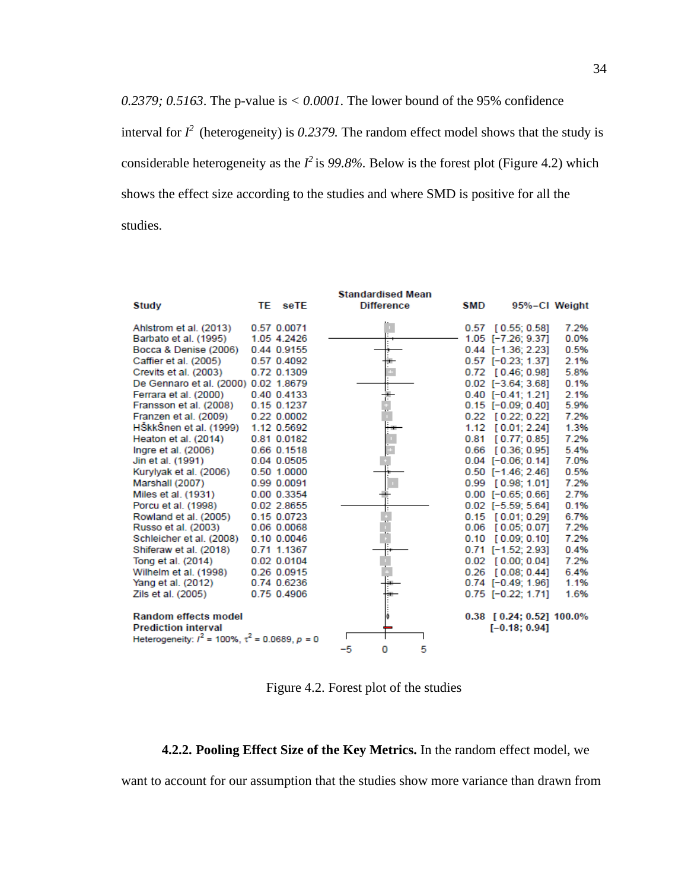*0.2379; 0.5163*. The p-value is < *0.0001*. The lower bound of the 95% confidence interval for $I^2$ (heterogeneity) is *0.2379.* The random effect model shows that the study is considerable heterogeneity as the $I^2$ is *99.8%*. Below is the forest plot (Figure 4.2) which shows the effect size according to the studies and where SMD is positive for all the studies.

| Study | TE | seTE | SMD | 95%-CI | Weight |
|---|---|---|---|---|---|
| Ahlstrom et al. (2013) | 0.57 | 0.0071 | 0.57 | [ 0.55; 0.58] | 7.2% |
| Barbato et al. (1995) | 1.05 | 4.2426 | 1.05 | [−7.26; 9.37] | 0.0% |
| Bocca & Denise (2006) | 0.44 | 0.9155 | 0.44 | [−1.36; 2.23] | 0.5% |
| Caffier et al. (2005) | 0.57 | 0.4092 | 0.57 | [−0.23; 1.37] | 2.1% |
| Crevits et al. (2003) | 0.72 | 0.1309 | 0.72 | [ 0.46; 0.98] | 5.8% |
| De Gennaro et al. (2000) | 0.02 | 1.8679 | 0.02 | [−3.64; 3.68] | 0.1% |
| Ferrara et al. (2000) | 0.40 | 0.4133 | 0.40 | [−0.41; 1.21] | 2.1% |
| Fransson et al. (2008) | 0.15 | 0.1237 | 0.15 | [−0.09; 0.40] | 5.9% |
| Franzen et al. (2009) | 0.22 | 0.0002 | 0.22 | [ 0.22; 0.22] | 7.2% |
| HŠkkŠnen et al. (1999) | 1.12 | 0.5692 | 1.12 | [ 0.01; 2.24] | 1.3% |
| Heaton et al. (2014) | 0.81 | 0.0182 | 0.81 | [ 0.77; 0.85] | 7.2% |
| Ingre et al. (2006) | 0.66 | 0.1518 | 0.66 | [ 0.36; 0.95] | 5.4% |
| Jin et al. (1991) | 0.04 | 0.0505 | 0.04 | [−0.06; 0.14] | 7.0% |
| Kurylyak et al. (2006) | 0.50 | 1.0000 | 0.50 | [−1.46; 2.46] | 0.5% |
| Marshall (2007) | 0.99 | 0.0091 | 0.99 | [ 0.98; 1.01] | 7.2% |
| Miles et al. (1931) | 0.00 | 0.3354 | 0.00 | [−0.65; 0.66] | 2.7% |
| Porcu et al. (1998) | 0.02 | 2.8655 | 0.02 | [−5.59; 5.64] | 0.1% |
| Rowland et al. (2005) | 0.15 | 0.0723 | 0.15 | [ 0.01; 0.29] | 6.7% |
| Russo et al. (2003) | 0.06 | 0.0068 | 0.06 | [ 0.05; 0.07] | 7.2% |
| Schleicher et al. (2008) | 0.10 | 0.0046 | 0.10 | [ 0.09; 0.10] | 7.2% |
| Shiferaw et al. (2018) | 0.71 | 1.1367 | 0.71 | [−1.52; 2.93] | 0.4% |
| Tong et al. (2014) | 0.02 | 0.0104 | 0.02 | [ 0.00; 0.04] | 7.2% |
| Wilhelm et al. (1998) | 0.26 | 0.0915 | 0.26 | [ 0.08; 0.44] | 6.4% |
| Yang et al. (2012) | 0.74 | 0.6236 | 0.74 | [−0.49; 1.96] | 1.1% |
| Zils et al. (2005) | 0.75 | 0.4906 | 0.75 | [−0.22; 1.71] | 1.6% |
| **Random effects model** | | | **0.38** | **[ 0.24; 0.52]** | **100.0%** |
| **Prediction interval** | | | | **[−0.18; 0.94]** | |

Heterogeneity: $I^2 = 100\%$, $\tau^2 = 0.0689$, $p = 0$

Figure 4.2. Forest plot of the studies

**4.2.2. Pooling Effect Size of the Key Metrics.** In the random effect model, we want to account for our assumption that the studies show more variance than drawn from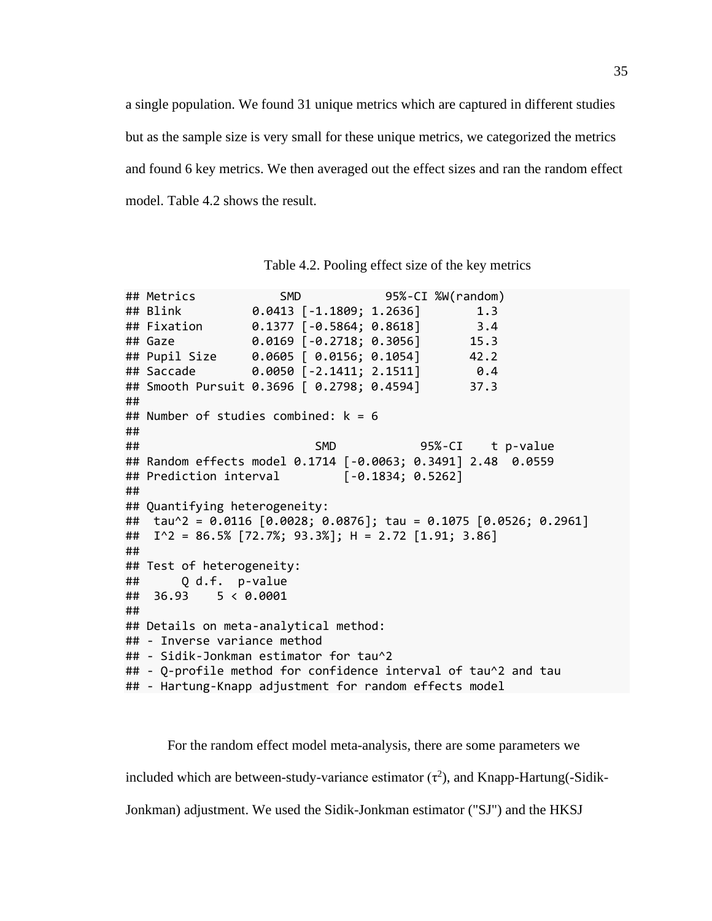a single population. We found 31 unique metrics which are captured in different studies but as the sample size is very small for these unique metrics, we categorized the metrics and found 6 key metrics. We then averaged out the effect sizes and ran the random effect model. Table 4.2 shows the result.

Table 4.2. Pooling effect size of the key metrics

```
## Metrics            SMD            95%-CI %W(random)
## Blink          0.0413 [-1.1809; 1.2636]        1.3
## Fixation       0.1377 [-0.5864; 0.8618]        3.4
## Gaze           0.0169 [-0.2718; 0.3056]       15.3
## Pupil Size     0.0605 [ 0.0156; 0.1054]       42.2
## Saccade        0.0050 [-2.1411; 2.1511]        0.4
## Smooth Pursuit 0.3696 [ 0.2798; 0.4594]       37.3
##
## Number of studies combined: k = 6
##
##                         SMD            95%-CI    t p-value
## Random effects model 0.1714 [-0.0063; 0.3491] 2.48  0.0559
## Prediction interval         [-0.1834; 0.5262]
##
## Quantifying heterogeneity:
##  tau^2 = 0.0116 [0.0028; 0.0876]; tau = 0.1075 [0.0526; 0.2961]
##  I^2 = 86.5% [72.7%; 93.3%]; H = 2.72 [1.91; 3.86]
##
## Test of heterogeneity:
##      Q d.f.  p-value
##  36.93    5 < 0.0001
##
## Details on meta-analytical method:
## - Inverse variance method
## - Sidik-Jonkman estimator for tau^2
## - Q-profile method for confidence interval of tau^2 and tau
## - Hartung-Knapp adjustment for random effects model
```

For the random effect model meta-analysis, there are some parameters we included which are between-study-variance estimator ($\tau^2$), and Knapp-Hartung(-Sidik-Jonkman) adjustment. We used the Sidik-Jonkman estimator ("SJ") and the HKSJ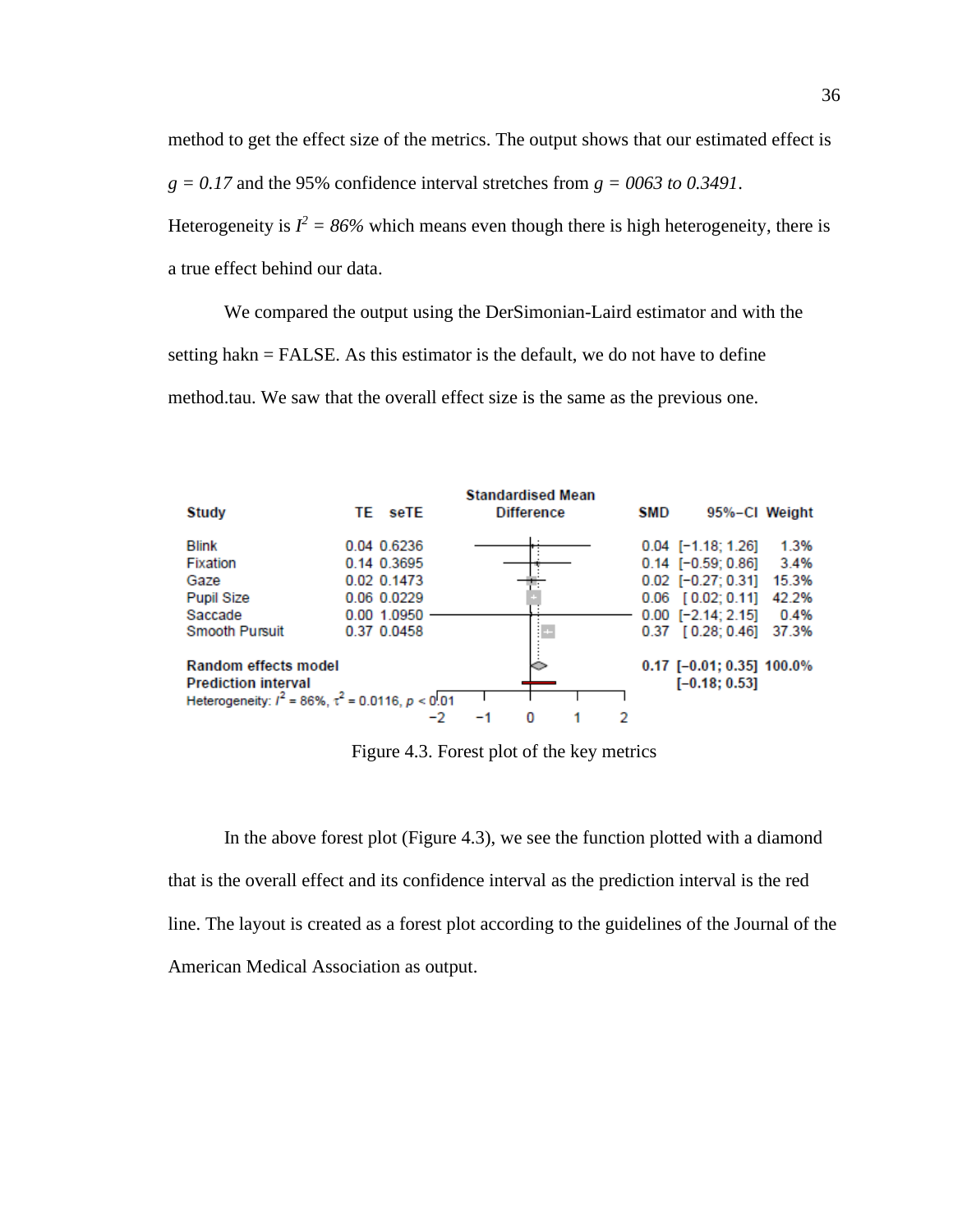method to get the effect size of the metrics. The output shows that our estimated effect is *g = 0.17* and the 95% confidence interval stretches from *g = 0063 to 0.3491*. Heterogeneity is $I^2 = 86\%$ which means even though there is high heterogeneity, there is a true effect behind our data.

We compared the output using the DerSimonian-Laird estimator and with the setting hakn = FALSE. As this estimator is the default, we do not have to define method.tau. We saw that the overall effect size is the same as the previous one.

| Study | TE | seTE | SMD | 95%-CI | Weight |
|---|---|---|---|---|---|
| Blink | 0.04 | 0.6236 | 0.04 | [−1.18; 1.26] | 1.3% |
| Fixation | 0.14 | 0.3695 | 0.14 | [−0.59; 0.86] | 3.4% |
| Gaze | 0.02 | 0.1473 | 0.02 | [−0.27; 0.31] | 15.3% |
| Pupil Size | 0.06 | 0.0229 | 0.06 | [0.02; 0.11] | 42.2% |
| Saccade | 0.00 | 1.0950 | 0.00 | [−2.14; 2.15] | 0.4% |
| Smooth Pursuit | 0.37 | 0.0458 | 0.37 | [0.28; 0.46] | 37.3% |
| **Random effects model** | | | **0.17** | **[−0.01; 0.35]** | **100.0%** |
| **Prediction interval** | | | | **[−0.18; 0.53]** | |

Heterogeneity: $I^2 = 86\%$, $\tau^2 = 0.0116$, $p < 0.01$

Figure 4.3. Forest plot of the key metrics

In the above forest plot (Figure 4.3), we see the function plotted with a diamond that is the overall effect and its confidence interval as the prediction interval is the red line. The layout is created as a forest plot according to the guidelines of the Journal of the American Medical Association as output.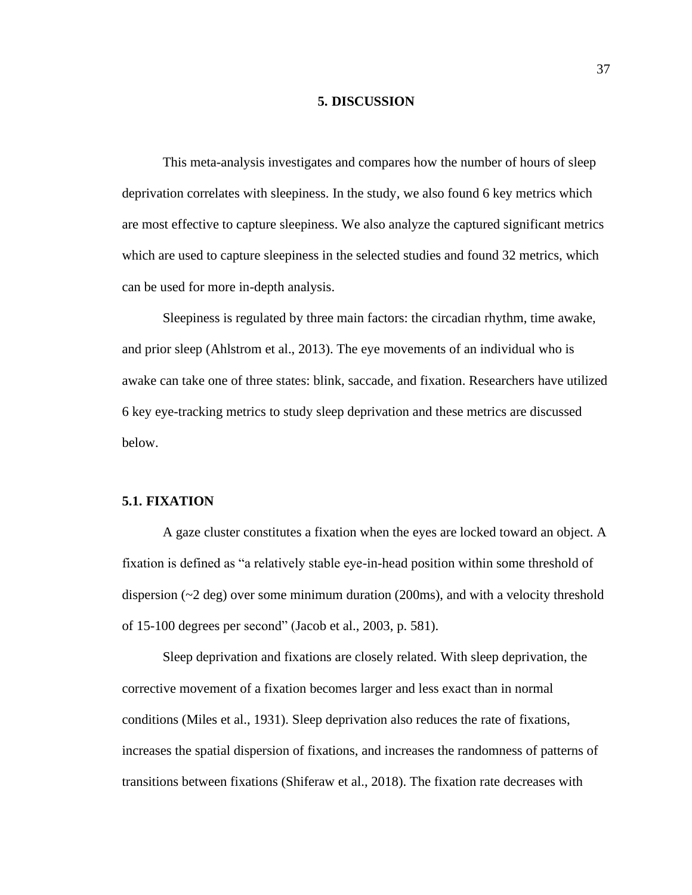# 5. DISCUSSION

This meta-analysis investigates and compares how the number of hours of sleep deprivation correlates with sleepiness. In the study, we also found 6 key metrics which are most effective to capture sleepiness. We also analyze the captured significant metrics which are used to capture sleepiness in the selected studies and found 32 metrics, which can be used for more in-depth analysis.

Sleepiness is regulated by three main factors: the circadian rhythm, time awake, and prior sleep (Ahlstrom et al., 2013). The eye movements of an individual who is awake can take one of three states: blink, saccade, and fixation. Researchers have utilized 6 key eye-tracking metrics to study sleep deprivation and these metrics are discussed below.

## 5.1. FIXATION

A gaze cluster constitutes a fixation when the eyes are locked toward an object. A fixation is defined as "a relatively stable eye-in-head position within some threshold of dispersion (~2 deg) over some minimum duration (200ms), and with a velocity threshold of 15-100 degrees per second" (Jacob et al., 2003, p. 581).

Sleep deprivation and fixations are closely related. With sleep deprivation, the corrective movement of a fixation becomes larger and less exact than in normal conditions (Miles et al., 1931). Sleep deprivation also reduces the rate of fixations, increases the spatial dispersion of fixations, and increases the randomness of patterns of transitions between fixations (Shiferaw et al., 2018). The fixation rate decreases with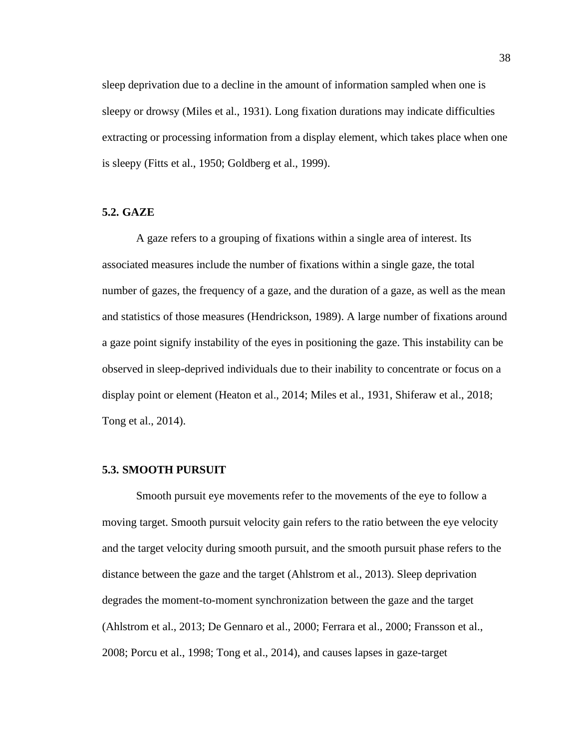sleep deprivation due to a decline in the amount of information sampled when one is sleepy or drowsy (Miles et al., 1931). Long fixation durations may indicate difficulties extracting or processing information from a display element, which takes place when one is sleepy (Fitts et al., 1950; Goldberg et al., 1999).

### 5.2. GAZE

A gaze refers to a grouping of fixations within a single area of interest. Its associated measures include the number of fixations within a single gaze, the total number of gazes, the frequency of a gaze, and the duration of a gaze, as well as the mean and statistics of those measures (Hendrickson, 1989). A large number of fixations around a gaze point signify instability of the eyes in positioning the gaze. This instability can be observed in sleep-deprived individuals due to their inability to concentrate or focus on a display point or element (Heaton et al., 2014; Miles et al., 1931, Shiferaw et al., 2018; Tong et al., 2014).

### 5.3. SMOOTH PURSUIT

Smooth pursuit eye movements refer to the movements of the eye to follow a moving target. Smooth pursuit velocity gain refers to the ratio between the eye velocity and the target velocity during smooth pursuit, and the smooth pursuit phase refers to the distance between the gaze and the target (Ahlstrom et al., 2013). Sleep deprivation degrades the moment-to-moment synchronization between the gaze and the target (Ahlstrom et al., 2013; De Gennaro et al., 2000; Ferrara et al., 2000; Fransson et al., 2008; Porcu et al., 1998; Tong et al., 2014), and causes lapses in gaze-target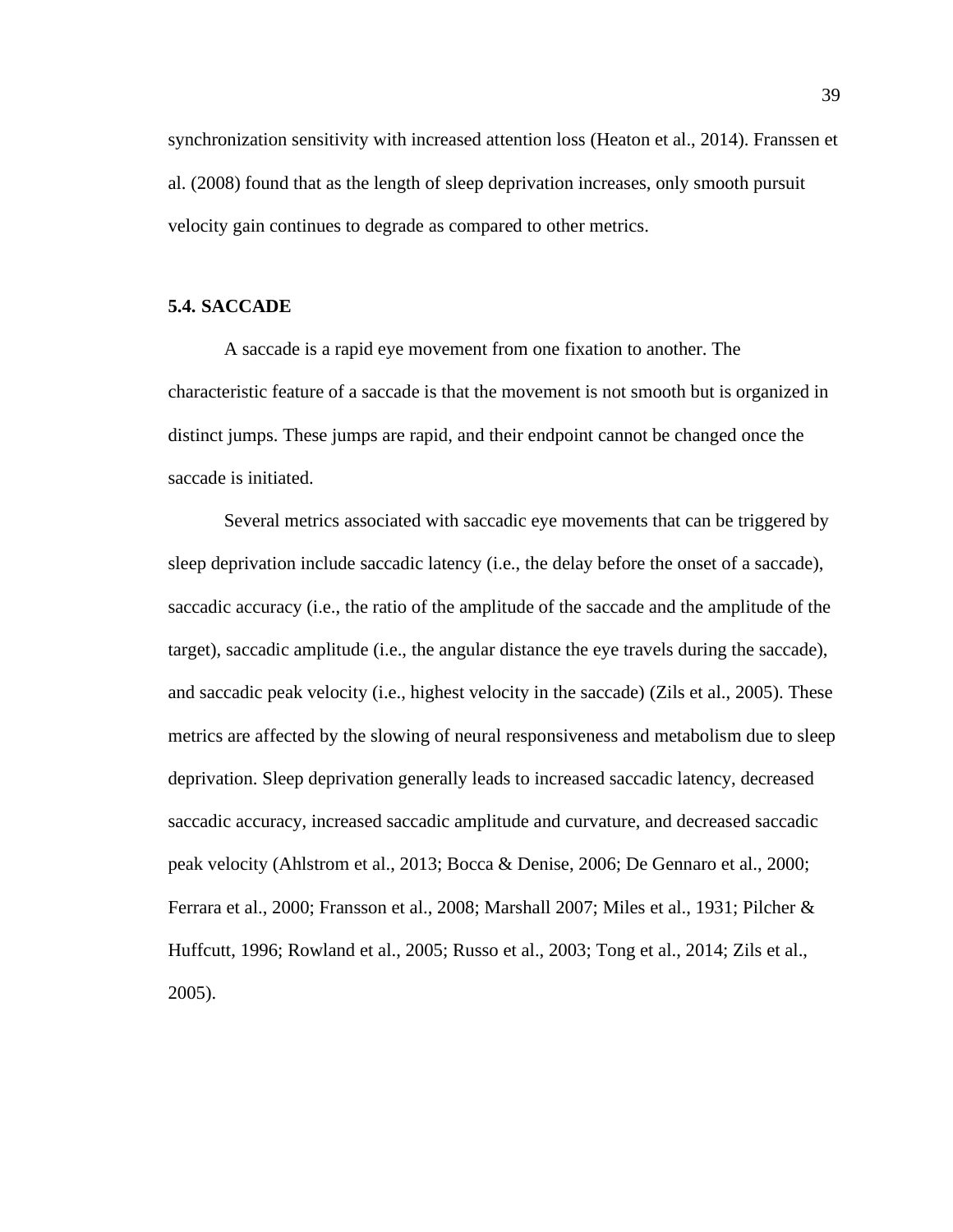synchronization sensitivity with increased attention loss (Heaton et al., 2014). Franssen et al. (2008) found that as the length of sleep deprivation increases, only smooth pursuit velocity gain continues to degrade as compared to other metrics.

### 5.4. SACCADE

A saccade is a rapid eye movement from one fixation to another. The characteristic feature of a saccade is that the movement is not smooth but is organized in distinct jumps. These jumps are rapid, and their endpoint cannot be changed once the saccade is initiated.

Several metrics associated with saccadic eye movements that can be triggered by sleep deprivation include saccadic latency (i.e., the delay before the onset of a saccade), saccadic accuracy (i.e., the ratio of the amplitude of the saccade and the amplitude of the target), saccadic amplitude (i.e., the angular distance the eye travels during the saccade), and saccadic peak velocity (i.e., highest velocity in the saccade) (Zils et al., 2005). These metrics are affected by the slowing of neural responsiveness and metabolism due to sleep deprivation. Sleep deprivation generally leads to increased saccadic latency, decreased saccadic accuracy, increased saccadic amplitude and curvature, and decreased saccadic peak velocity (Ahlstrom et al., 2013; Bocca & Denise, 2006; De Gennaro et al., 2000; Ferrara et al., 2000; Fransson et al., 2008; Marshall 2007; Miles et al., 1931; Pilcher & Huffcutt, 1996; Rowland et al., 2005; Russo et al., 2003; Tong et al., 2014; Zils et al., 2005).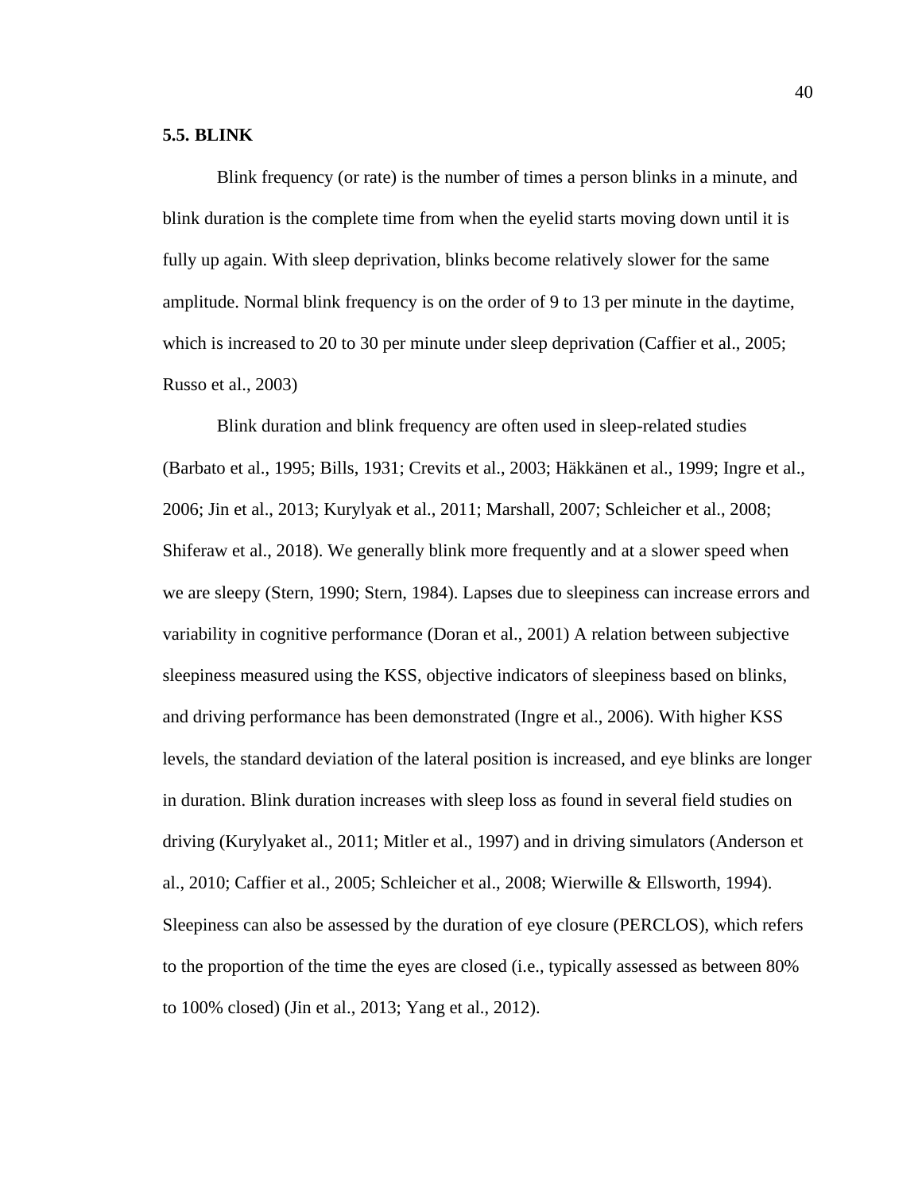### 5.5. BLINK

Blink frequency (or rate) is the number of times a person blinks in a minute, and blink duration is the complete time from when the eyelid starts moving down until it is fully up again. With sleep deprivation, blinks become relatively slower for the same amplitude. Normal blink frequency is on the order of 9 to 13 per minute in the daytime, which is increased to 20 to 30 per minute under sleep deprivation (Caffier et al., 2005; Russo et al., 2003)

Blink duration and blink frequency are often used in sleep-related studies (Barbato et al., 1995; Bills, 1931; Crevits et al., 2003; Häkkänen et al., 1999; Ingre et al., 2006; Jin et al., 2013; Kurylyak et al., 2011; Marshall, 2007; Schleicher et al., 2008; Shiferaw et al., 2018). We generally blink more frequently and at a slower speed when we are sleepy (Stern, 1990; Stern, 1984). Lapses due to sleepiness can increase errors and variability in cognitive performance (Doran et al., 2001) A relation between subjective sleepiness measured using the KSS, objective indicators of sleepiness based on blinks, and driving performance has been demonstrated (Ingre et al., 2006). With higher KSS levels, the standard deviation of the lateral position is increased, and eye blinks are longer in duration. Blink duration increases with sleep loss as found in several field studies on driving (Kurylyaket al., 2011; Mitler et al., 1997) and in driving simulators (Anderson et al., 2010; Caffier et al., 2005; Schleicher et al., 2008; Wierwille & Ellsworth, 1994). Sleepiness can also be assessed by the duration of eye closure (PERCLOS), which refers to the proportion of the time the eyes are closed (i.e., typically assessed as between 80% to 100% closed) (Jin et al., 2013; Yang et al., 2012).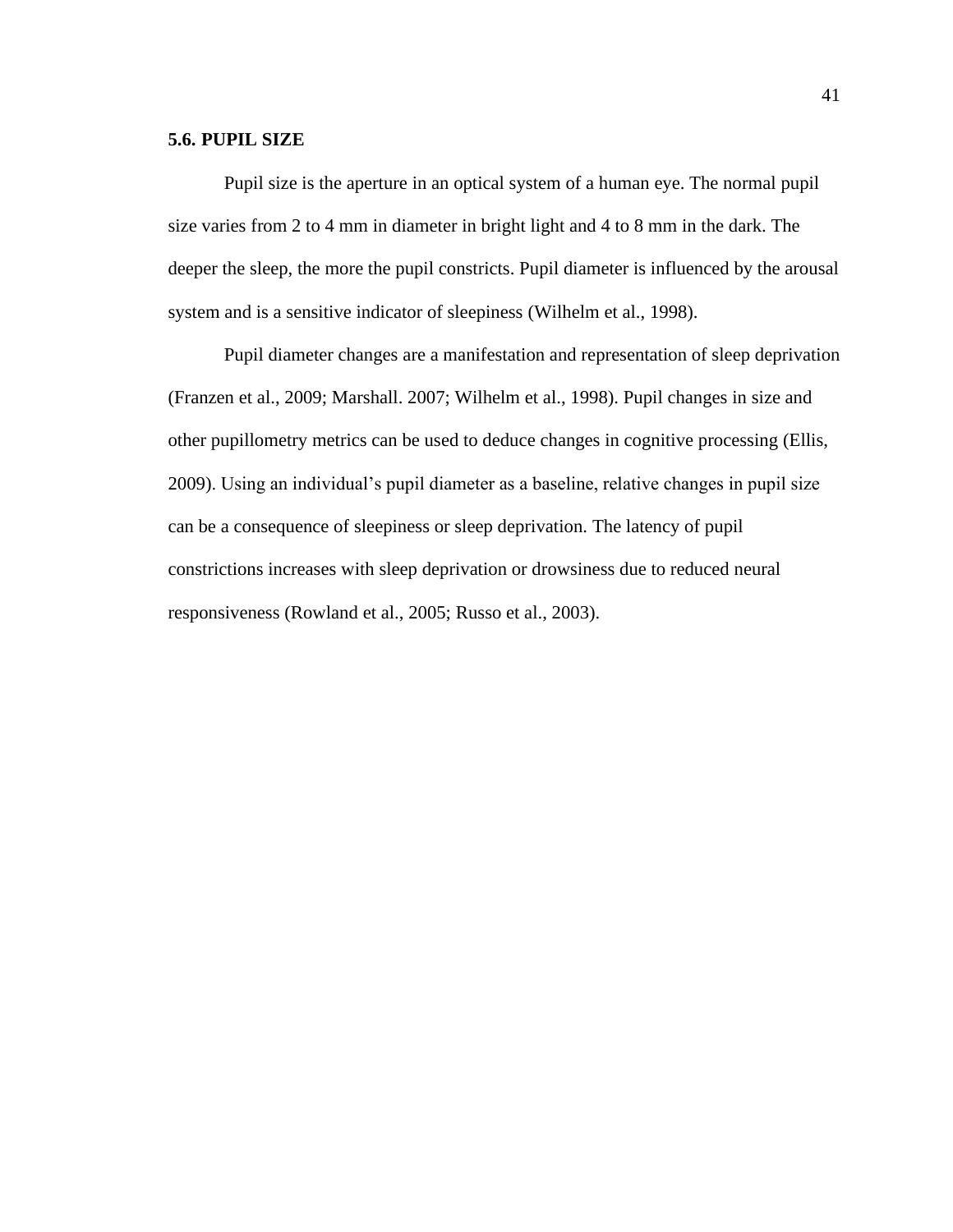### 5.6. PUPIL SIZE

Pupil size is the aperture in an optical system of a human eye. The normal pupil size varies from 2 to 4 mm in diameter in bright light and 4 to 8 mm in the dark. The deeper the sleep, the more the pupil constricts. Pupil diameter is influenced by the arousal system and is a sensitive indicator of sleepiness (Wilhelm et al., 1998).

Pupil diameter changes are a manifestation and representation of sleep deprivation (Franzen et al., 2009; Marshall. 2007; Wilhelm et al., 1998). Pupil changes in size and other pupillometry metrics can be used to deduce changes in cognitive processing (Ellis, 2009). Using an individual's pupil diameter as a baseline, relative changes in pupil size can be a consequence of sleepiness or sleep deprivation. The latency of pupil constrictions increases with sleep deprivation or drowsiness due to reduced neural responsiveness (Rowland et al., 2005; Russo et al., 2003).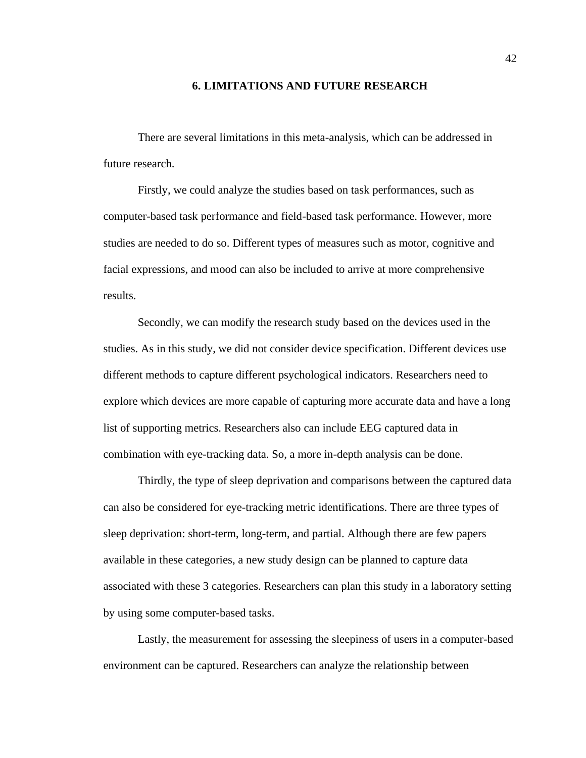# 6. LIMITATIONS AND FUTURE RESEARCH

There are several limitations in this meta-analysis, which can be addressed in future research.

Firstly, we could analyze the studies based on task performances, such as computer-based task performance and field-based task performance. However, more studies are needed to do so. Different types of measures such as motor, cognitive and facial expressions, and mood can also be included to arrive at more comprehensive results.

Secondly, we can modify the research study based on the devices used in the studies. As in this study, we did not consider device specification. Different devices use different methods to capture different psychological indicators. Researchers need to explore which devices are more capable of capturing more accurate data and have a long list of supporting metrics. Researchers also can include EEG captured data in combination with eye-tracking data. So, a more in-depth analysis can be done.

Thirdly, the type of sleep deprivation and comparisons between the captured data can also be considered for eye-tracking metric identifications. There are three types of sleep deprivation: short-term, long-term, and partial. Although there are few papers available in these categories, a new study design can be planned to capture data associated with these 3 categories. Researchers can plan this study in a laboratory setting by using some computer-based tasks.

Lastly, the measurement for assessing the sleepiness of users in a computer-based environment can be captured. Researchers can analyze the relationship between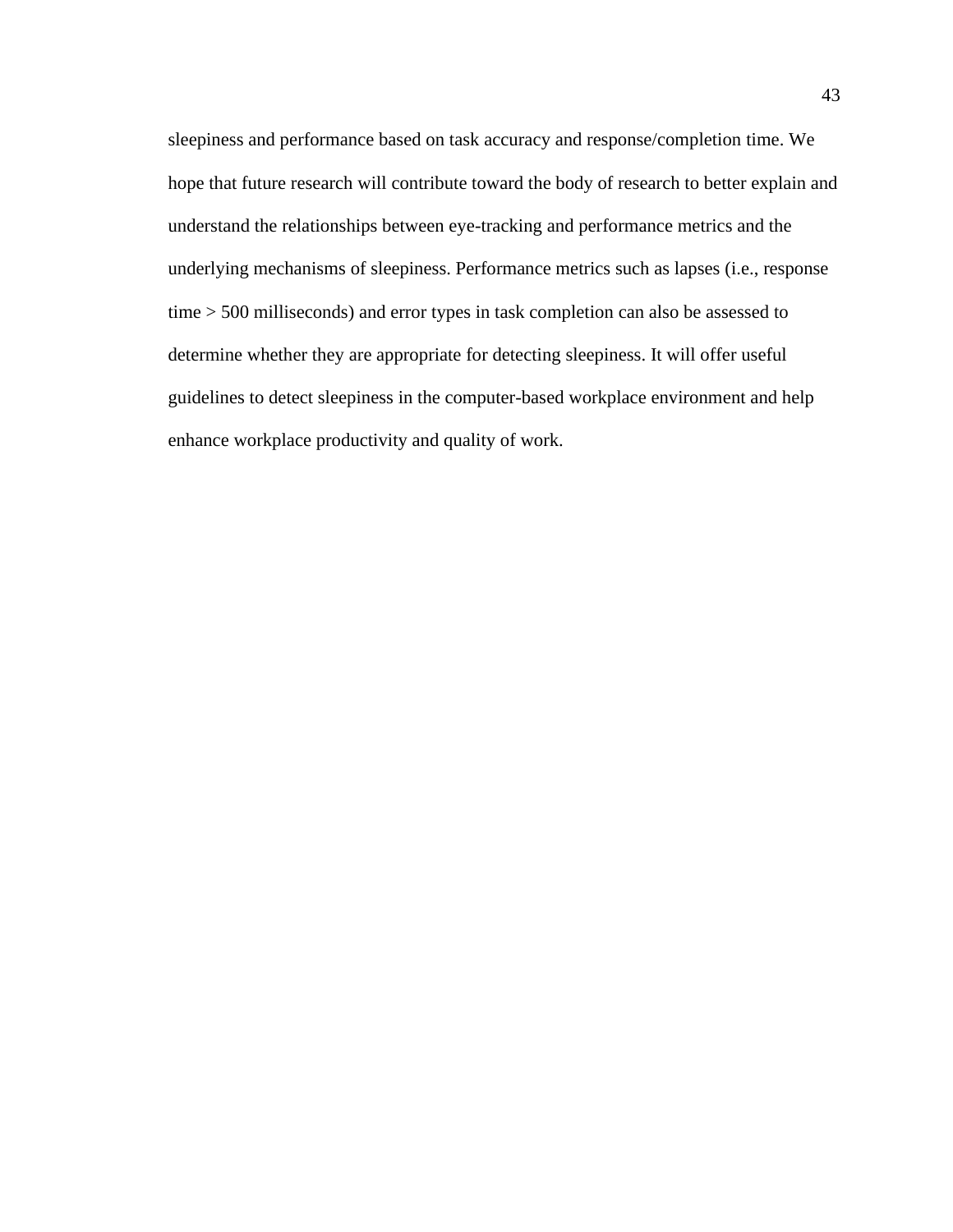sleepiness and performance based on task accuracy and response/completion time. We hope that future research will contribute toward the body of research to better explain and understand the relationships between eye-tracking and performance metrics and the underlying mechanisms of sleepiness. Performance metrics such as lapses (i.e., response time > 500 milliseconds) and error types in task completion can also be assessed to determine whether they are appropriate for detecting sleepiness. It will offer useful guidelines to detect sleepiness in the computer-based workplace environment and help enhance workplace productivity and quality of work.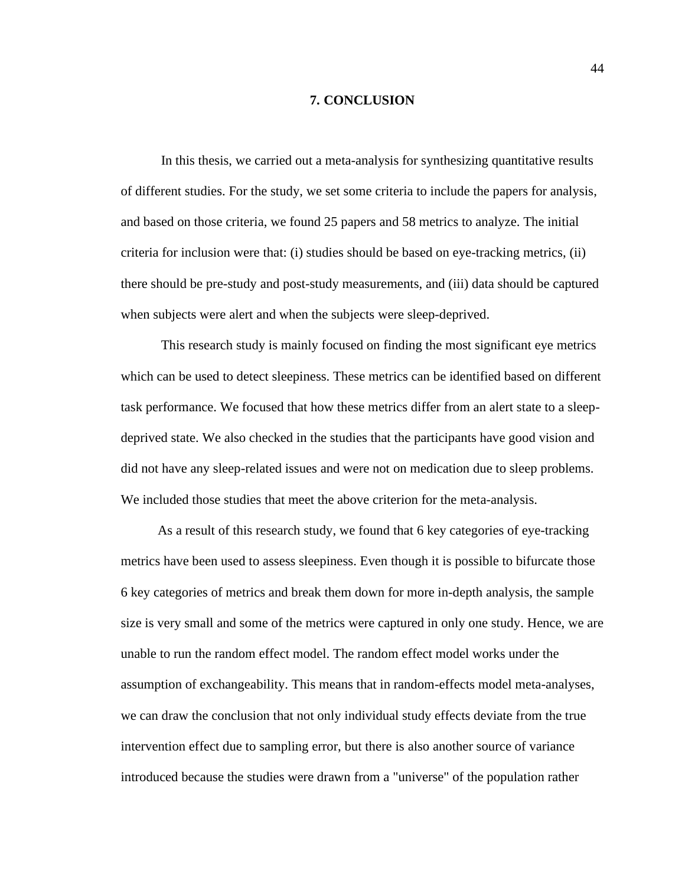# 7. CONCLUSION

In this thesis, we carried out a meta-analysis for synthesizing quantitative results of different studies. For the study, we set some criteria to include the papers for analysis, and based on those criteria, we found 25 papers and 58 metrics to analyze. The initial criteria for inclusion were that: (i) studies should be based on eye-tracking metrics, (ii) there should be pre-study and post-study measurements, and (iii) data should be captured when subjects were alert and when the subjects were sleep-deprived.

This research study is mainly focused on finding the most significant eye metrics which can be used to detect sleepiness. These metrics can be identified based on different task performance. We focused that how these metrics differ from an alert state to a sleep-deprived state. We also checked in the studies that the participants have good vision and did not have any sleep-related issues and were not on medication due to sleep problems. We included those studies that meet the above criterion for the meta-analysis.

As a result of this research study, we found that 6 key categories of eye-tracking metrics have been used to assess sleepiness. Even though it is possible to bifurcate those 6 key categories of metrics and break them down for more in-depth analysis, the sample size is very small and some of the metrics were captured in only one study. Hence, we are unable to run the random effect model. The random effect model works under the assumption of exchangeability. This means that in random-effects model meta-analyses, we can draw the conclusion that not only individual study effects deviate from the true intervention effect due to sampling error, but there is also another source of variance introduced because the studies were drawn from a "universe" of the population rather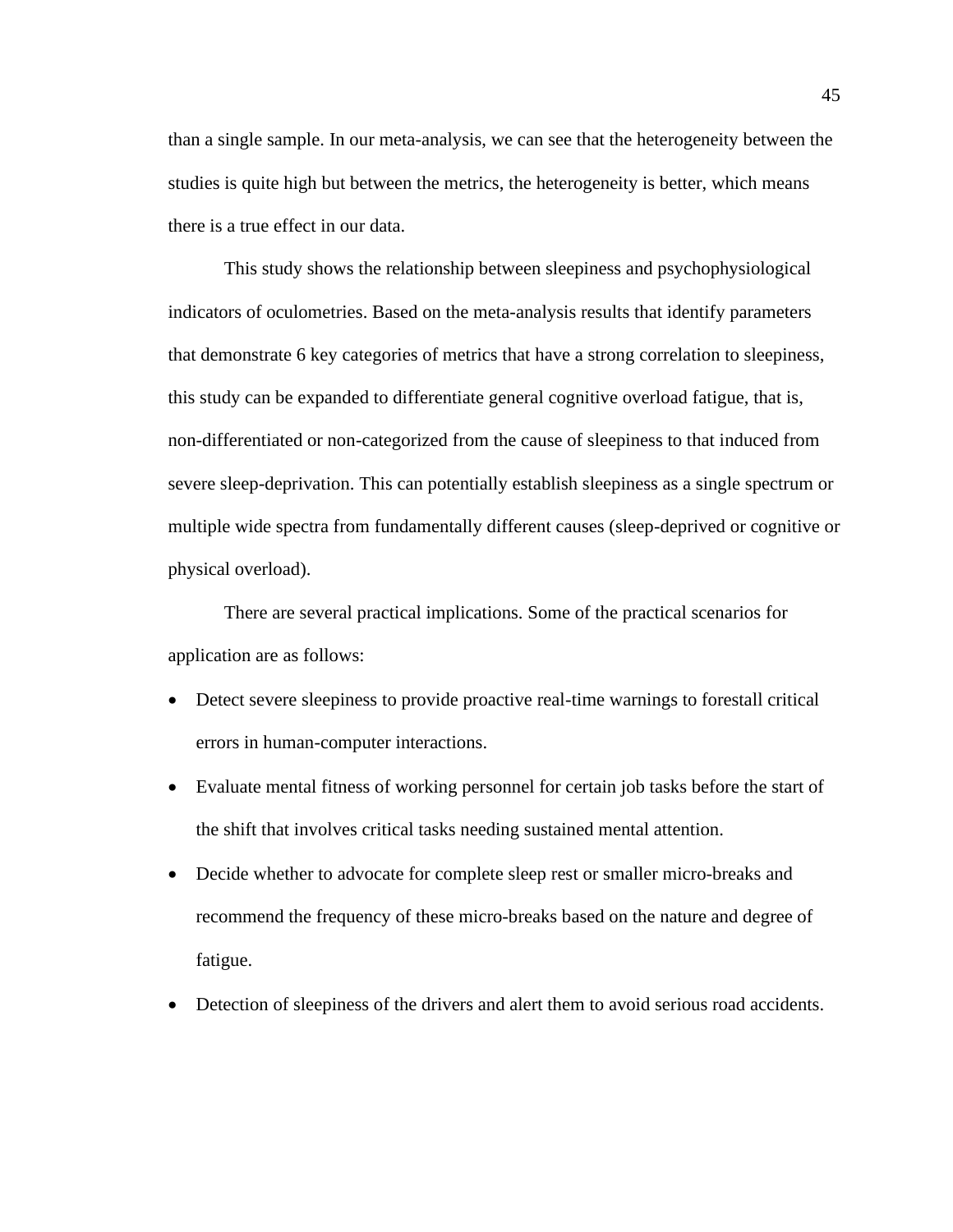than a single sample. In our meta-analysis, we can see that the heterogeneity between the studies is quite high but between the metrics, the heterogeneity is better, which means there is a true effect in our data.

This study shows the relationship between sleepiness and psychophysiological indicators of oculometries. Based on the meta-analysis results that identify parameters that demonstrate 6 key categories of metrics that have a strong correlation to sleepiness, this study can be expanded to differentiate general cognitive overload fatigue, that is, non-differentiated or non-categorized from the cause of sleepiness to that induced from severe sleep-deprivation. This can potentially establish sleepiness as a single spectrum or multiple wide spectra from fundamentally different causes (sleep-deprived or cognitive or physical overload).

There are several practical implications. Some of the practical scenarios for application are as follows:

- Detect severe sleepiness to provide proactive real-time warnings to forestall critical errors in human-computer interactions.
- Evaluate mental fitness of working personnel for certain job tasks before the start of the shift that involves critical tasks needing sustained mental attention.
- Decide whether to advocate for complete sleep rest or smaller micro-breaks and recommend the frequency of these micro-breaks based on the nature and degree of fatigue.
- Detection of sleepiness of the drivers and alert them to avoid serious road accidents.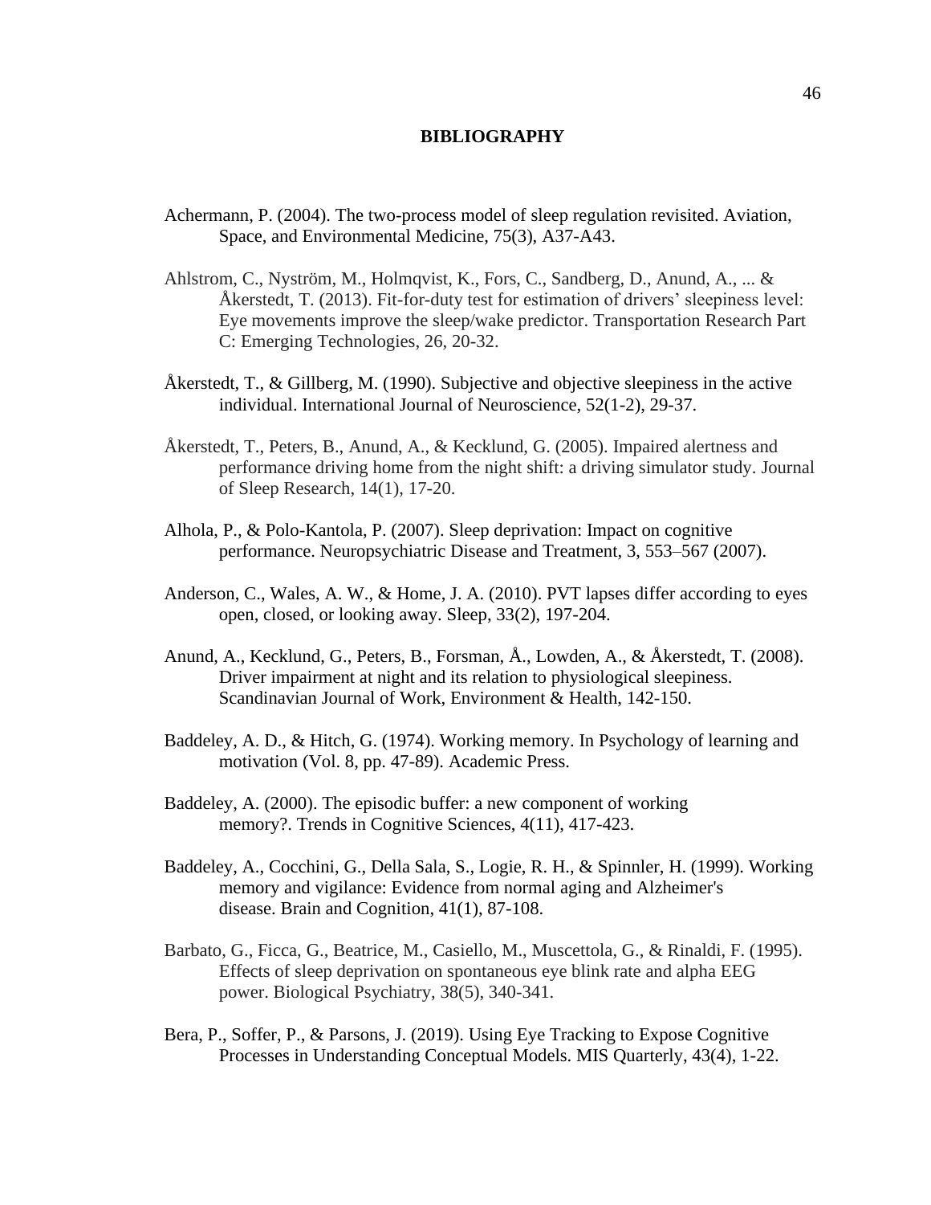# BIBLIOGRAPHY

Achermann, P. (2004). The two-process model of sleep regulation revisited. Aviation, Space, and Environmental Medicine, 75(3), A37-A43.

Ahlstrom, C., Nyström, M., Holmqvist, K., Fors, C., Sandberg, D., Anund, A., ... & Åkerstedt, T. (2013). Fit-for-duty test for estimation of drivers' sleepiness level: Eye movements improve the sleep/wake predictor. Transportation Research Part C: Emerging Technologies, 26, 20-32.

Åkerstedt, T., & Gillberg, M. (1990). Subjective and objective sleepiness in the active individual. International Journal of Neuroscience, 52(1-2), 29-37.

Åkerstedt, T., Peters, B., Anund, A., & Kecklund, G. (2005). Impaired alertness and performance driving home from the night shift: a driving simulator study. Journal of Sleep Research, 14(1), 17-20.

Alhola, P., & Polo-Kantola, P. (2007). Sleep deprivation: Impact on cognitive performance. Neuropsychiatric Disease and Treatment, 3, 553–567 (2007).

Anderson, C., Wales, A. W., & Home, J. A. (2010). PVT lapses differ according to eyes open, closed, or looking away. Sleep, 33(2), 197-204.

Anund, A., Kecklund, G., Peters, B., Forsman, Å., Lowden, A., & Åkerstedt, T. (2008). Driver impairment at night and its relation to physiological sleepiness. Scandinavian Journal of Work, Environment & Health, 142-150.

Baddeley, A. D., & Hitch, G. (1974). Working memory. In Psychology of learning and motivation (Vol. 8, pp. 47-89). Academic Press.

Baddeley, A. (2000). The episodic buffer: a new component of working memory?. Trends in Cognitive Sciences, 4(11), 417-423.

Baddeley, A., Cocchini, G., Della Sala, S., Logie, R. H., & Spinnler, H. (1999). Working memory and vigilance: Evidence from normal aging and Alzheimer's disease. Brain and Cognition, 41(1), 87-108.

Barbato, G., Ficca, G., Beatrice, M., Casiello, M., Muscettola, G., & Rinaldi, F. (1995). Effects of sleep deprivation on spontaneous eye blink rate and alpha EEG power. Biological Psychiatry, 38(5), 340-341.

Bera, P., Soffer, P., & Parsons, J. (2019). Using Eye Tracking to Expose Cognitive Processes in Understanding Conceptual Models. MIS Quarterly, 43(4), 1-22.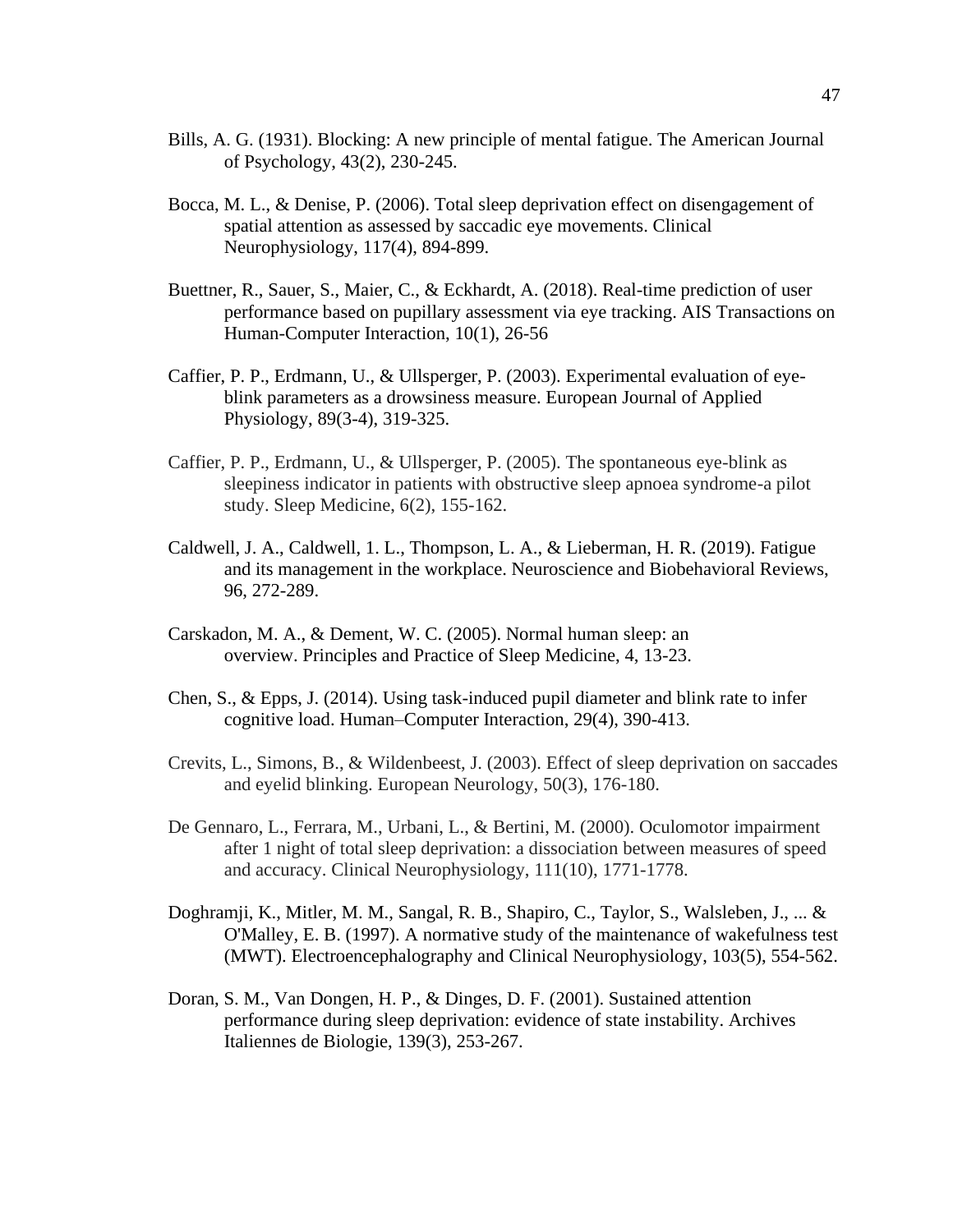Bills, A. G. (1931). Blocking: A new principle of mental fatigue. The American Journal of Psychology, 43(2), 230-245.

Bocca, M. L., & Denise, P. (2006). Total sleep deprivation effect on disengagement of spatial attention as assessed by saccadic eye movements. Clinical Neurophysiology, 117(4), 894-899.

Buettner, R., Sauer, S., Maier, C., & Eckhardt, A. (2018). Real-time prediction of user performance based on pupillary assessment via eye tracking. AIS Transactions on Human-Computer Interaction, 10(1), 26-56

Caffier, P. P., Erdmann, U., & Ullsperger, P. (2003). Experimental evaluation of eye-blink parameters as a drowsiness measure. European Journal of Applied Physiology, 89(3-4), 319-325.

Caffier, P. P., Erdmann, U., & Ullsperger, P. (2005). The spontaneous eye-blink as sleepiness indicator in patients with obstructive sleep apnoea syndrome-a pilot study. Sleep Medicine, 6(2), 155-162.

Caldwell, J. A., Caldwell, 1. L., Thompson, L. A., & Lieberman, H. R. (2019). Fatigue and its management in the workplace. Neuroscience and Biobehavioral Reviews, 96, 272-289.

Carskadon, M. A., & Dement, W. C. (2005). Normal human sleep: an overview. Principles and Practice of Sleep Medicine, 4, 13-23.

Chen, S., & Epps, J. (2014). Using task-induced pupil diameter and blink rate to infer cognitive load. Human–Computer Interaction, 29(4), 390-413.

Crevits, L., Simons, B., & Wildenbeest, J. (2003). Effect of sleep deprivation on saccades and eyelid blinking. European Neurology, 50(3), 176-180.

De Gennaro, L., Ferrara, M., Urbani, L., & Bertini, M. (2000). Oculomotor impairment after 1 night of total sleep deprivation: a dissociation between measures of speed and accuracy. Clinical Neurophysiology, 111(10), 1771-1778.

Doghramji, K., Mitler, M. M., Sangal, R. B., Shapiro, C., Taylor, S., Walsleben, J., ... & O'Malley, E. B. (1997). A normative study of the maintenance of wakefulness test (MWT). Electroencephalography and Clinical Neurophysiology, 103(5), 554-562.

Doran, S. M., Van Dongen, H. P., & Dinges, D. F. (2001). Sustained attention performance during sleep deprivation: evidence of state instability. Archives Italiennes de Biologie, 139(3), 253-267.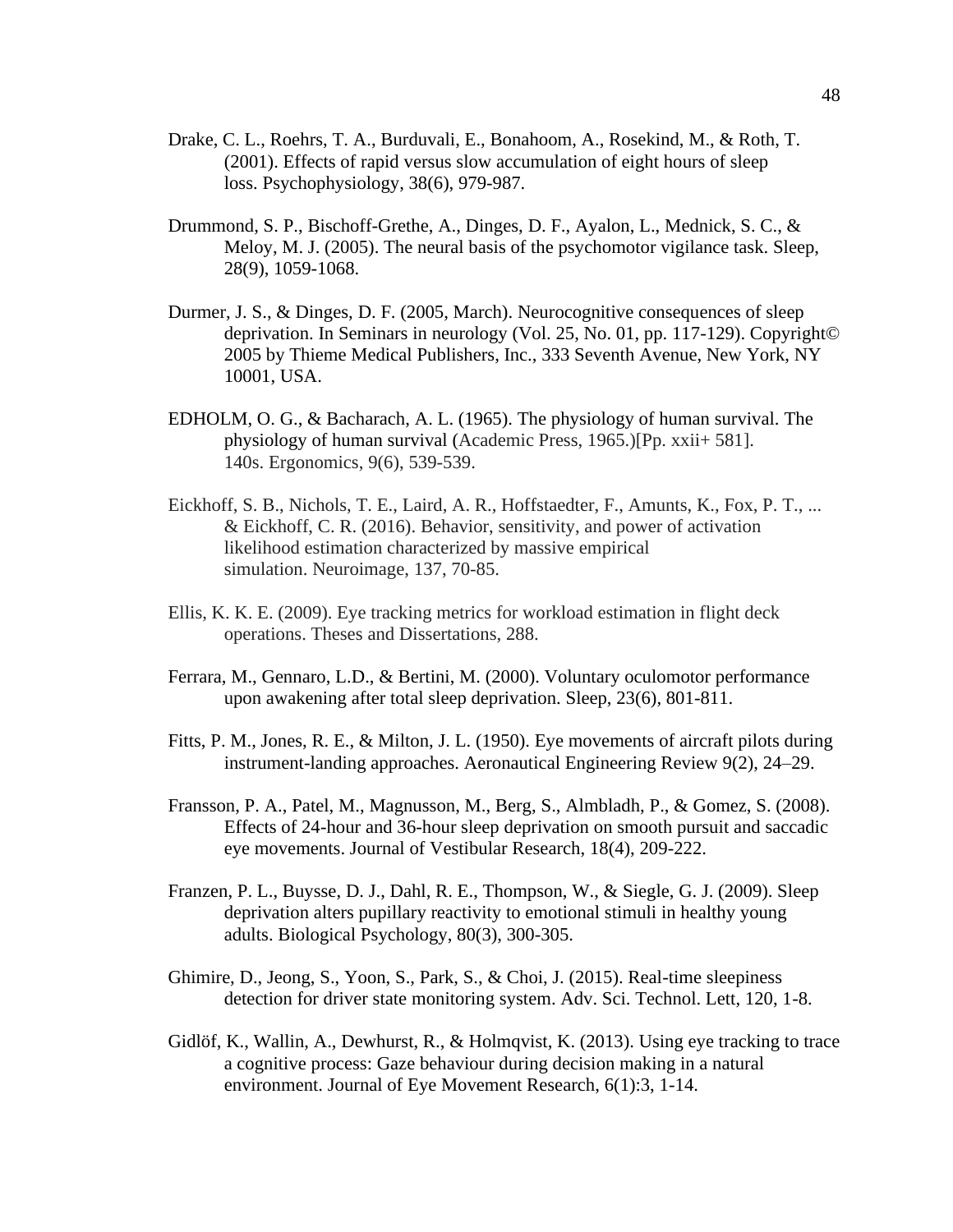Drake, C. L., Roehrs, T. A., Burduvali, E., Bonahoom, A., Rosekind, M., & Roth, T. (2001). Effects of rapid versus slow accumulation of eight hours of sleep loss. Psychophysiology, 38(6), 979-987.

Drummond, S. P., Bischoff-Grethe, A., Dinges, D. F., Ayalon, L., Mednick, S. C., & Meloy, M. J. (2005). The neural basis of the psychomotor vigilance task. Sleep, 28(9), 1059-1068.

Durmer, J. S., & Dinges, D. F. (2005, March). Neurocognitive consequences of sleep deprivation. In Seminars in neurology (Vol. 25, No. 01, pp. 117-129). Copyright© 2005 by Thieme Medical Publishers, Inc., 333 Seventh Avenue, New York, NY 10001, USA.

EDHOLM, O. G., & Bacharach, A. L. (1965). The physiology of human survival. The physiology of human survival (Academic Press, 1965.)[Pp. xxii+ 581]. 140s. Ergonomics, 9(6), 539-539.

Eickhoff, S. B., Nichols, T. E., Laird, A. R., Hoffstaedter, F., Amunts, K., Fox, P. T., ... & Eickhoff, C. R. (2016). Behavior, sensitivity, and power of activation likelihood estimation characterized by massive empirical simulation. Neuroimage, 137, 70-85.

Ellis, K. K. E. (2009). Eye tracking metrics for workload estimation in flight deck operations. Theses and Dissertations, 288.

Ferrara, M., Gennaro, L.D., & Bertini, M. (2000). Voluntary oculomotor performance upon awakening after total sleep deprivation. Sleep, 23(6), 801-811.

Fitts, P. M., Jones, R. E., & Milton, J. L. (1950). Eye movements of aircraft pilots during instrument-landing approaches. Aeronautical Engineering Review 9(2), 24–29.

Fransson, P. A., Patel, M., Magnusson, M., Berg, S., Almbladh, P., & Gomez, S. (2008). Effects of 24-hour and 36-hour sleep deprivation on smooth pursuit and saccadic eye movements. Journal of Vestibular Research, 18(4), 209-222.

Franzen, P. L., Buysse, D. J., Dahl, R. E., Thompson, W., & Siegle, G. J. (2009). Sleep deprivation alters pupillary reactivity to emotional stimuli in healthy young adults. Biological Psychology, 80(3), 300-305.

Ghimire, D., Jeong, S., Yoon, S., Park, S., & Choi, J. (2015). Real-time sleepiness detection for driver state monitoring system. Adv. Sci. Technol. Lett, 120, 1-8.

Gidlöf, K., Wallin, A., Dewhurst, R., & Holmqvist, K. (2013). Using eye tracking to trace a cognitive process: Gaze behaviour during decision making in a natural environment. Journal of Eye Movement Research, 6(1):3, 1-14.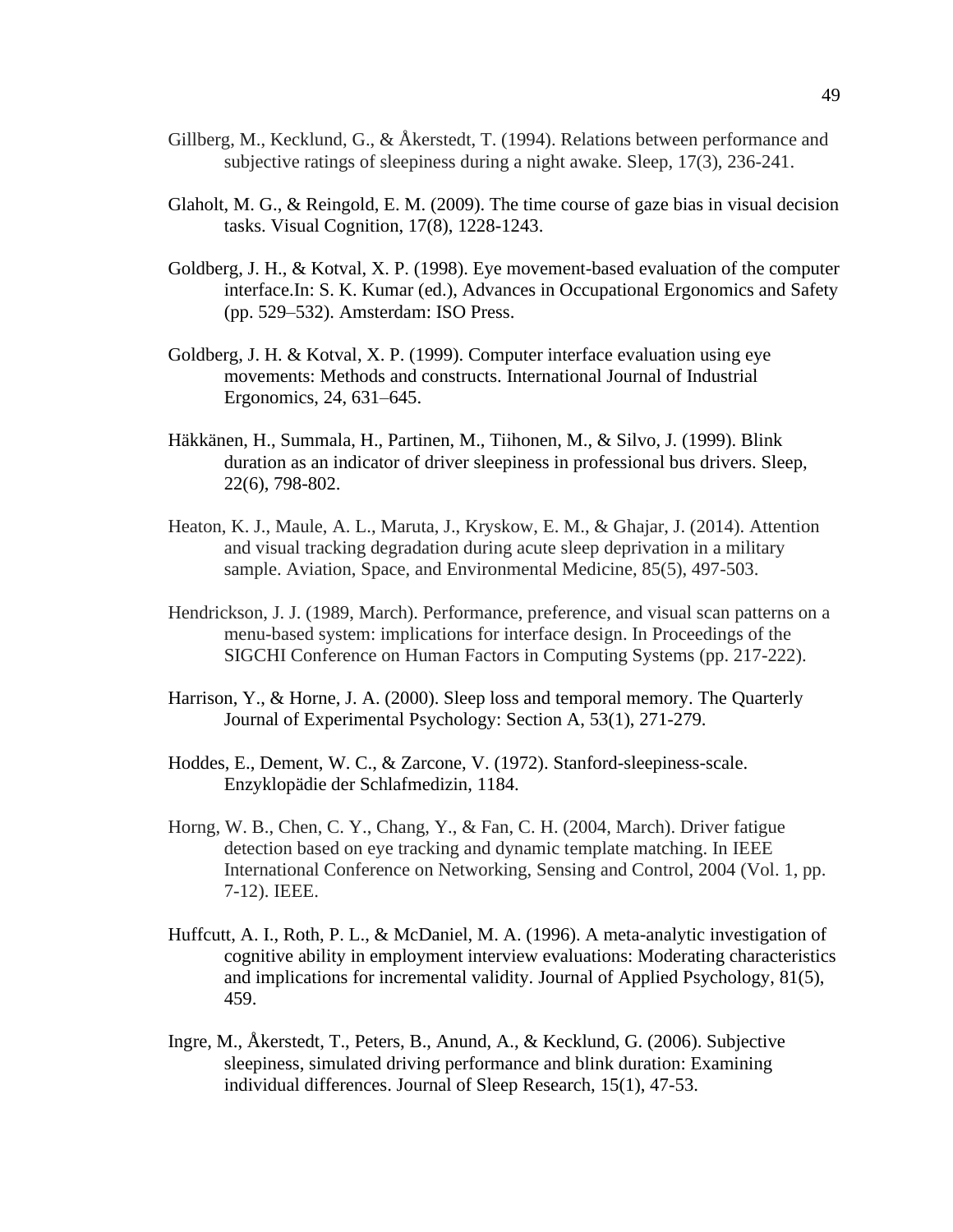Gillberg, M., Kecklund, G., & Åkerstedt, T. (1994). Relations between performance and subjective ratings of sleepiness during a night awake. Sleep, 17(3), 236-241.

Glaholt, M. G., & Reingold, E. M. (2009). The time course of gaze bias in visual decision tasks. Visual Cognition, 17(8), 1228-1243.

Goldberg, J. H., & Kotval, X. P. (1998). Eye movement-based evaluation of the computer interface.In: S. K. Kumar (ed.), Advances in Occupational Ergonomics and Safety (pp. 529–532). Amsterdam: ISO Press.

Goldberg, J. H. & Kotval, X. P. (1999). Computer interface evaluation using eye movements: Methods and constructs. International Journal of Industrial Ergonomics, 24, 631–645.

Häkkänen, H., Summala, H., Partinen, M., Tiihonen, M., & Silvo, J. (1999). Blink duration as an indicator of driver sleepiness in professional bus drivers. Sleep, 22(6), 798-802.

Heaton, K. J., Maule, A. L., Maruta, J., Kryskow, E. M., & Ghajar, J. (2014). Attention and visual tracking degradation during acute sleep deprivation in a military sample. Aviation, Space, and Environmental Medicine, 85(5), 497-503.

Hendrickson, J. J. (1989, March). Performance, preference, and visual scan patterns on a menu-based system: implications for interface design. In Proceedings of the SIGCHI Conference on Human Factors in Computing Systems (pp. 217-222).

Harrison, Y., & Horne, J. A. (2000). Sleep loss and temporal memory. The Quarterly Journal of Experimental Psychology: Section A, 53(1), 271-279.

Hoddes, E., Dement, W. C., & Zarcone, V. (1972). Stanford-sleepiness-scale. Enzyklopädie der Schlafmedizin, 1184.

Horng, W. B., Chen, C. Y., Chang, Y., & Fan, C. H. (2004, March). Driver fatigue detection based on eye tracking and dynamic template matching. In IEEE International Conference on Networking, Sensing and Control, 2004 (Vol. 1, pp. 7-12). IEEE.

Huffcutt, A. I., Roth, P. L., & McDaniel, M. A. (1996). A meta-analytic investigation of cognitive ability in employment interview evaluations: Moderating characteristics and implications for incremental validity. Journal of Applied Psychology, 81(5), 459.

Ingre, M., Åkerstedt, T., Peters, B., Anund, A., & Kecklund, G. (2006). Subjective sleepiness, simulated driving performance and blink duration: Examining individual differences. Journal of Sleep Research, 15(1), 47-53.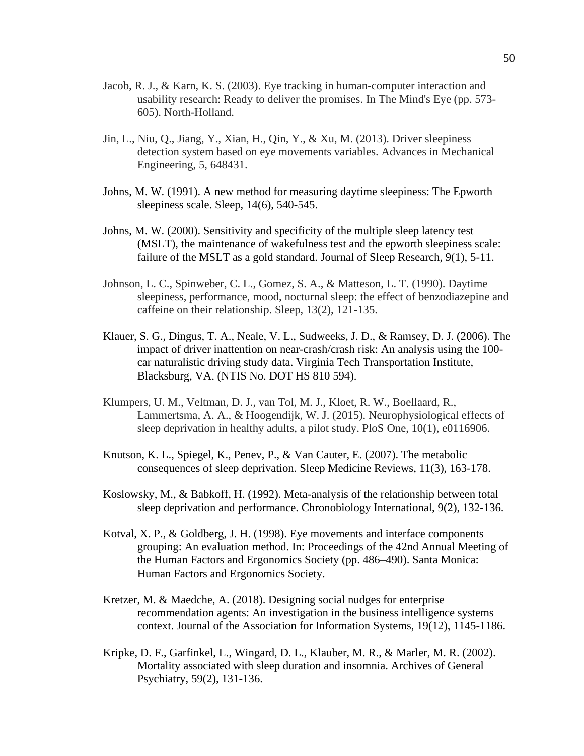Jacob, R. J., & Karn, K. S. (2003). Eye tracking in human-computer interaction and usability research: Ready to deliver the promises. In The Mind's Eye (pp. 573-605). North-Holland.

Jin, L., Niu, Q., Jiang, Y., Xian, H., Qin, Y., & Xu, M. (2013). Driver sleepiness detection system based on eye movements variables. Advances in Mechanical Engineering, 5, 648431.

Johns, M. W. (1991). A new method for measuring daytime sleepiness: The Epworth sleepiness scale. Sleep, 14(6), 540-545.

Johns, M. W. (2000). Sensitivity and specificity of the multiple sleep latency test (MSLT), the maintenance of wakefulness test and the epworth sleepiness scale: failure of the MSLT as a gold standard. Journal of Sleep Research, 9(1), 5-11.

Johnson, L. C., Spinweber, C. L., Gomez, S. A., & Matteson, L. T. (1990). Daytime sleepiness, performance, mood, nocturnal sleep: the effect of benzodiazepine and caffeine on their relationship. Sleep, 13(2), 121-135.

Klauer, S. G., Dingus, T. A., Neale, V. L., Sudweeks, J. D., & Ramsey, D. J. (2006). The impact of driver inattention on near-crash/crash risk: An analysis using the 100-car naturalistic driving study data. Virginia Tech Transportation Institute, Blacksburg, VA. (NTIS No. DOT HS 810 594).

Klumpers, U. M., Veltman, D. J., van Tol, M. J., Kloet, R. W., Boellaard, R., Lammertsma, A. A., & Hoogendijk, W. J. (2015). Neurophysiological effects of sleep deprivation in healthy adults, a pilot study. PloS One, 10(1), e0116906.

Knutson, K. L., Spiegel, K., Penev, P., & Van Cauter, E. (2007). The metabolic consequences of sleep deprivation. Sleep Medicine Reviews, 11(3), 163-178.

Koslowsky, M., & Babkoff, H. (1992). Meta-analysis of the relationship between total sleep deprivation and performance. Chronobiology International, 9(2), 132-136.

Kotval, X. P., & Goldberg, J. H. (1998). Eye movements and interface components grouping: An evaluation method. In: Proceedings of the 42nd Annual Meeting of the Human Factors and Ergonomics Society (pp. 486–490). Santa Monica: Human Factors and Ergonomics Society.

Kretzer, M. & Maedche, A. (2018). Designing social nudges for enterprise recommendation agents: An investigation in the business intelligence systems context. Journal of the Association for Information Systems, 19(12), 1145-1186.

Kripke, D. F., Garfinkel, L., Wingard, D. L., Klauber, M. R., & Marler, M. R. (2002). Mortality associated with sleep duration and insomnia. Archives of General Psychiatry, 59(2), 131-136.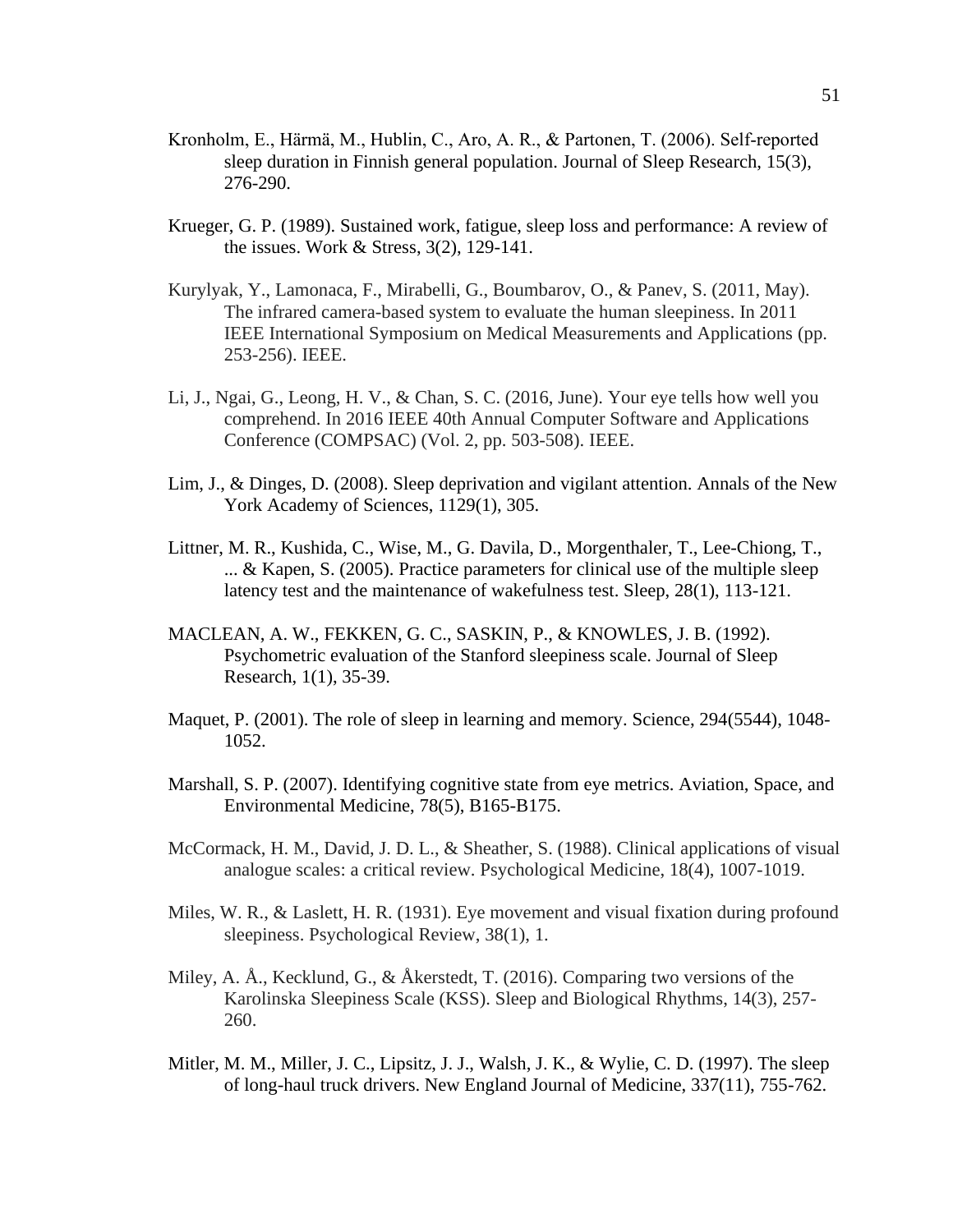Kronholm, E., Härmä, M., Hublin, C., Aro, A. R., & Partonen, T. (2006). Self-reported sleep duration in Finnish general population. Journal of Sleep Research, 15(3), 276-290.

Krueger, G. P. (1989). Sustained work, fatigue, sleep loss and performance: A review of the issues. Work & Stress, 3(2), 129-141.

Kurylyak, Y., Lamonaca, F., Mirabelli, G., Boumbarov, O., & Panev, S. (2011, May). The infrared camera-based system to evaluate the human sleepiness. In 2011 IEEE International Symposium on Medical Measurements and Applications (pp. 253-256). IEEE.

Li, J., Ngai, G., Leong, H. V., & Chan, S. C. (2016, June). Your eye tells how well you comprehend. In 2016 IEEE 40th Annual Computer Software and Applications Conference (COMPSAC) (Vol. 2, pp. 503-508). IEEE.

Lim, J., & Dinges, D. (2008). Sleep deprivation and vigilant attention. Annals of the New York Academy of Sciences, 1129(1), 305.

Littner, M. R., Kushida, C., Wise, M., G. Davila, D., Morgenthaler, T., Lee-Chiong, T., ... & Kapen, S. (2005). Practice parameters for clinical use of the multiple sleep latency test and the maintenance of wakefulness test. Sleep, 28(1), 113-121.

MACLEAN, A. W., FEKKEN, G. C., SASKIN, P., & KNOWLES, J. B. (1992). Psychometric evaluation of the Stanford sleepiness scale. Journal of Sleep Research, 1(1), 35-39.

Maquet, P. (2001). The role of sleep in learning and memory. Science, 294(5544), 1048-1052.

Marshall, S. P. (2007). Identifying cognitive state from eye metrics. Aviation, Space, and Environmental Medicine, 78(5), B165-B175.

McCormack, H. M., David, J. D. L., & Sheather, S. (1988). Clinical applications of visual analogue scales: a critical review. Psychological Medicine, 18(4), 1007-1019.

Miles, W. R., & Laslett, H. R. (1931). Eye movement and visual fixation during profound sleepiness. Psychological Review, 38(1), 1.

Miley, A. Å., Kecklund, G., & Åkerstedt, T. (2016). Comparing two versions of the Karolinska Sleepiness Scale (KSS). Sleep and Biological Rhythms, 14(3), 257-260.

Mitler, M. M., Miller, J. C., Lipsitz, J. J., Walsh, J. K., & Wylie, C. D. (1997). The sleep of long-haul truck drivers. New England Journal of Medicine, 337(11), 755-762.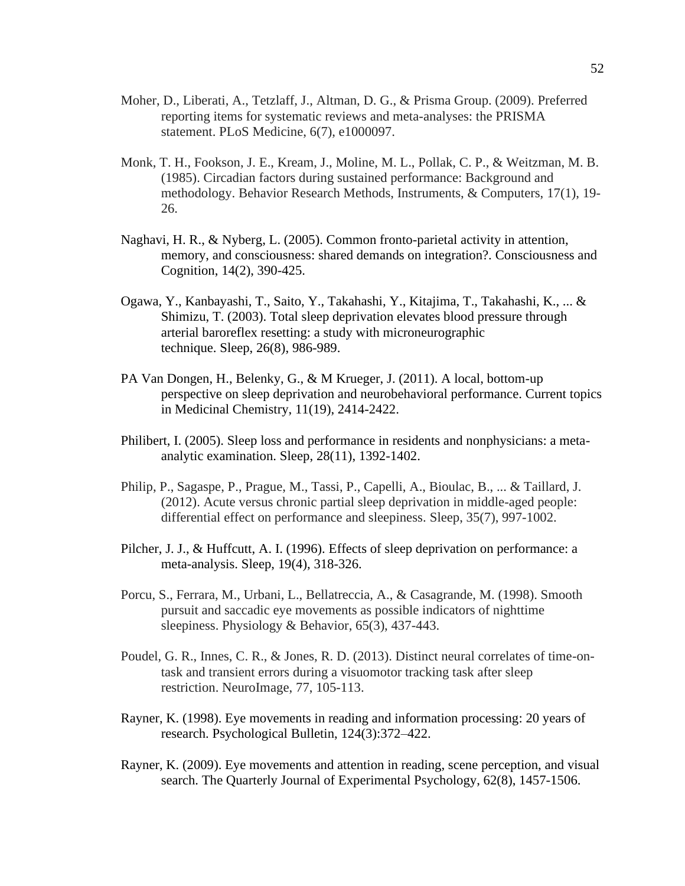Moher, D., Liberati, A., Tetzlaff, J., Altman, D. G., & Prisma Group. (2009). Preferred reporting items for systematic reviews and meta-analyses: the PRISMA statement. PLoS Medicine, 6(7), e1000097.

Monk, T. H., Fookson, J. E., Kream, J., Moline, M. L., Pollak, C. P., & Weitzman, M. B. (1985). Circadian factors during sustained performance: Background and methodology. Behavior Research Methods, Instruments, & Computers, 17(1), 19-26.

Naghavi, H. R., & Nyberg, L. (2005). Common fronto-parietal activity in attention, memory, and consciousness: shared demands on integration?. Consciousness and Cognition, 14(2), 390-425.

Ogawa, Y., Kanbayashi, T., Saito, Y., Takahashi, Y., Kitajima, T., Takahashi, K., ... & Shimizu, T. (2003). Total sleep deprivation elevates blood pressure through arterial baroreflex resetting: a study with microneurographic technique. Sleep, 26(8), 986-989.

PA Van Dongen, H., Belenky, G., & M Krueger, J. (2011). A local, bottom-up perspective on sleep deprivation and neurobehavioral performance. Current topics in Medicinal Chemistry, 11(19), 2414-2422.

Philibert, I. (2005). Sleep loss and performance in residents and nonphysicians: a meta-analytic examination. Sleep, 28(11), 1392-1402.

Philip, P., Sagaspe, P., Prague, M., Tassi, P., Capelli, A., Bioulac, B., ... & Taillard, J. (2012). Acute versus chronic partial sleep deprivation in middle-aged people: differential effect on performance and sleepiness. Sleep, 35(7), 997-1002.

Pilcher, J. J., & Huffcutt, A. I. (1996). Effects of sleep deprivation on performance: a meta-analysis. Sleep, 19(4), 318-326.

Porcu, S., Ferrara, M., Urbani, L., Bellatreccia, A., & Casagrande, M. (1998). Smooth pursuit and saccadic eye movements as possible indicators of nighttime sleepiness. Physiology & Behavior, 65(3), 437-443.

Poudel, G. R., Innes, C. R., & Jones, R. D. (2013). Distinct neural correlates of time-on-task and transient errors during a visuomotor tracking task after sleep restriction. NeuroImage, 77, 105-113.

Rayner, K. (1998). Eye movements in reading and information processing: 20 years of research. Psychological Bulletin, 124(3):372–422.

Rayner, K. (2009). Eye movements and attention in reading, scene perception, and visual search. The Quarterly Journal of Experimental Psychology, 62(8), 1457-1506.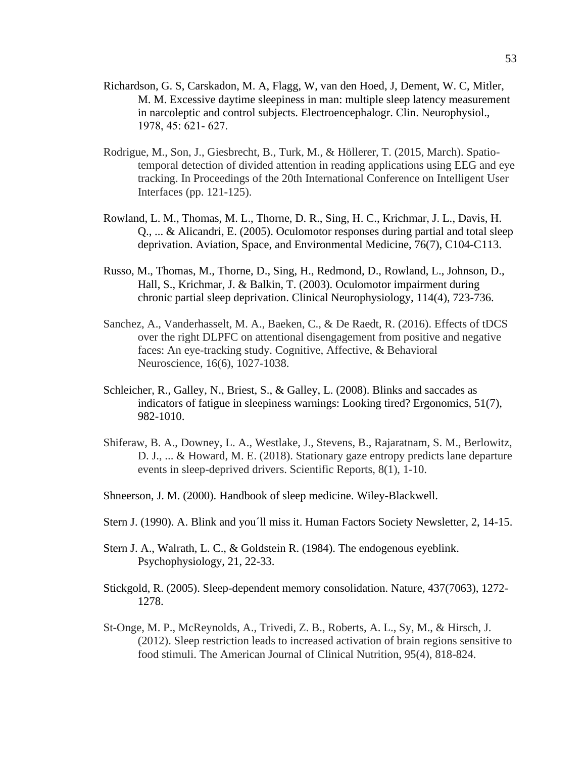Richardson, G. S, Carskadon, M. A, Flagg, W, van den Hoed, J, Dement, W. C, Mitler, M. M. Excessive daytime sleepiness in man: multiple sleep latency measurement in narcoleptic and control subjects. Electroencephalogr. Clin. Neurophysiol., 1978, 45: 621- 627.

Rodrigue, M., Son, J., Giesbrecht, B., Turk, M., & Höllerer, T. (2015, March). Spatio-temporal detection of divided attention in reading applications using EEG and eye tracking. In Proceedings of the 20th International Conference on Intelligent User Interfaces (pp. 121-125).

Rowland, L. M., Thomas, M. L., Thorne, D. R., Sing, H. C., Krichmar, J. L., Davis, H. Q., ... & Alicandri, E. (2005). Oculomotor responses during partial and total sleep deprivation. Aviation, Space, and Environmental Medicine, 76(7), C104-C113.

Russo, M., Thomas, M., Thorne, D., Sing, H., Redmond, D., Rowland, L., Johnson, D., Hall, S., Krichmar, J. & Balkin, T. (2003). Oculomotor impairment during chronic partial sleep deprivation. Clinical Neurophysiology, 114(4), 723-736.

Sanchez, A., Vanderhasselt, M. A., Baeken, C., & De Raedt, R. (2016). Effects of tDCS over the right DLPFC on attentional disengagement from positive and negative faces: An eye-tracking study. Cognitive, Affective, & Behavioral Neuroscience, 16(6), 1027-1038.

Schleicher, R., Galley, N., Briest, S., & Galley, L. (2008). Blinks and saccades as indicators of fatigue in sleepiness warnings: Looking tired? Ergonomics, 51(7), 982-1010.

Shiferaw, B. A., Downey, L. A., Westlake, J., Stevens, B., Rajaratnam, S. M., Berlowitz, D. J., ... & Howard, M. E. (2018). Stationary gaze entropy predicts lane departure events in sleep-deprived drivers. Scientific Reports, 8(1), 1-10.

Shneerson, J. M. (2000). Handbook of sleep medicine. Wiley-Blackwell.

Stern J. (1990). A. Blink and you´ll miss it. Human Factors Society Newsletter, 2, 14-15.

Stern J. A., Walrath, L. C., & Goldstein R. (1984). The endogenous eyeblink. Psychophysiology, 21, 22-33.

Stickgold, R. (2005). Sleep-dependent memory consolidation. Nature, 437(7063), 1272-1278.

St-Onge, M. P., McReynolds, A., Trivedi, Z. B., Roberts, A. L., Sy, M., & Hirsch, J. (2012). Sleep restriction leads to increased activation of brain regions sensitive to food stimuli. The American Journal of Clinical Nutrition, 95(4), 818-824.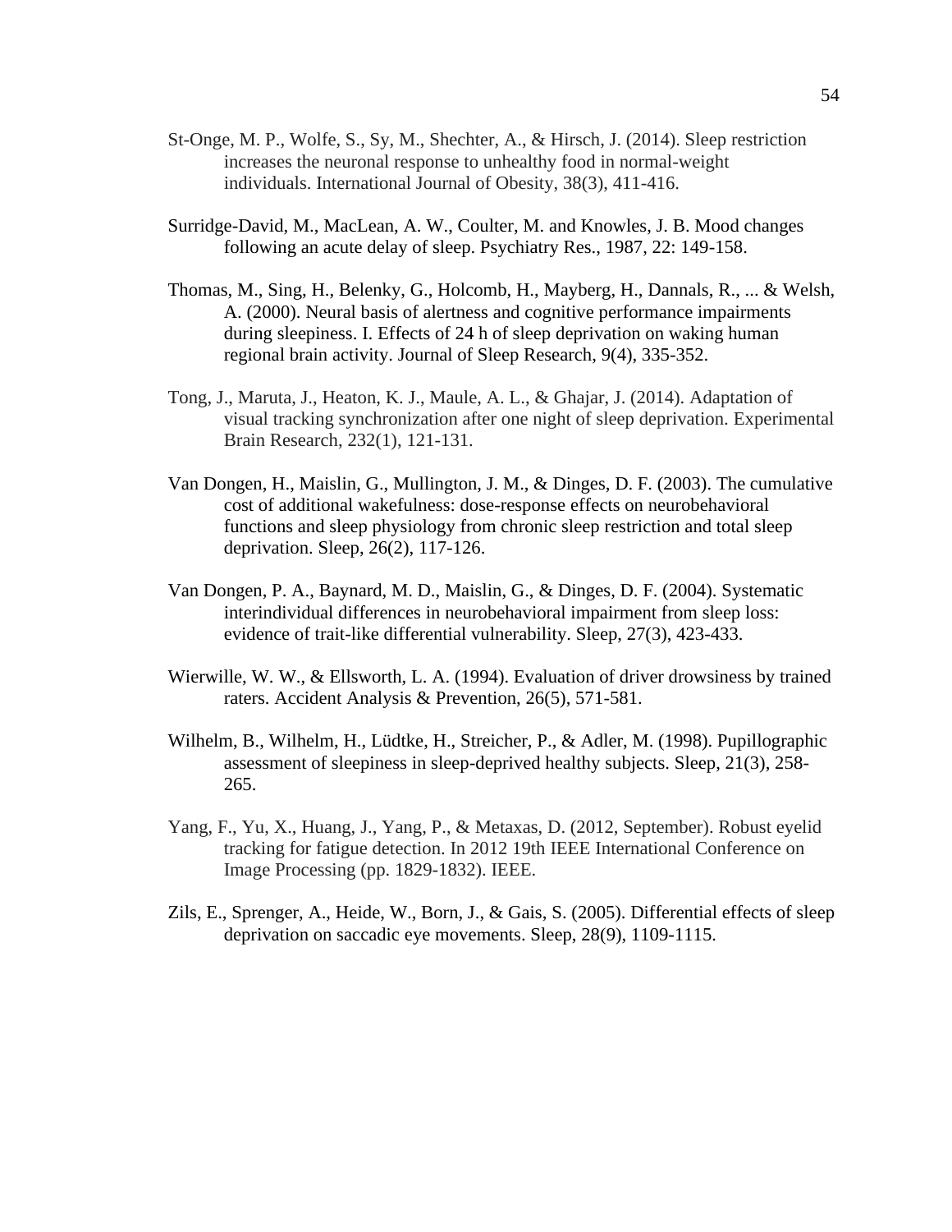St-Onge, M. P., Wolfe, S., Sy, M., Shechter, A., & Hirsch, J. (2014). Sleep restriction increases the neuronal response to unhealthy food in normal-weight individuals. International Journal of Obesity, 38(3), 411-416.

Surridge-David, M., MacLean, A. W., Coulter, M. and Knowles, J. B. Mood changes following an acute delay of sleep. Psychiatry Res., 1987, 22: 149-158.

Thomas, M., Sing, H., Belenky, G., Holcomb, H., Mayberg, H., Dannals, R., ... & Welsh, A. (2000). Neural basis of alertness and cognitive performance impairments during sleepiness. I. Effects of 24 h of sleep deprivation on waking human regional brain activity. Journal of Sleep Research, 9(4), 335-352.

Tong, J., Maruta, J., Heaton, K. J., Maule, A. L., & Ghajar, J. (2014). Adaptation of visual tracking synchronization after one night of sleep deprivation. Experimental Brain Research, 232(1), 121-131.

Van Dongen, H., Maislin, G., Mullington, J. M., & Dinges, D. F. (2003). The cumulative cost of additional wakefulness: dose-response effects on neurobehavioral functions and sleep physiology from chronic sleep restriction and total sleep deprivation. Sleep, 26(2), 117-126.

Van Dongen, P. A., Baynard, M. D., Maislin, G., & Dinges, D. F. (2004). Systematic interindividual differences in neurobehavioral impairment from sleep loss: evidence of trait-like differential vulnerability. Sleep, 27(3), 423-433.

Wierwille, W. W., & Ellsworth, L. A. (1994). Evaluation of driver drowsiness by trained raters. Accident Analysis & Prevention, 26(5), 571-581.

Wilhelm, B., Wilhelm, H., Lüdtke, H., Streicher, P., & Adler, M. (1998). Pupillographic assessment of sleepiness in sleep-deprived healthy subjects. Sleep, 21(3), 258-265.

Yang, F., Yu, X., Huang, J., Yang, P., & Metaxas, D. (2012, September). Robust eyelid tracking for fatigue detection. In 2012 19th IEEE International Conference on Image Processing (pp. 1829-1832). IEEE.

Zils, E., Sprenger, A., Heide, W., Born, J., & Gais, S. (2005). Differential effects of sleep deprivation on saccadic eye movements. Sleep, 28(9), 1109-1115.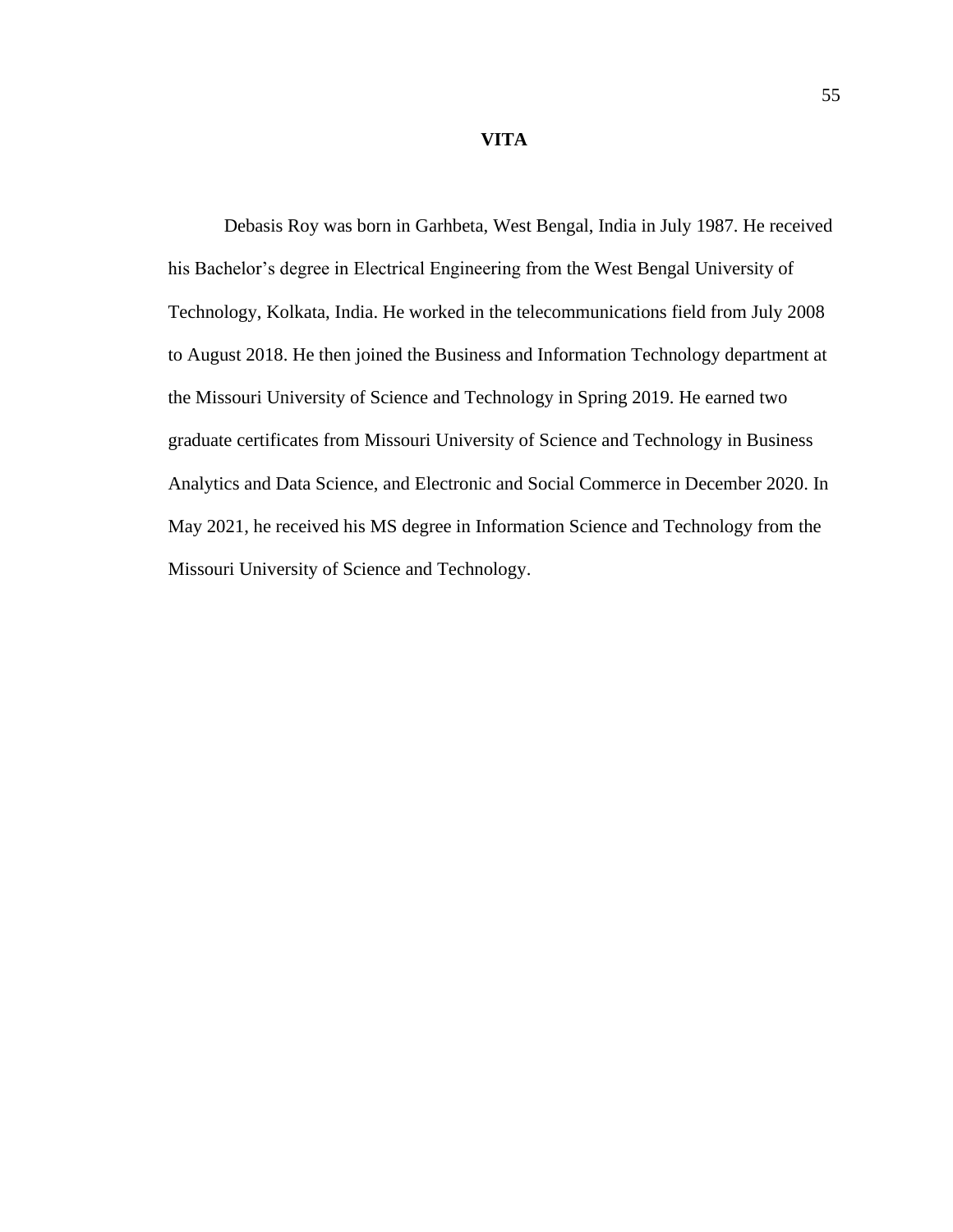# VITA

Debasis Roy was born in Garhbeta, West Bengal, India in July 1987. He received his Bachelor's degree in Electrical Engineering from the West Bengal University of Technology, Kolkata, India. He worked in the telecommunications field from July 2008 to August 2018. He then joined the Business and Information Technology department at the Missouri University of Science and Technology in Spring 2019. He earned two graduate certificates from Missouri University of Science and Technology in Business Analytics and Data Science, and Electronic and Social Commerce in December 2020. In May 2021, he received his MS degree in Information Science and Technology from the Missouri University of Science and Technology.